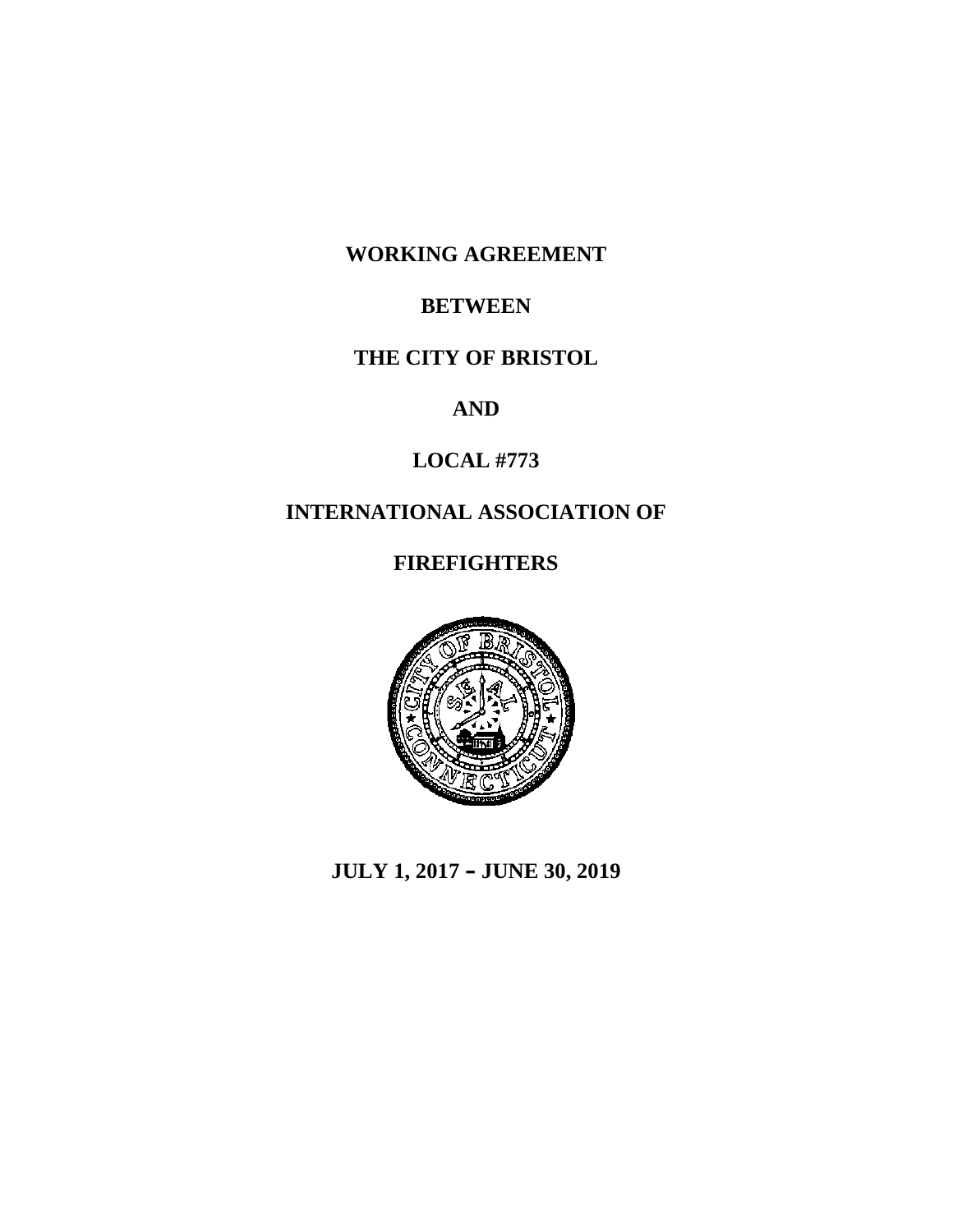**WORKING AGREEMENT**

**BETWEEN**

**THE CITY OF BRISTOL**

**AND**

**LOCAL #773**

**INTERNATIONAL ASSOCIATION OF**

**FIREFIGHTERS**

**JULY 1, 2017 – JUNE 30, 2019**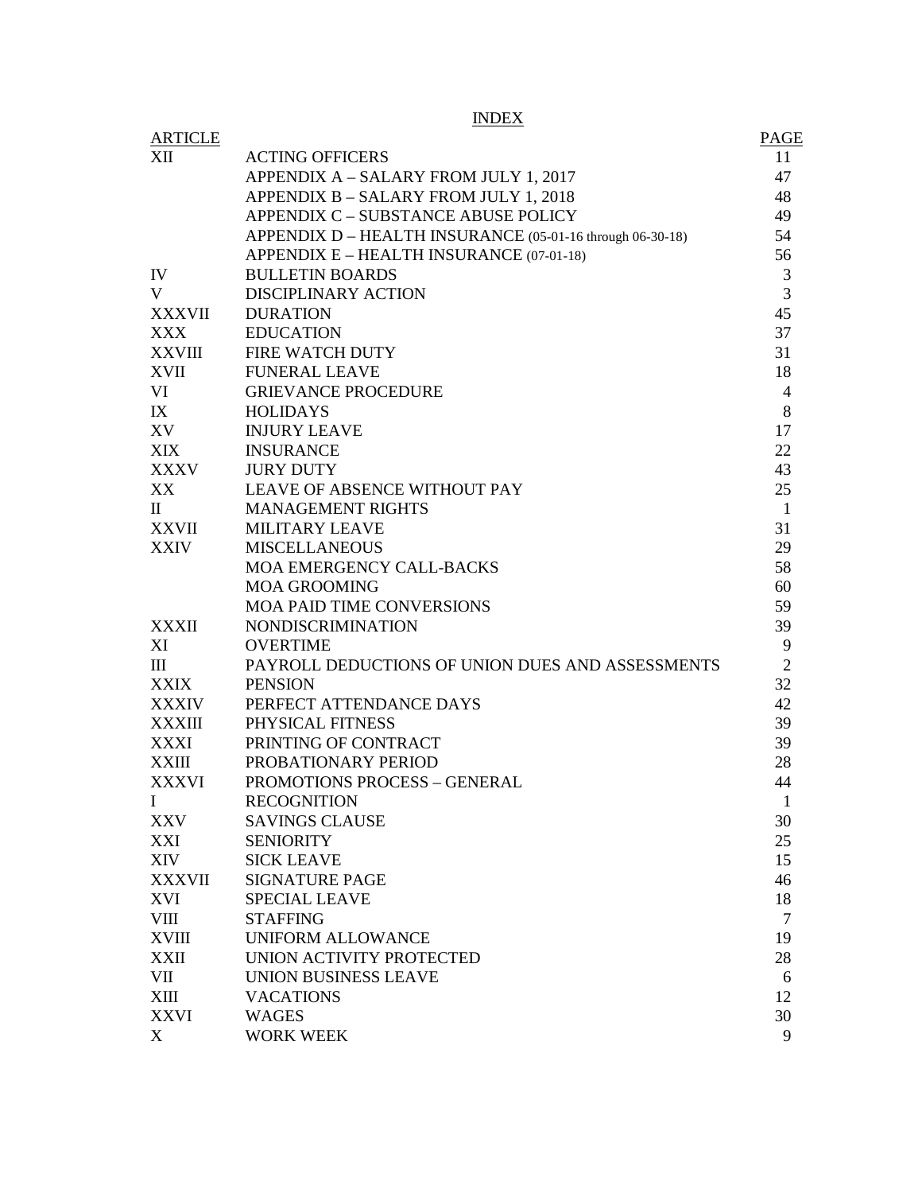## INDEX

| ARTICLE | | PAGE |
|---|---|---|
| XII | ACTING OFFICERS | 11 |
| | APPENDIX A – SALARY FROM JULY 1, 2017 | 47 |
| | APPENDIX B – SALARY FROM JULY 1, 2018 | 48 |
| | APPENDIX C – SUBSTANCE ABUSE POLICY | 49 |
| | APPENDIX D – HEALTH INSURANCE (05-01-16 through 06-30-18) | 54 |
| | APPENDIX E – HEALTH INSURANCE (07-01-18) | 56 |
| IV | BULLETIN BOARDS | 3 |
| V | DISCIPLINARY ACTION | 3 |
| XXXVII | DURATION | 45 |
| XXX | EDUCATION | 37 |
| XXVIII | FIRE WATCH DUTY | 31 |
| XVII | FUNERAL LEAVE | 18 |
| VI | GRIEVANCE PROCEDURE | 4 |
| IX | HOLIDAYS | 8 |
| XV | INJURY LEAVE | 17 |
| XIX | INSURANCE | 22 |
| XXXV | JURY DUTY | 43 |
| XX | LEAVE OF ABSENCE WITHOUT PAY | 25 |
| II | MANAGEMENT RIGHTS | 1 |
| XXVII | MILITARY LEAVE | 31 |
| XXIV | MISCELLANEOUS | 29 |
| | MOA EMERGENCY CALL-BACKS | 58 |
| | MOA GROOMING | 60 |
| | MOA PAID TIME CONVERSIONS | 59 |
| XXXII | NONDISCRIMINATION | 39 |
| XI | OVERTIME | 9 |
| III | PAYROLL DEDUCTIONS OF UNION DUES AND ASSESSMENTS | 2 |
| XXIX | PENSION | 32 |
| XXXIV | PERFECT ATTENDANCE DAYS | 42 |
| XXXIII | PHYSICAL FITNESS | 39 |
| XXXI | PRINTING OF CONTRACT | 39 |
| XXIII | PROBATIONARY PERIOD | 28 |
| XXXVI | PROMOTIONS PROCESS – GENERAL | 44 |
| I | RECOGNITION | 1 |
| XXV | SAVINGS CLAUSE | 30 |
| XXI | SENIORITY | 25 |
| XIV | SICK LEAVE | 15 |
| XXXVII | SIGNATURE PAGE | 46 |
| XVI | SPECIAL LEAVE | 18 |
| VIII | STAFFING | 7 |
| XVIII | UNIFORM ALLOWANCE | 19 |
| XXII | UNION ACTIVITY PROTECTED | 28 |
| VII | UNION BUSINESS LEAVE | 6 |
| XIII | VACATIONS | 12 |
| XXVI | WAGES | 30 |
| X | WORK WEEK | 9 |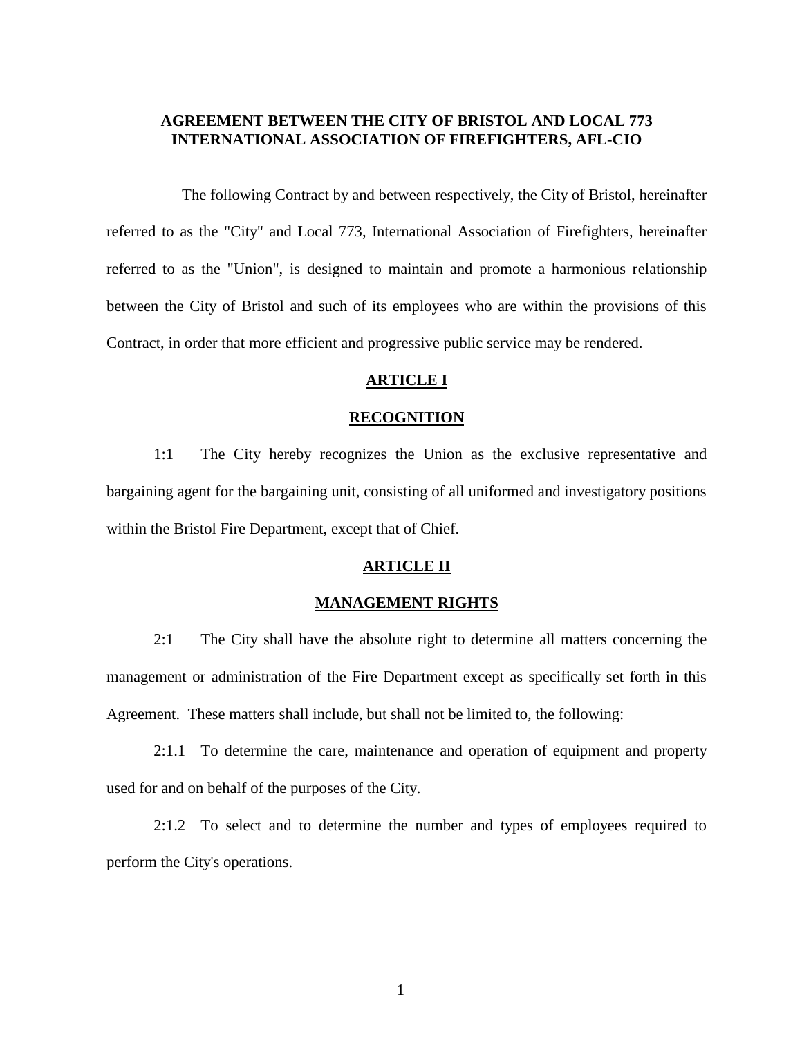**AGREEMENT BETWEEN THE CITY OF BRISTOL AND LOCAL 773 INTERNATIONAL ASSOCIATION OF FIREFIGHTERS, AFL-CIO**

The following Contract by and between respectively, the City of Bristol, hereinafter referred to as the "City" and Local 773, International Association of Firefighters, hereinafter referred to as the "Union", is designed to maintain and promote a harmonious relationship between the City of Bristol and such of its employees who are within the provisions of this Contract, in order that more efficient and progressive public service may be rendered.

## ARTICLE I

## RECOGNITION

1:1 The City hereby recognizes the Union as the exclusive representative and bargaining agent for the bargaining unit, consisting of all uniformed and investigatory positions within the Bristol Fire Department, except that of Chief.

## ARTICLE II

## MANAGEMENT RIGHTS

2:1 The City shall have the absolute right to determine all matters concerning the management or administration of the Fire Department except as specifically set forth in this Agreement. These matters shall include, but shall not be limited to, the following:

2:1.1 To determine the care, maintenance and operation of equipment and property used for and on behalf of the purposes of the City.

2:1.2 To select and to determine the number and types of employees required to perform the City's operations.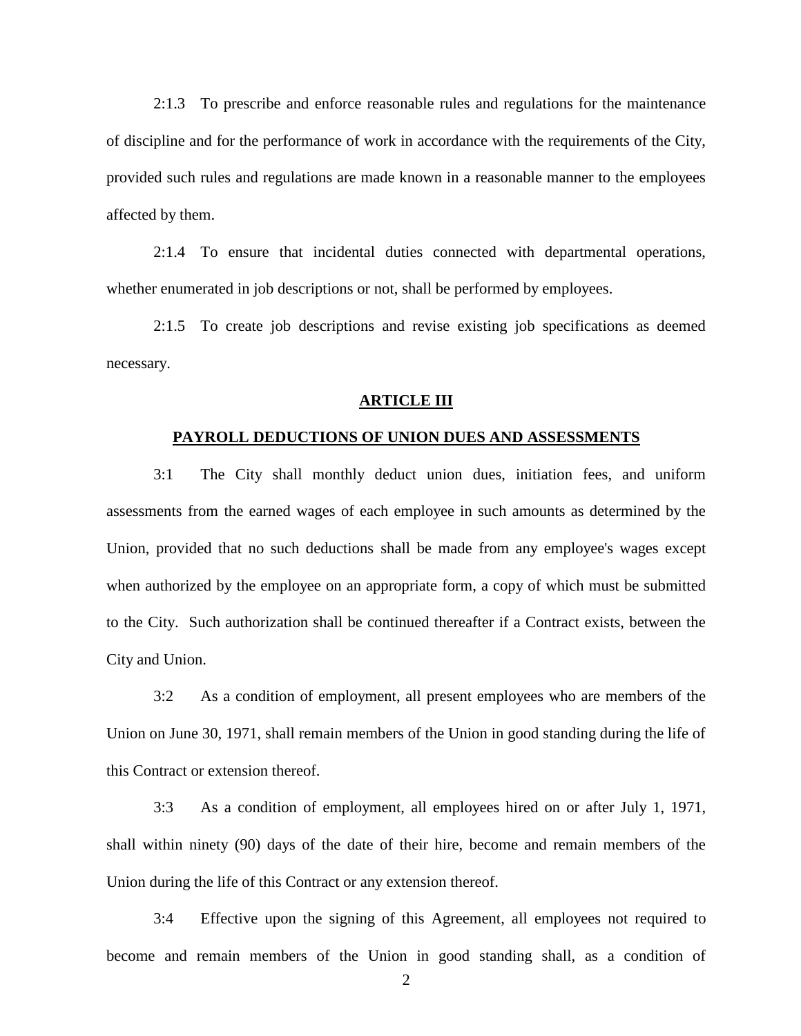2:1.3 To prescribe and enforce reasonable rules and regulations for the maintenance of discipline and for the performance of work in accordance with the requirements of the City, provided such rules and regulations are made known in a reasonable manner to the employees affected by them.

2:1.4 To ensure that incidental duties connected with departmental operations, whether enumerated in job descriptions or not, shall be performed by employees.

2:1.5 To create job descriptions and revise existing job specifications as deemed necessary.

## ARTICLE III

## PAYROLL DEDUCTIONS OF UNION DUES AND ASSESSMENTS

3:1 The City shall monthly deduct union dues, initiation fees, and uniform assessments from the earned wages of each employee in such amounts as determined by the Union, provided that no such deductions shall be made from any employee's wages except when authorized by the employee on an appropriate form, a copy of which must be submitted to the City. Such authorization shall be continued thereafter if a Contract exists, between the City and Union.

3:2 As a condition of employment, all present employees who are members of the Union on June 30, 1971, shall remain members of the Union in good standing during the life of this Contract or extension thereof.

3:3 As a condition of employment, all employees hired on or after July 1, 1971, shall within ninety (90) days of the date of their hire, become and remain members of the Union during the life of this Contract or any extension thereof.

3:4 Effective upon the signing of this Agreement, all employees not required to become and remain members of the Union in good standing shall, as a condition of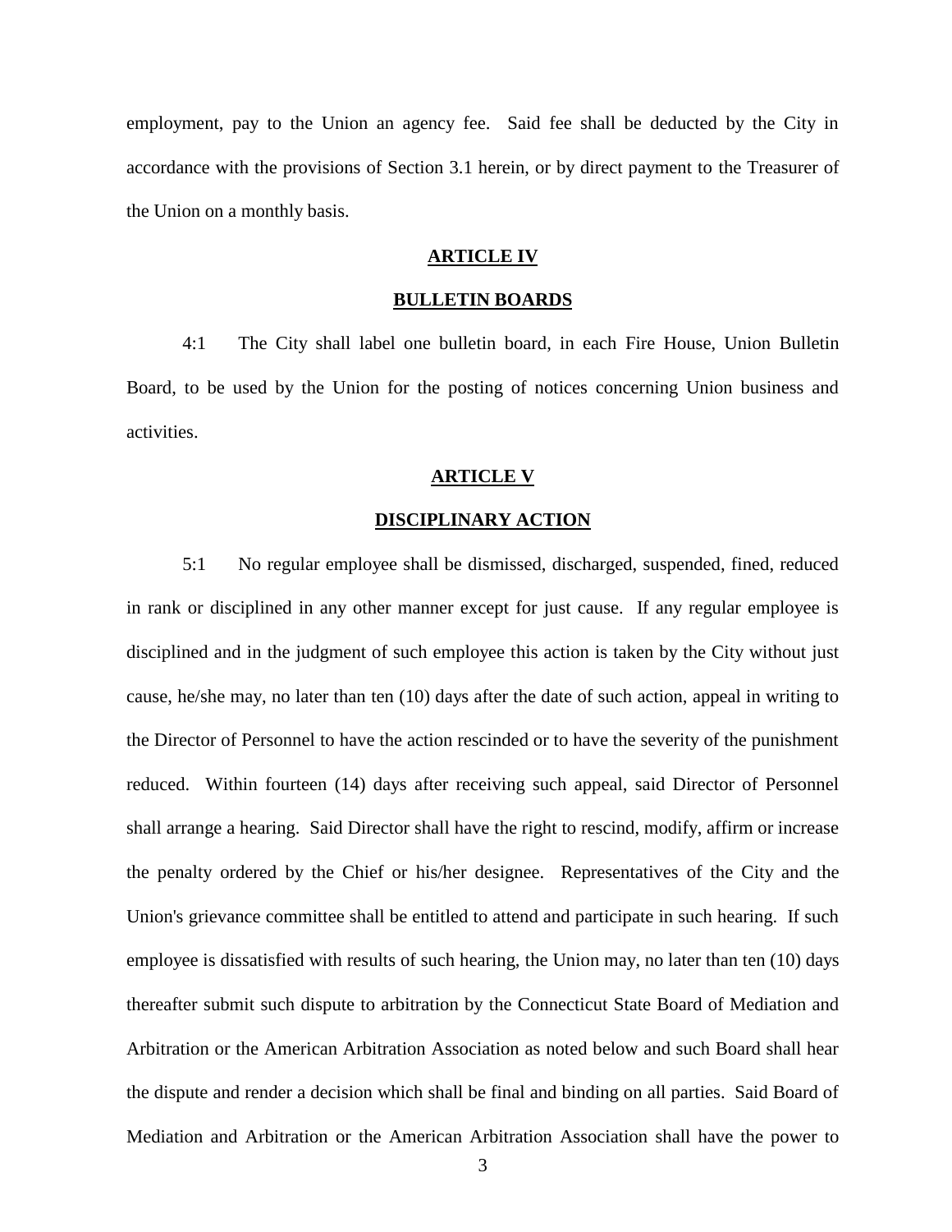employment, pay to the Union an agency fee. Said fee shall be deducted by the City in accordance with the provisions of Section 3.1 herein, or by direct payment to the Treasurer of the Union on a monthly basis.

## ARTICLE IV

## BULLETIN BOARDS

4:1 The City shall label one bulletin board, in each Fire House, Union Bulletin Board, to be used by the Union for the posting of notices concerning Union business and activities.

## ARTICLE V

## DISCIPLINARY ACTION

5:1 No regular employee shall be dismissed, discharged, suspended, fined, reduced in rank or disciplined in any other manner except for just cause. If any regular employee is disciplined and in the judgment of such employee this action is taken by the City without just cause, he/she may, no later than ten (10) days after the date of such action, appeal in writing to the Director of Personnel to have the action rescinded or to have the severity of the punishment reduced. Within fourteen (14) days after receiving such appeal, said Director of Personnel shall arrange a hearing. Said Director shall have the right to rescind, modify, affirm or increase the penalty ordered by the Chief or his/her designee. Representatives of the City and the Union's grievance committee shall be entitled to attend and participate in such hearing. If such employee is dissatisfied with results of such hearing, the Union may, no later than ten (10) days thereafter submit such dispute to arbitration by the Connecticut State Board of Mediation and Arbitration or the American Arbitration Association as noted below and such Board shall hear the dispute and render a decision which shall be final and binding on all parties. Said Board of Mediation and Arbitration or the American Arbitration Association shall have the power to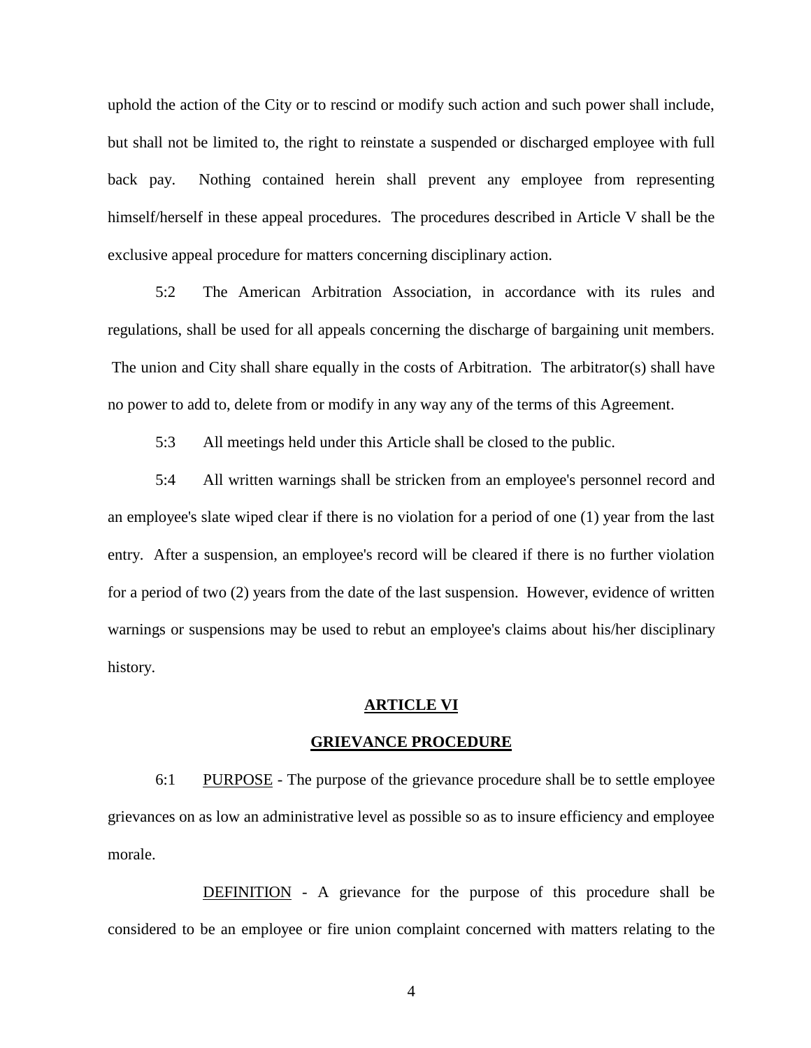uphold the action of the City or to rescind or modify such action and such power shall include, but shall not be limited to, the right to reinstate a suspended or discharged employee with full back pay. Nothing contained herein shall prevent any employee from representing himself/herself in these appeal procedures. The procedures described in Article V shall be the exclusive appeal procedure for matters concerning disciplinary action.

5:2 The American Arbitration Association, in accordance with its rules and regulations, shall be used for all appeals concerning the discharge of bargaining unit members. The union and City shall share equally in the costs of Arbitration. The arbitrator(s) shall have no power to add to, delete from or modify in any way any of the terms of this Agreement.

5:3 All meetings held under this Article shall be closed to the public.

5:4 All written warnings shall be stricken from an employee's personnel record and an employee's slate wiped clear if there is no violation for a period of one (1) year from the last entry. After a suspension, an employee's record will be cleared if there is no further violation for a period of two (2) years from the date of the last suspension. However, evidence of written warnings or suspensions may be used to rebut an employee's claims about his/her disciplinary history.

## ARTICLE VI

## GRIEVANCE PROCEDURE

6:1 PURPOSE - The purpose of the grievance procedure shall be to settle employee grievances on as low an administrative level as possible so as to insure efficiency and employee morale.

DEFINITION - A grievance for the purpose of this procedure shall be considered to be an employee or fire union complaint concerned with matters relating to the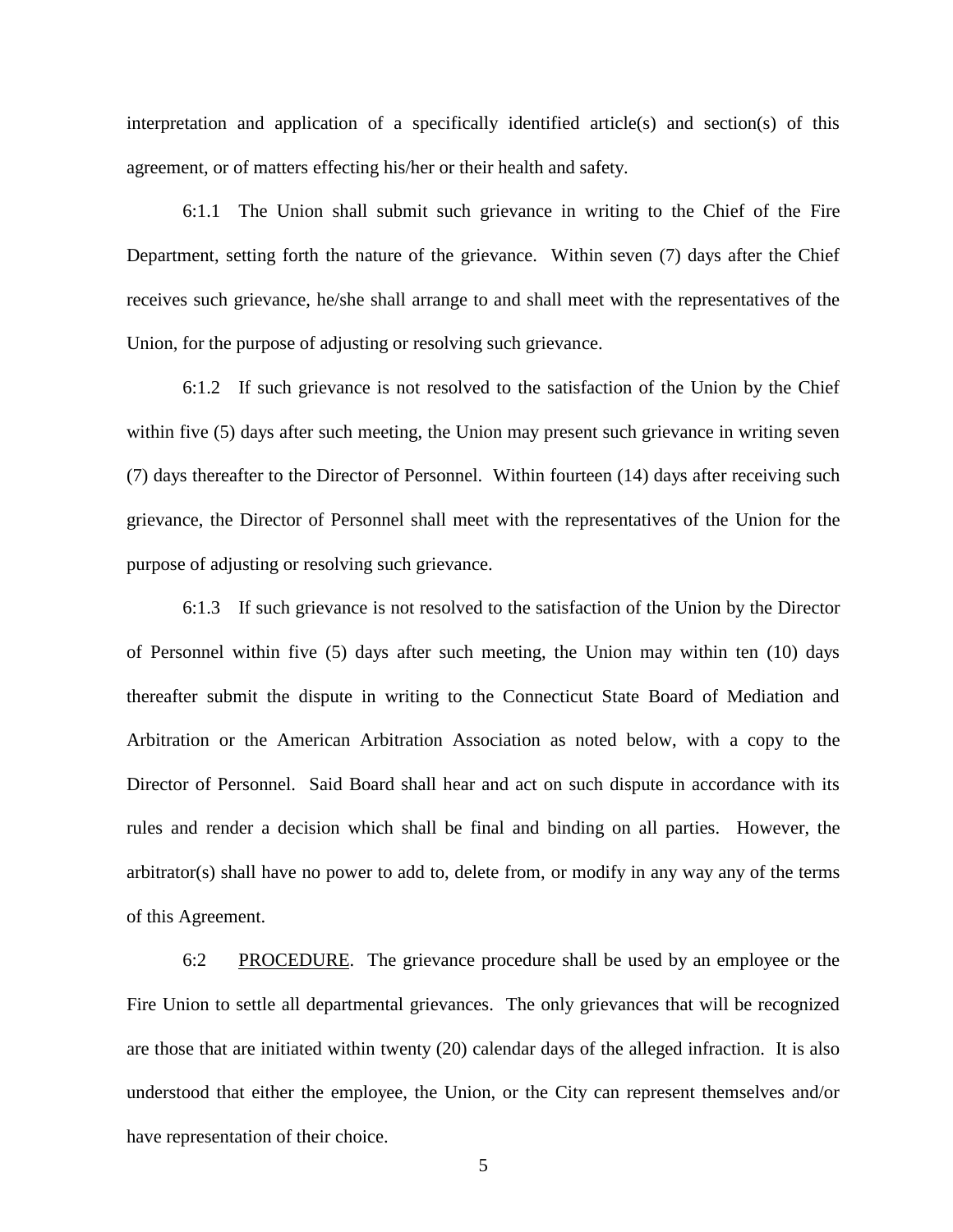interpretation and application of a specifically identified article(s) and section(s) of this agreement, or of matters effecting his/her or their health and safety.

6:1.1 The Union shall submit such grievance in writing to the Chief of the Fire Department, setting forth the nature of the grievance. Within seven (7) days after the Chief receives such grievance, he/she shall arrange to and shall meet with the representatives of the Union, for the purpose of adjusting or resolving such grievance.

6:1.2 If such grievance is not resolved to the satisfaction of the Union by the Chief within five (5) days after such meeting, the Union may present such grievance in writing seven (7) days thereafter to the Director of Personnel. Within fourteen (14) days after receiving such grievance, the Director of Personnel shall meet with the representatives of the Union for the purpose of adjusting or resolving such grievance.

6:1.3 If such grievance is not resolved to the satisfaction of the Union by the Director of Personnel within five (5) days after such meeting, the Union may within ten (10) days thereafter submit the dispute in writing to the Connecticut State Board of Mediation and Arbitration or the American Arbitration Association as noted below, with a copy to the Director of Personnel. Said Board shall hear and act on such dispute in accordance with its rules and render a decision which shall be final and binding on all parties. However, the arbitrator(s) shall have no power to add to, delete from, or modify in any way any of the terms of this Agreement.

6:2 PROCEDURE. The grievance procedure shall be used by an employee or the Fire Union to settle all departmental grievances. The only grievances that will be recognized are those that are initiated within twenty (20) calendar days of the alleged infraction. It is also understood that either the employee, the Union, or the City can represent themselves and/or have representation of their choice.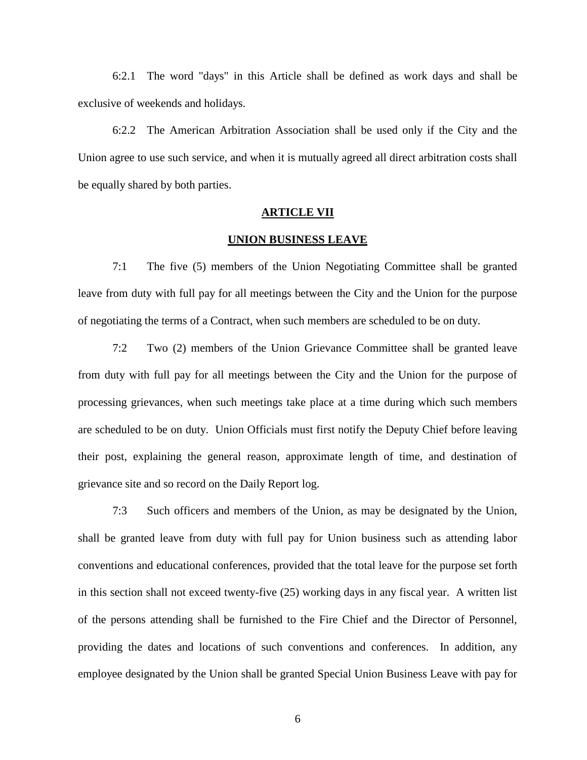6:2.1 The word "days" in this Article shall be defined as work days and shall be exclusive of weekends and holidays.

6:2.2 The American Arbitration Association shall be used only if the City and the Union agree to use such service, and when it is mutually agreed all direct arbitration costs shall be equally shared by both parties.

## ARTICLE VII

## UNION BUSINESS LEAVE

7:1 The five (5) members of the Union Negotiating Committee shall be granted leave from duty with full pay for all meetings between the City and the Union for the purpose of negotiating the terms of a Contract, when such members are scheduled to be on duty.

7:2 Two (2) members of the Union Grievance Committee shall be granted leave from duty with full pay for all meetings between the City and the Union for the purpose of processing grievances, when such meetings take place at a time during which such members are scheduled to be on duty. Union Officials must first notify the Deputy Chief before leaving their post, explaining the general reason, approximate length of time, and destination of grievance site and so record on the Daily Report log.

7:3 Such officers and members of the Union, as may be designated by the Union, shall be granted leave from duty with full pay for Union business such as attending labor conventions and educational conferences, provided that the total leave for the purpose set forth in this section shall not exceed twenty-five (25) working days in any fiscal year. A written list of the persons attending shall be furnished to the Fire Chief and the Director of Personnel, providing the dates and locations of such conventions and conferences. In addition, any employee designated by the Union shall be granted Special Union Business Leave with pay for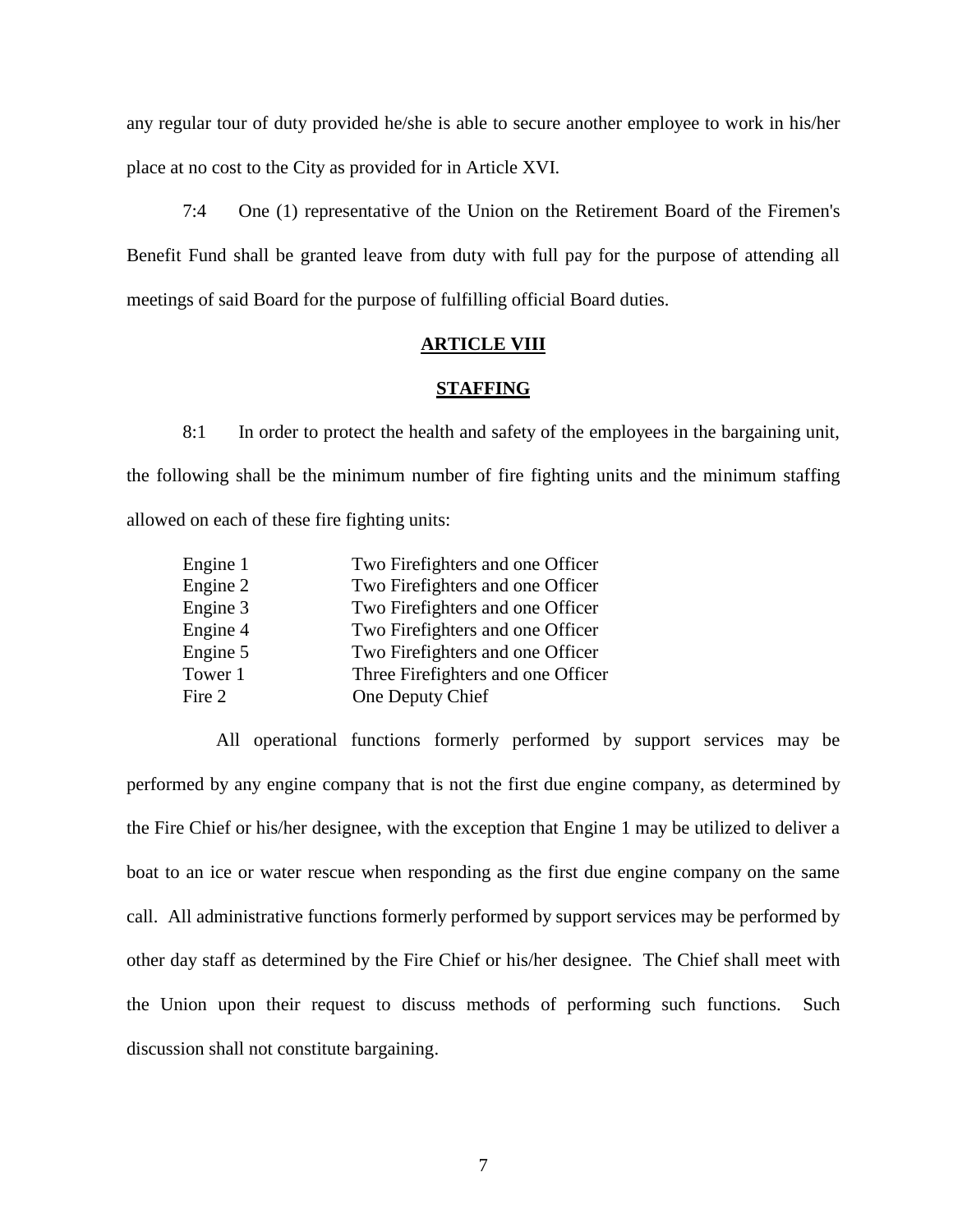any regular tour of duty provided he/she is able to secure another employee to work in his/her place at no cost to the City as provided for in Article XVI.

7:4 One (1) representative of the Union on the Retirement Board of the Firemen's Benefit Fund shall be granted leave from duty with full pay for the purpose of attending all meetings of said Board for the purpose of fulfilling official Board duties.

## ARTICLE VIII

## STAFFING

8:1 In order to protect the health and safety of the employees in the bargaining unit, the following shall be the minimum number of fire fighting units and the minimum staffing allowed on each of these fire fighting units:

| | |
|---|---|
| Engine 1 | Two Firefighters and one Officer |
| Engine 2 | Two Firefighters and one Officer |
| Engine 3 | Two Firefighters and one Officer |
| Engine 4 | Two Firefighters and one Officer |
| Engine 5 | Two Firefighters and one Officer |
| Tower 1 | Three Firefighters and one Officer |
| Fire 2 | One Deputy Chief |

All operational functions formerly performed by support services may be performed by any engine company that is not the first due engine company, as determined by the Fire Chief or his/her designee, with the exception that Engine 1 may be utilized to deliver a boat to an ice or water rescue when responding as the first due engine company on the same call. All administrative functions formerly performed by support services may be performed by other day staff as determined by the Fire Chief or his/her designee. The Chief shall meet with the Union upon their request to discuss methods of performing such functions. Such discussion shall not constitute bargaining.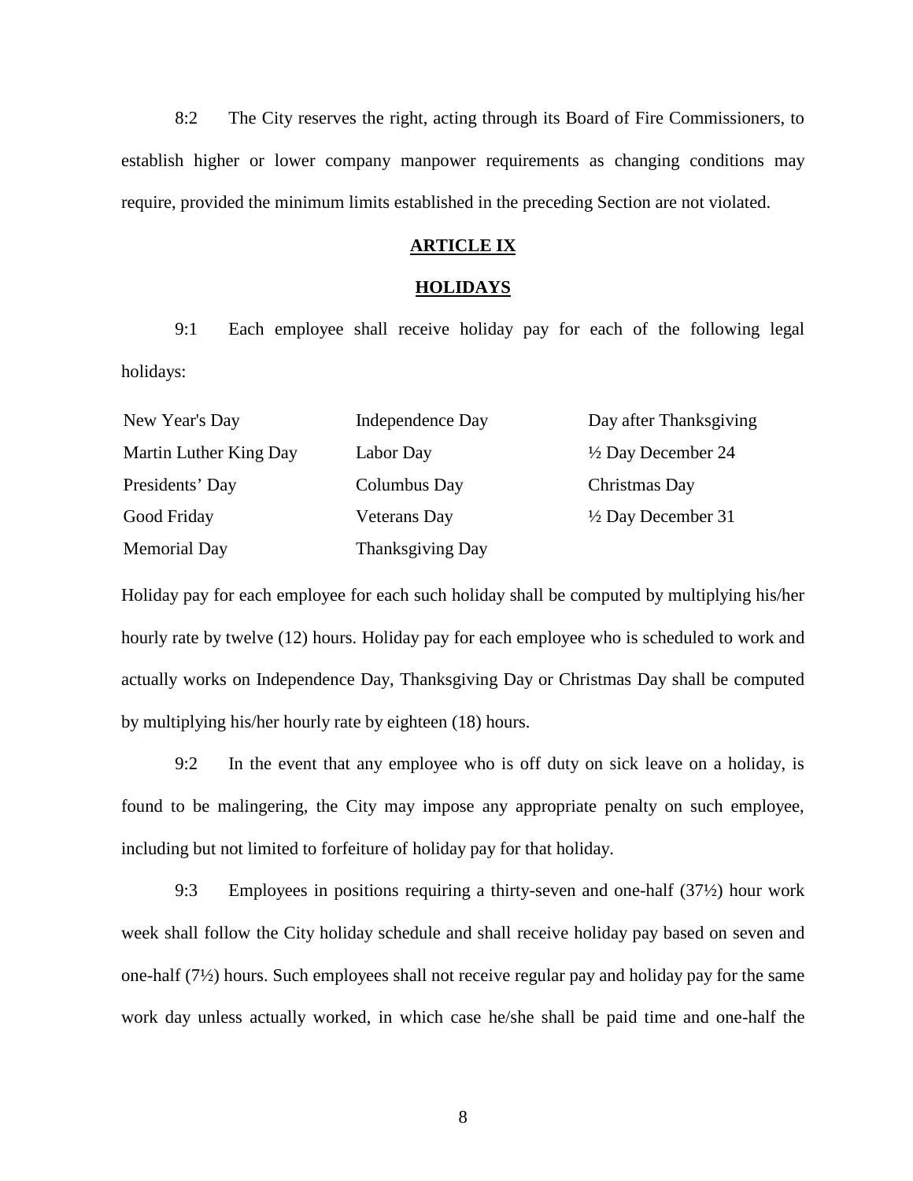8:2 The City reserves the right, acting through its Board of Fire Commissioners, to establish higher or lower company manpower requirements as changing conditions may require, provided the minimum limits established in the preceding Section are not violated.

## ARTICLE IX

## HOLIDAYS

9:1 Each employee shall receive holiday pay for each of the following legal holidays:

| | | |
|---|---|---|
| New Year's Day | Independence Day | Day after Thanksgiving |
| Martin Luther King Day | Labor Day | ½ Day December 24 |
| Presidents' Day | Columbus Day | Christmas Day |
| Good Friday | Veterans Day | ½ Day December 31 |
| Memorial Day | Thanksgiving Day | |

Holiday pay for each employee for each such holiday shall be computed by multiplying his/her hourly rate by twelve (12) hours. Holiday pay for each employee who is scheduled to work and actually works on Independence Day, Thanksgiving Day or Christmas Day shall be computed by multiplying his/her hourly rate by eighteen (18) hours.

9:2 In the event that any employee who is off duty on sick leave on a holiday, is found to be malingering, the City may impose any appropriate penalty on such employee, including but not limited to forfeiture of holiday pay for that holiday.

9:3 Employees in positions requiring a thirty-seven and one-half (37½) hour work week shall follow the City holiday schedule and shall receive holiday pay based on seven and one-half (7½) hours. Such employees shall not receive regular pay and holiday pay for the same work day unless actually worked, in which case he/she shall be paid time and one-half the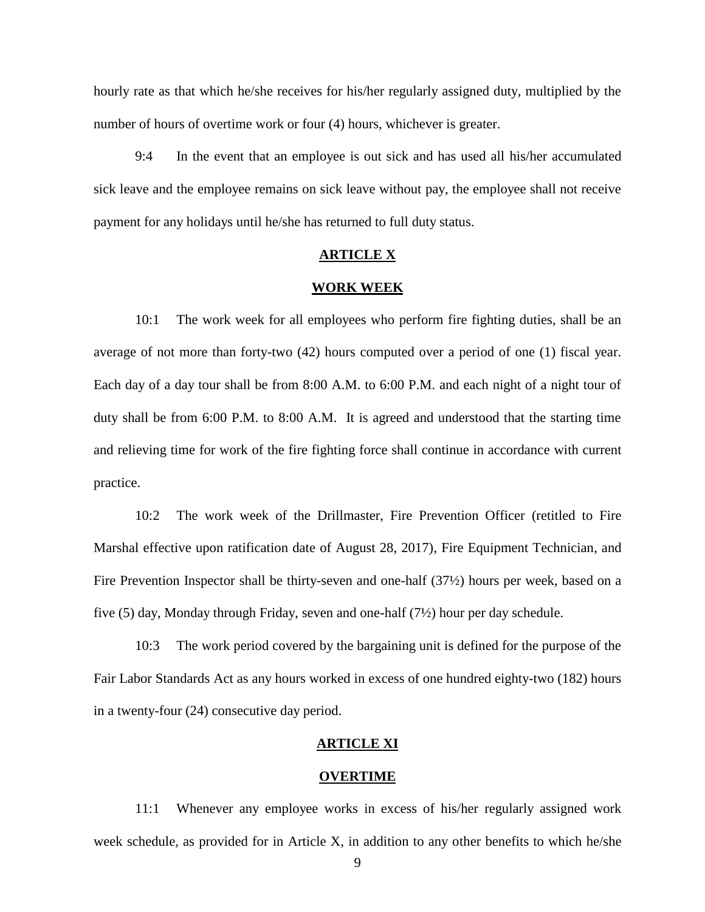hourly rate as that which he/she receives for his/her regularly assigned duty, multiplied by the number of hours of overtime work or four (4) hours, whichever is greater.

9:4 In the event that an employee is out sick and has used all his/her accumulated sick leave and the employee remains on sick leave without pay, the employee shall not receive payment for any holidays until he/she has returned to full duty status.

## ARTICLE X

## WORK WEEK

10:1 The work week for all employees who perform fire fighting duties, shall be an average of not more than forty-two (42) hours computed over a period of one (1) fiscal year. Each day of a day tour shall be from 8:00 A.M. to 6:00 P.M. and each night of a night tour of duty shall be from 6:00 P.M. to 8:00 A.M. It is agreed and understood that the starting time and relieving time for work of the fire fighting force shall continue in accordance with current practice.

10:2 The work week of the Drillmaster, Fire Prevention Officer (retitled to Fire Marshal effective upon ratification date of August 28, 2017), Fire Equipment Technician, and Fire Prevention Inspector shall be thirty-seven and one-half (37½) hours per week, based on a five (5) day, Monday through Friday, seven and one-half (7½) hour per day schedule.

10:3 The work period covered by the bargaining unit is defined for the purpose of the Fair Labor Standards Act as any hours worked in excess of one hundred eighty-two (182) hours in a twenty-four (24) consecutive day period.

## ARTICLE XI

## OVERTIME

11:1 Whenever any employee works in excess of his/her regularly assigned work week schedule, as provided for in Article X, in addition to any other benefits to which he/she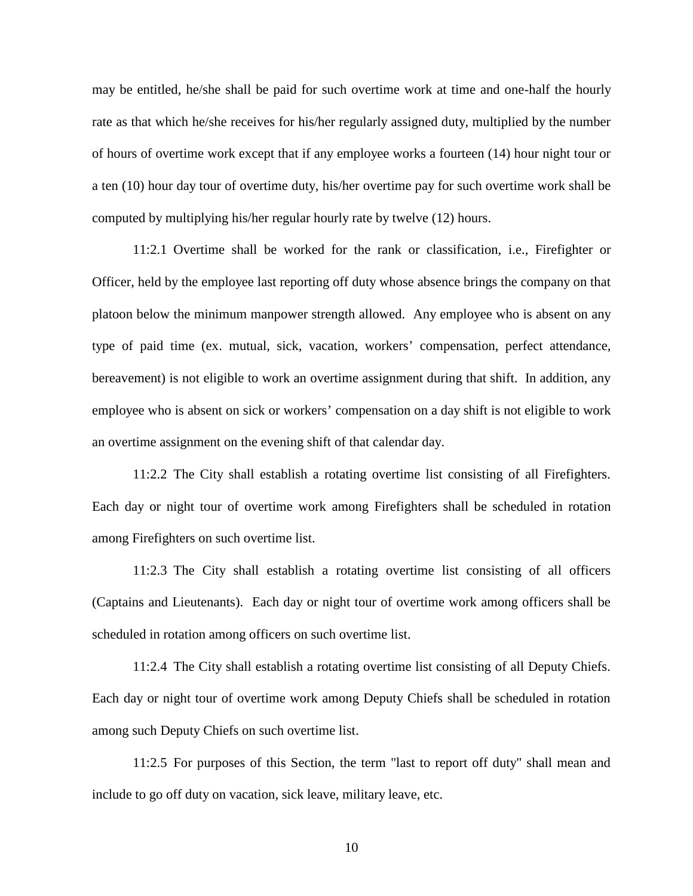may be entitled, he/she shall be paid for such overtime work at time and one-half the hourly rate as that which he/she receives for his/her regularly assigned duty, multiplied by the number of hours of overtime work except that if any employee works a fourteen (14) hour night tour or a ten (10) hour day tour of overtime duty, his/her overtime pay for such overtime work shall be computed by multiplying his/her regular hourly rate by twelve (12) hours.

11:2.1 Overtime shall be worked for the rank or classification, i.e., Firefighter or Officer, held by the employee last reporting off duty whose absence brings the company on that platoon below the minimum manpower strength allowed. Any employee who is absent on any type of paid time (ex. mutual, sick, vacation, workers' compensation, perfect attendance, bereavement) is not eligible to work an overtime assignment during that shift. In addition, any employee who is absent on sick or workers' compensation on a day shift is not eligible to work an overtime assignment on the evening shift of that calendar day.

11:2.2 The City shall establish a rotating overtime list consisting of all Firefighters. Each day or night tour of overtime work among Firefighters shall be scheduled in rotation among Firefighters on such overtime list.

11:2.3 The City shall establish a rotating overtime list consisting of all officers (Captains and Lieutenants). Each day or night tour of overtime work among officers shall be scheduled in rotation among officers on such overtime list.

11:2.4 The City shall establish a rotating overtime list consisting of all Deputy Chiefs. Each day or night tour of overtime work among Deputy Chiefs shall be scheduled in rotation among such Deputy Chiefs on such overtime list.

11:2.5 For purposes of this Section, the term "last to report off duty" shall mean and include to go off duty on vacation, sick leave, military leave, etc.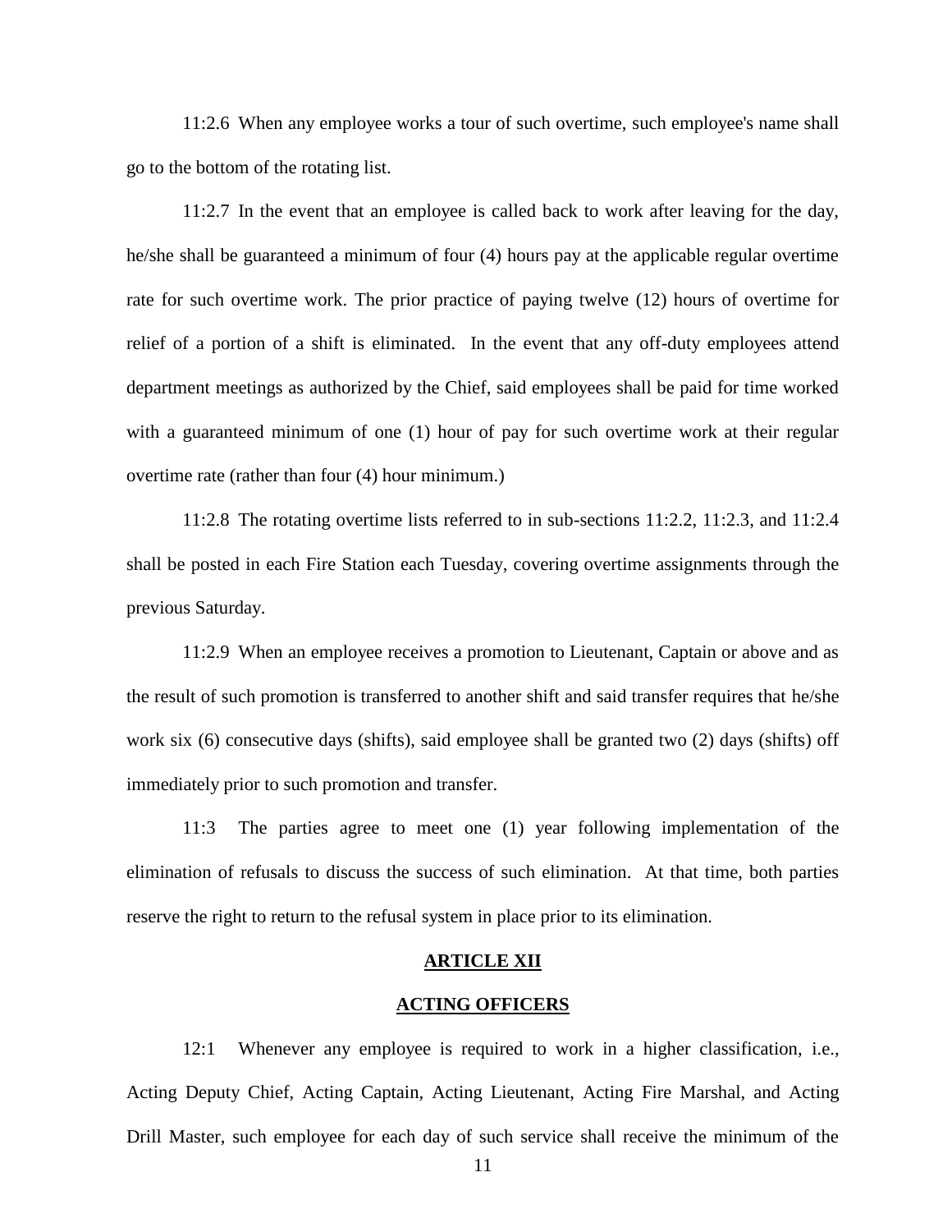11:2.6 When any employee works a tour of such overtime, such employee's name shall go to the bottom of the rotating list.

11:2.7 In the event that an employee is called back to work after leaving for the day, he/she shall be guaranteed a minimum of four (4) hours pay at the applicable regular overtime rate for such overtime work. The prior practice of paying twelve (12) hours of overtime for relief of a portion of a shift is eliminated. In the event that any off-duty employees attend department meetings as authorized by the Chief, said employees shall be paid for time worked with a guaranteed minimum of one (1) hour of pay for such overtime work at their regular overtime rate (rather than four (4) hour minimum.)

11:2.8 The rotating overtime lists referred to in sub-sections 11:2.2, 11:2.3, and 11:2.4 shall be posted in each Fire Station each Tuesday, covering overtime assignments through the previous Saturday.

11:2.9 When an employee receives a promotion to Lieutenant, Captain or above and as the result of such promotion is transferred to another shift and said transfer requires that he/she work six (6) consecutive days (shifts), said employee shall be granted two (2) days (shifts) off immediately prior to such promotion and transfer.

11:3 The parties agree to meet one (1) year following implementation of the elimination of refusals to discuss the success of such elimination. At that time, both parties reserve the right to return to the refusal system in place prior to its elimination.

## ARTICLE XII

## ACTING OFFICERS

12:1 Whenever any employee is required to work in a higher classification, i.e., Acting Deputy Chief, Acting Captain, Acting Lieutenant, Acting Fire Marshal, and Acting Drill Master, such employee for each day of such service shall receive the minimum of the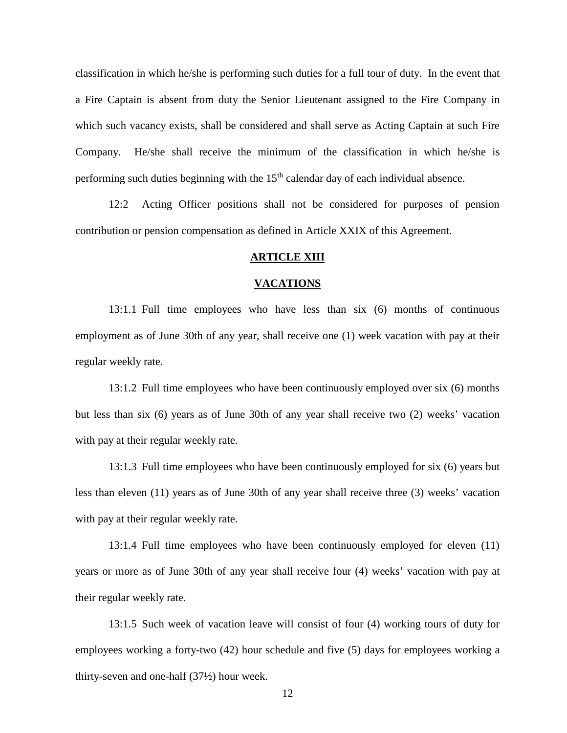classification in which he/she is performing such duties for a full tour of duty. In the event that a Fire Captain is absent from duty the Senior Lieutenant assigned to the Fire Company in which such vacancy exists, shall be considered and shall serve as Acting Captain at such Fire Company. He/she shall receive the minimum of the classification in which he/she is performing such duties beginning with the 15th calendar day of each individual absence.

12:2 Acting Officer positions shall not be considered for purposes of pension contribution or pension compensation as defined in Article XXIX of this Agreement.

## ARTICLE XIII

## VACATIONS

13:1.1 Full time employees who have less than six (6) months of continuous employment as of June 30th of any year, shall receive one (1) week vacation with pay at their regular weekly rate.

13:1.2 Full time employees who have been continuously employed over six (6) months but less than six (6) years as of June 30th of any year shall receive two (2) weeks' vacation with pay at their regular weekly rate.

13:1.3 Full time employees who have been continuously employed for six (6) years but less than eleven (11) years as of June 30th of any year shall receive three (3) weeks' vacation with pay at their regular weekly rate.

13:1.4 Full time employees who have been continuously employed for eleven (11) years or more as of June 30th of any year shall receive four (4) weeks' vacation with pay at their regular weekly rate.

13:1.5 Such week of vacation leave will consist of four (4) working tours of duty for employees working a forty-two (42) hour schedule and five (5) days for employees working a thirty-seven and one-half (37½) hour week.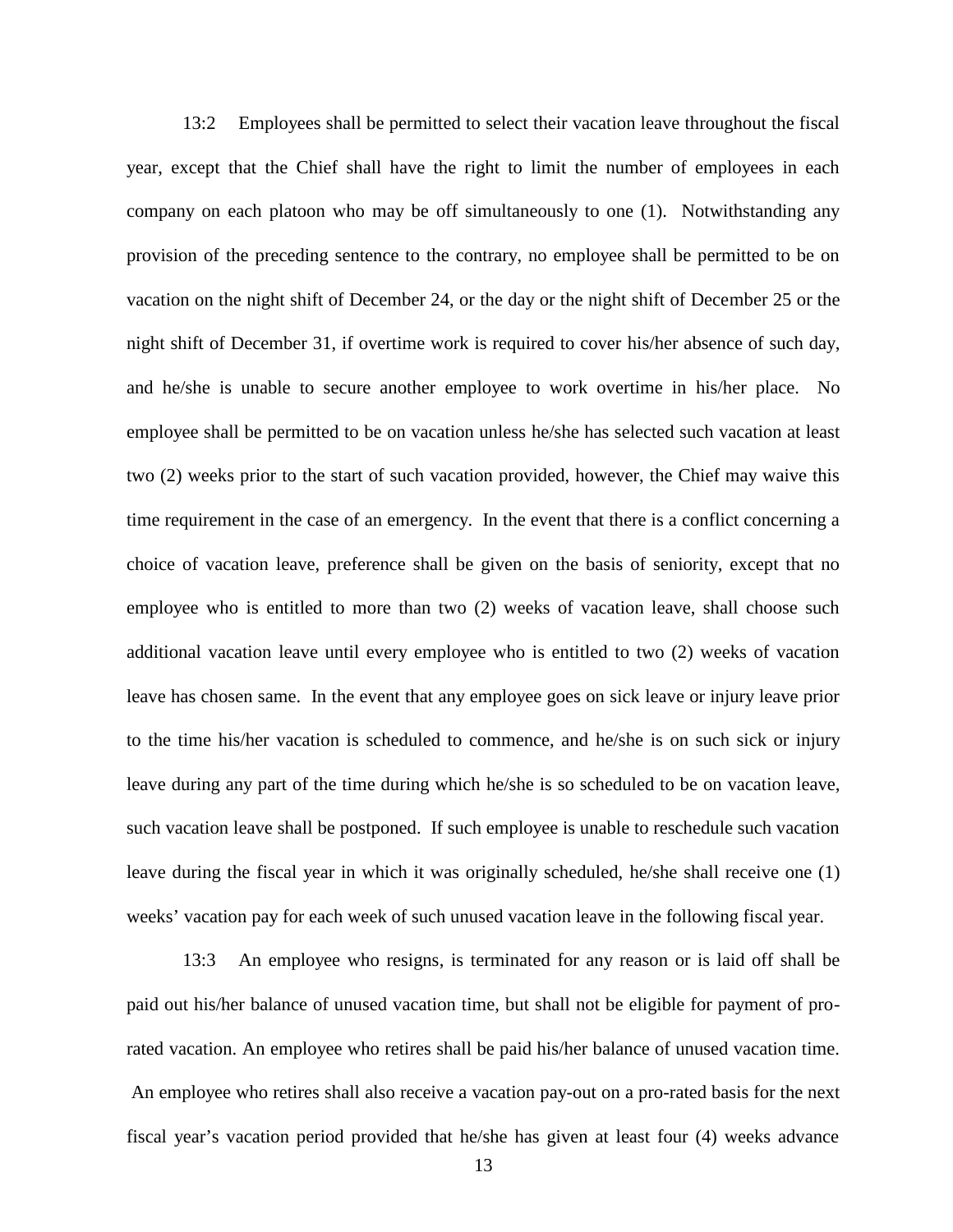13:2 Employees shall be permitted to select their vacation leave throughout the fiscal year, except that the Chief shall have the right to limit the number of employees in each company on each platoon who may be off simultaneously to one (1). Notwithstanding any provision of the preceding sentence to the contrary, no employee shall be permitted to be on vacation on the night shift of December 24, or the day or the night shift of December 25 or the night shift of December 31, if overtime work is required to cover his/her absence of such day, and he/she is unable to secure another employee to work overtime in his/her place. No employee shall be permitted to be on vacation unless he/she has selected such vacation at least two (2) weeks prior to the start of such vacation provided, however, the Chief may waive this time requirement in the case of an emergency. In the event that there is a conflict concerning a choice of vacation leave, preference shall be given on the basis of seniority, except that no employee who is entitled to more than two (2) weeks of vacation leave, shall choose such additional vacation leave until every employee who is entitled to two (2) weeks of vacation leave has chosen same. In the event that any employee goes on sick leave or injury leave prior to the time his/her vacation is scheduled to commence, and he/she is on such sick or injury leave during any part of the time during which he/she is so scheduled to be on vacation leave, such vacation leave shall be postponed. If such employee is unable to reschedule such vacation leave during the fiscal year in which it was originally scheduled, he/she shall receive one (1) weeks' vacation pay for each week of such unused vacation leave in the following fiscal year.

13:3 An employee who resigns, is terminated for any reason or is laid off shall be paid out his/her balance of unused vacation time, but shall not be eligible for payment of pro-rated vacation. An employee who retires shall be paid his/her balance of unused vacation time. An employee who retires shall also receive a vacation pay-out on a pro-rated basis for the next fiscal year's vacation period provided that he/she has given at least four (4) weeks advance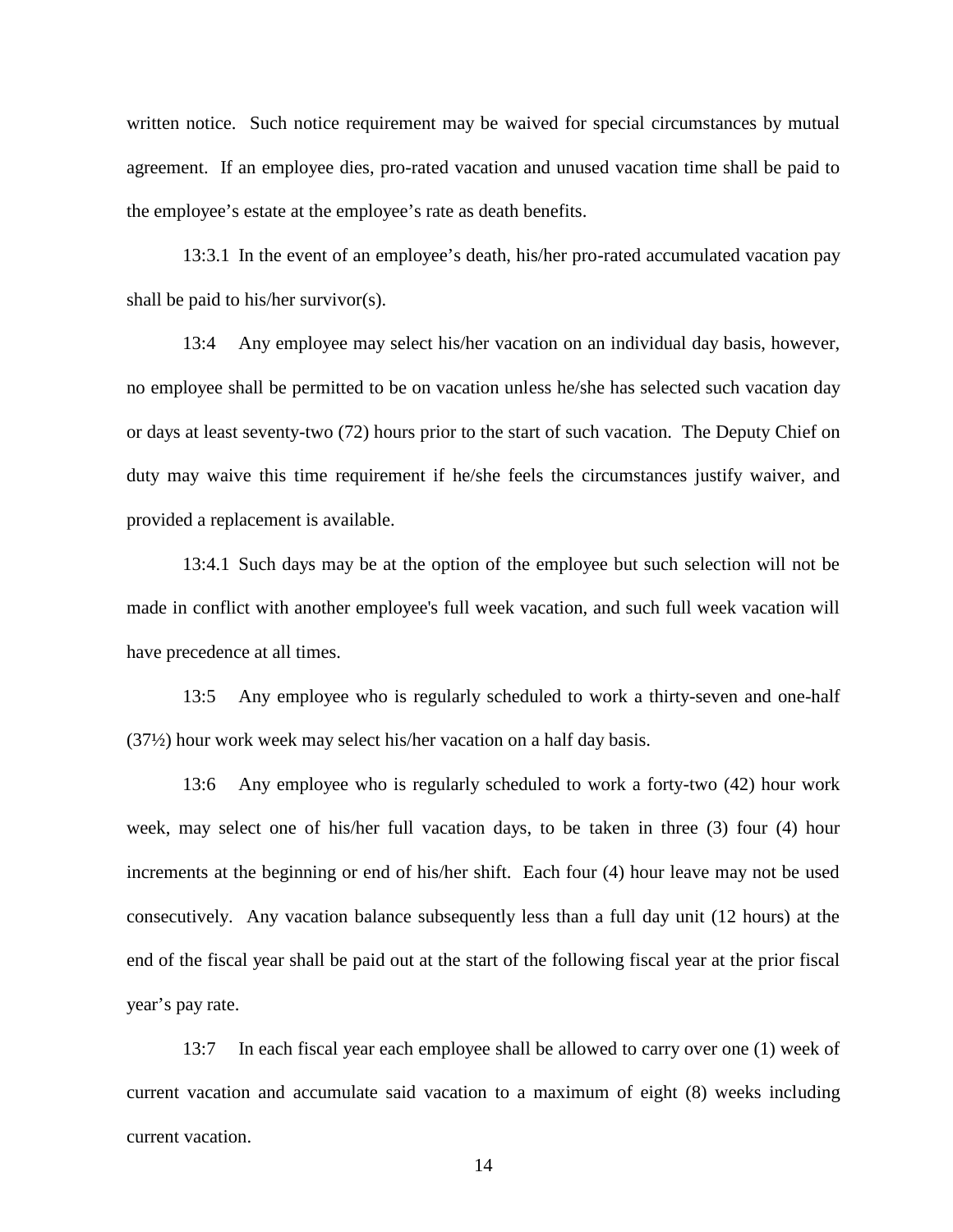written notice. Such notice requirement may be waived for special circumstances by mutual agreement. If an employee dies, pro-rated vacation and unused vacation time shall be paid to the employee's estate at the employee's rate as death benefits.

13:3.1 In the event of an employee's death, his/her pro-rated accumulated vacation pay shall be paid to his/her survivor(s).

13:4 Any employee may select his/her vacation on an individual day basis, however, no employee shall be permitted to be on vacation unless he/she has selected such vacation day or days at least seventy-two (72) hours prior to the start of such vacation. The Deputy Chief on duty may waive this time requirement if he/she feels the circumstances justify waiver, and provided a replacement is available.

13:4.1 Such days may be at the option of the employee but such selection will not be made in conflict with another employee's full week vacation, and such full week vacation will have precedence at all times.

13:5 Any employee who is regularly scheduled to work a thirty-seven and one-half (37½) hour work week may select his/her vacation on a half day basis.

13:6 Any employee who is regularly scheduled to work a forty-two (42) hour work week, may select one of his/her full vacation days, to be taken in three (3) four (4) hour increments at the beginning or end of his/her shift. Each four (4) hour leave may not be used consecutively. Any vacation balance subsequently less than a full day unit (12 hours) at the end of the fiscal year shall be paid out at the start of the following fiscal year at the prior fiscal year's pay rate.

13:7 In each fiscal year each employee shall be allowed to carry over one (1) week of current vacation and accumulate said vacation to a maximum of eight (8) weeks including current vacation.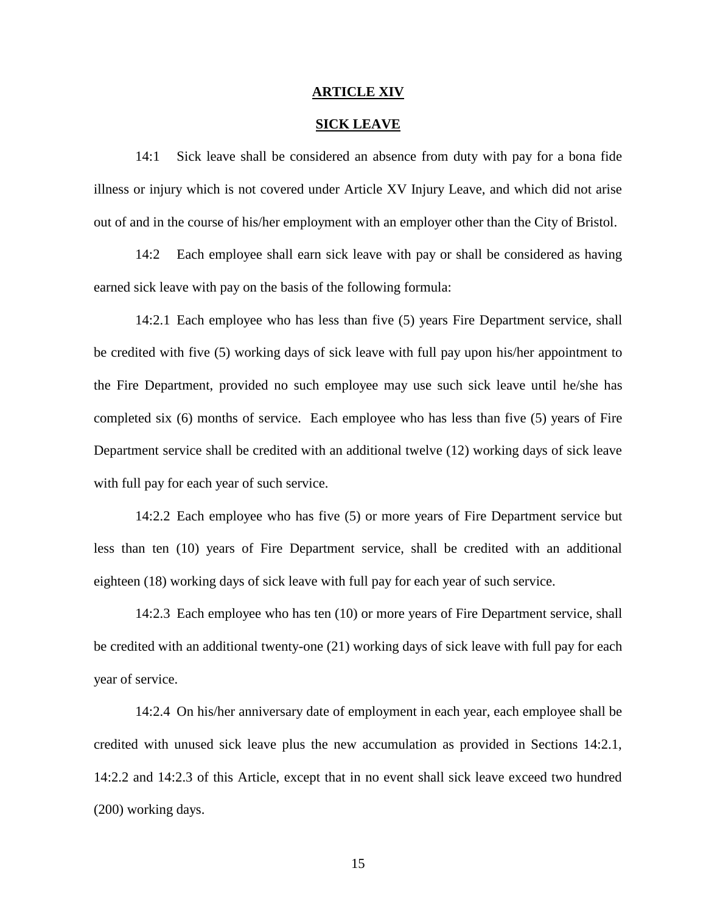# ARTICLE XIV

## SICK LEAVE

14:1 Sick leave shall be considered an absence from duty with pay for a bona fide illness or injury which is not covered under Article XV Injury Leave, and which did not arise out of and in the course of his/her employment with an employer other than the City of Bristol.

14:2 Each employee shall earn sick leave with pay or shall be considered as having earned sick leave with pay on the basis of the following formula:

14:2.1 Each employee who has less than five (5) years Fire Department service, shall be credited with five (5) working days of sick leave with full pay upon his/her appointment to the Fire Department, provided no such employee may use such sick leave until he/she has completed six (6) months of service. Each employee who has less than five (5) years of Fire Department service shall be credited with an additional twelve (12) working days of sick leave with full pay for each year of such service.

14:2.2 Each employee who has five (5) or more years of Fire Department service but less than ten (10) years of Fire Department service, shall be credited with an additional eighteen (18) working days of sick leave with full pay for each year of such service.

14:2.3 Each employee who has ten (10) or more years of Fire Department service, shall be credited with an additional twenty-one (21) working days of sick leave with full pay for each year of service.

14:2.4 On his/her anniversary date of employment in each year, each employee shall be credited with unused sick leave plus the new accumulation as provided in Sections 14:2.1, 14:2.2 and 14:2.3 of this Article, except that in no event shall sick leave exceed two hundred (200) working days.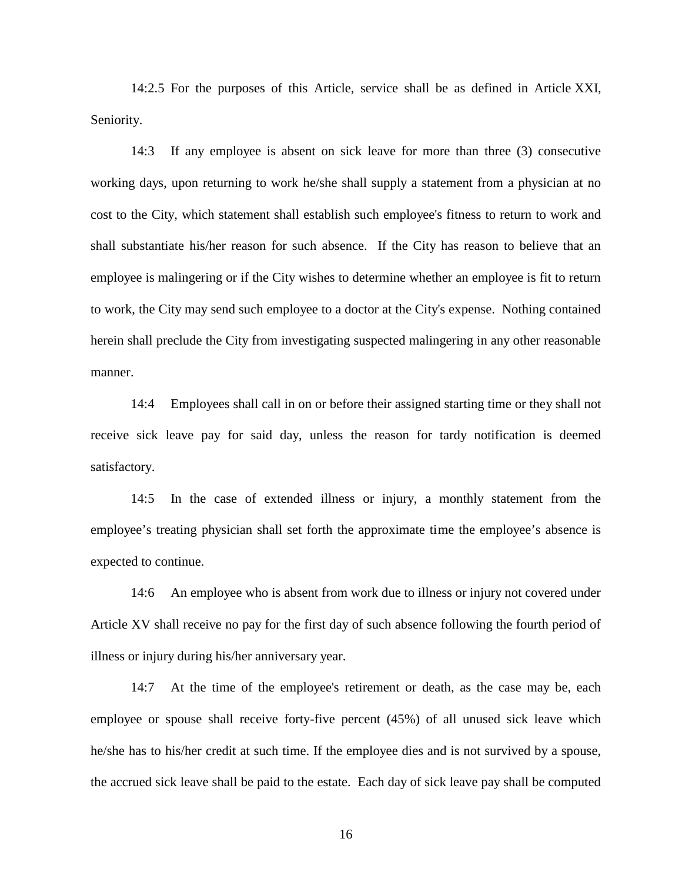14:2.5 For the purposes of this Article, service shall be as defined in Article XXI, Seniority.

14:3 If any employee is absent on sick leave for more than three (3) consecutive working days, upon returning to work he/she shall supply a statement from a physician at no cost to the City, which statement shall establish such employee's fitness to return to work and shall substantiate his/her reason for such absence. If the City has reason to believe that an employee is malingering or if the City wishes to determine whether an employee is fit to return to work, the City may send such employee to a doctor at the City's expense. Nothing contained herein shall preclude the City from investigating suspected malingering in any other reasonable manner.

14:4 Employees shall call in on or before their assigned starting time or they shall not receive sick leave pay for said day, unless the reason for tardy notification is deemed satisfactory.

14:5 In the case of extended illness or injury, a monthly statement from the employee's treating physician shall set forth the approximate time the employee's absence is expected to continue.

14:6 An employee who is absent from work due to illness or injury not covered under Article XV shall receive no pay for the first day of such absence following the fourth period of illness or injury during his/her anniversary year.

14:7 At the time of the employee's retirement or death, as the case may be, each employee or spouse shall receive forty-five percent (45%) of all unused sick leave which he/she has to his/her credit at such time. If the employee dies and is not survived by a spouse, the accrued sick leave shall be paid to the estate. Each day of sick leave pay shall be computed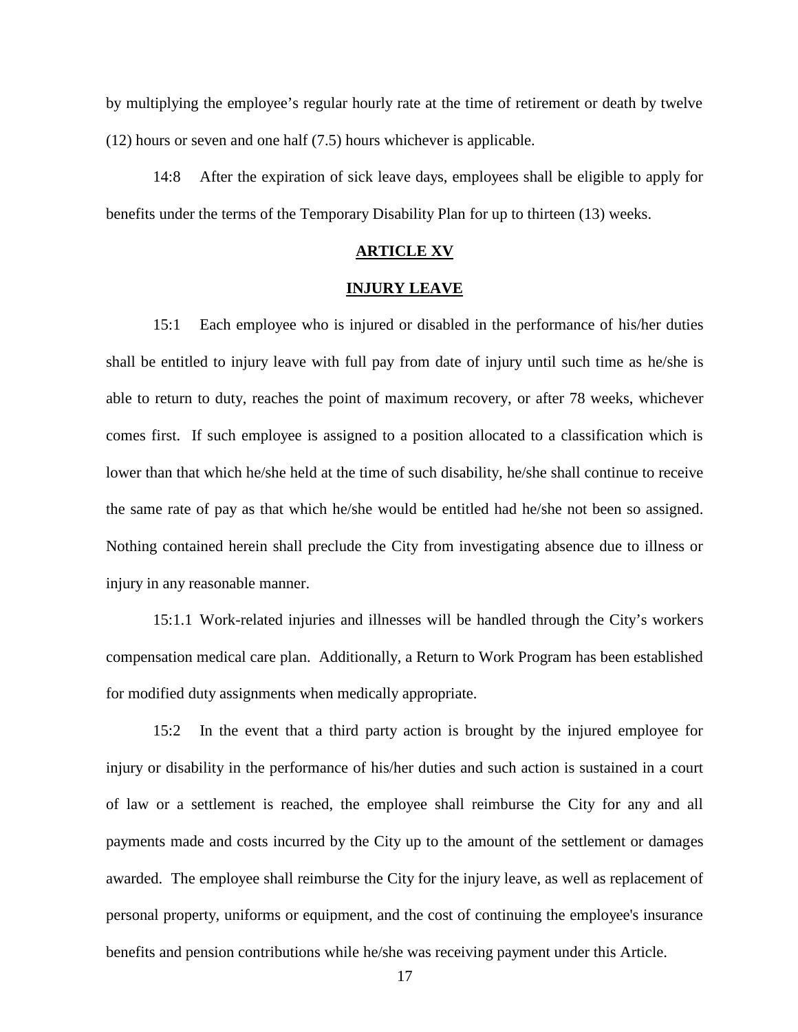by multiplying the employee's regular hourly rate at the time of retirement or death by twelve (12) hours or seven and one half (7.5) hours whichever is applicable.

14:8 After the expiration of sick leave days, employees shall be eligible to apply for benefits under the terms of the Temporary Disability Plan for up to thirteen (13) weeks.

## ARTICLE XV

## INJURY LEAVE

15:1 Each employee who is injured or disabled in the performance of his/her duties shall be entitled to injury leave with full pay from date of injury until such time as he/she is able to return to duty, reaches the point of maximum recovery, or after 78 weeks, whichever comes first. If such employee is assigned to a position allocated to a classification which is lower than that which he/she held at the time of such disability, he/she shall continue to receive the same rate of pay as that which he/she would be entitled had he/she not been so assigned. Nothing contained herein shall preclude the City from investigating absence due to illness or injury in any reasonable manner.

15:1.1 Work-related injuries and illnesses will be handled through the City's workers compensation medical care plan. Additionally, a Return to Work Program has been established for modified duty assignments when medically appropriate.

15:2 In the event that a third party action is brought by the injured employee for injury or disability in the performance of his/her duties and such action is sustained in a court of law or a settlement is reached, the employee shall reimburse the City for any and all payments made and costs incurred by the City up to the amount of the settlement or damages awarded. The employee shall reimburse the City for the injury leave, as well as replacement of personal property, uniforms or equipment, and the cost of continuing the employee's insurance benefits and pension contributions while he/she was receiving payment under this Article.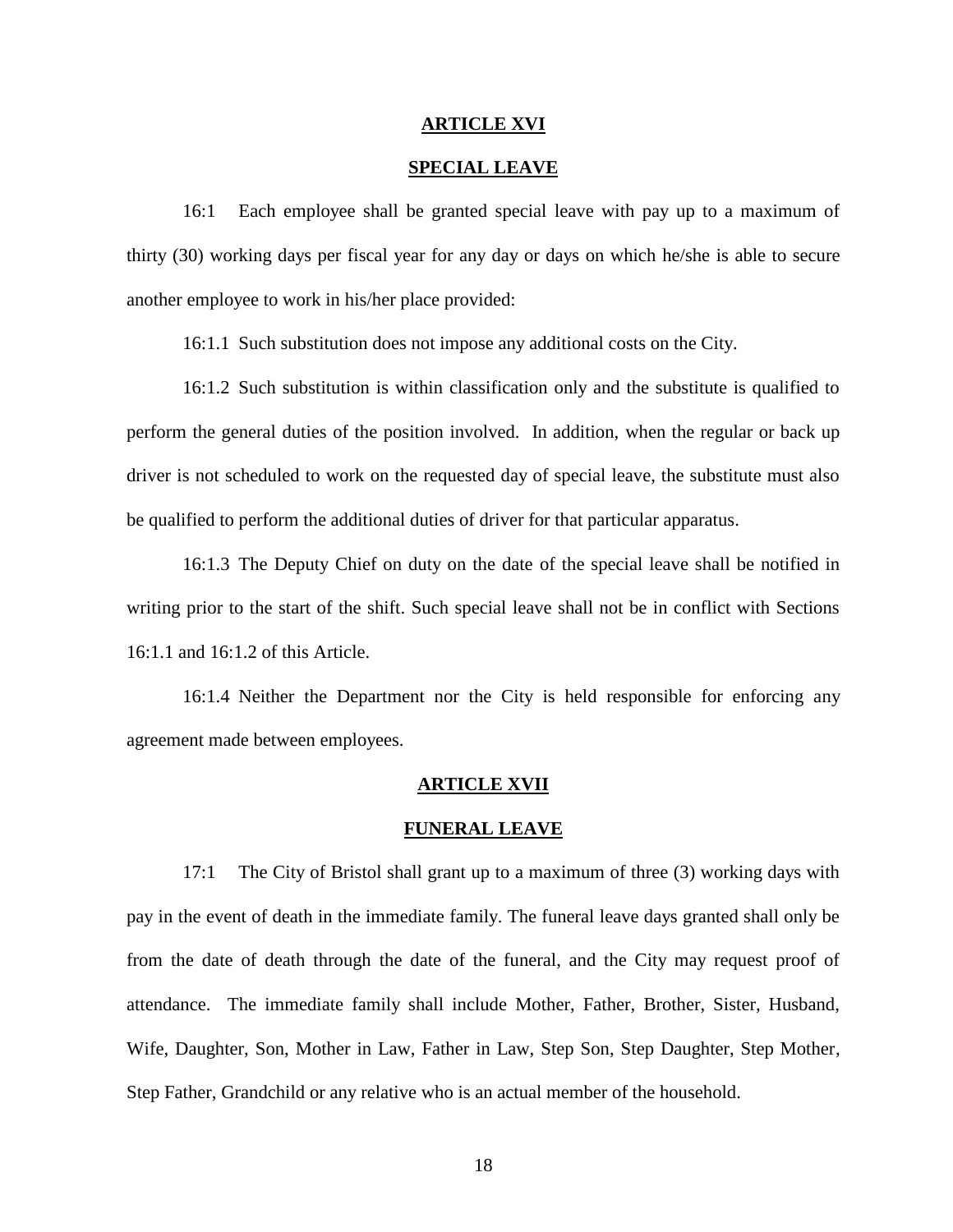## ARTICLE XVI

## SPECIAL LEAVE

16:1 Each employee shall be granted special leave with pay up to a maximum of thirty (30) working days per fiscal year for any day or days on which he/she is able to secure another employee to work in his/her place provided:

16:1.1 Such substitution does not impose any additional costs on the City.

16:1.2 Such substitution is within classification only and the substitute is qualified to perform the general duties of the position involved. In addition, when the regular or back up driver is not scheduled to work on the requested day of special leave, the substitute must also be qualified to perform the additional duties of driver for that particular apparatus.

16:1.3 The Deputy Chief on duty on the date of the special leave shall be notified in writing prior to the start of the shift. Such special leave shall not be in conflict with Sections 16:1.1 and 16:1.2 of this Article.

16:1.4 Neither the Department nor the City is held responsible for enforcing any agreement made between employees.

## ARTICLE XVII

## FUNERAL LEAVE

17:1 The City of Bristol shall grant up to a maximum of three (3) working days with pay in the event of death in the immediate family. The funeral leave days granted shall only be from the date of death through the date of the funeral, and the City may request proof of attendance. The immediate family shall include Mother, Father, Brother, Sister, Husband, Wife, Daughter, Son, Mother in Law, Father in Law, Step Son, Step Daughter, Step Mother, Step Father, Grandchild or any relative who is an actual member of the household.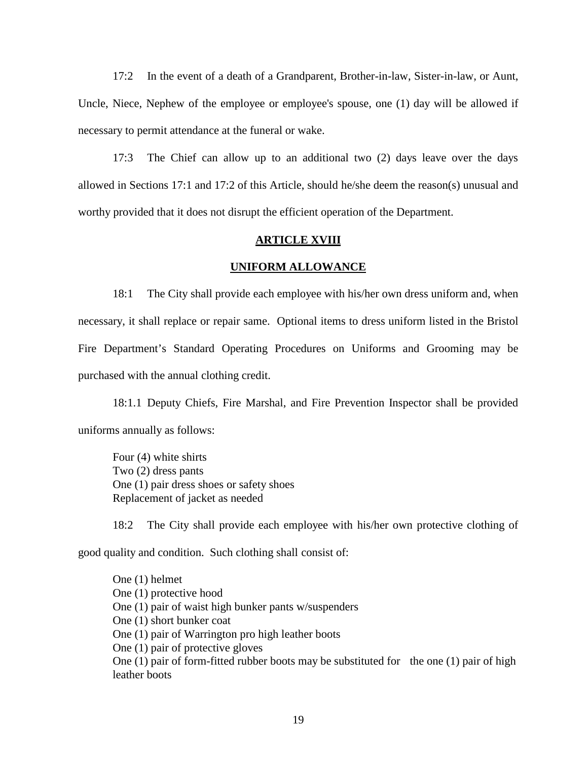17:2 In the event of a death of a Grandparent, Brother-in-law, Sister-in-law, or Aunt, Uncle, Niece, Nephew of the employee or employee's spouse, one (1) day will be allowed if necessary to permit attendance at the funeral or wake.

17:3 The Chief can allow up to an additional two (2) days leave over the days allowed in Sections 17:1 and 17:2 of this Article, should he/she deem the reason(s) unusual and worthy provided that it does not disrupt the efficient operation of the Department.

## ARTICLE XVIII

## UNIFORM ALLOWANCE

18:1 The City shall provide each employee with his/her own dress uniform and, when necessary, it shall replace or repair same. Optional items to dress uniform listed in the Bristol Fire Department's Standard Operating Procedures on Uniforms and Grooming may be purchased with the annual clothing credit.

18:1.1 Deputy Chiefs, Fire Marshal, and Fire Prevention Inspector shall be provided uniforms annually as follows:

Four (4) white shirts
Two (2) dress pants
One (1) pair dress shoes or safety shoes
Replacement of jacket as needed

18:2 The City shall provide each employee with his/her own protective clothing of good quality and condition. Such clothing shall consist of:

One (1) helmet
One (1) protective hood
One (1) pair of waist high bunker pants w/suspenders
One (1) short bunker coat
One (1) pair of Warrington pro high leather boots
One (1) pair of protective gloves
One (1) pair of form-fitted rubber boots may be substituted for the one (1) pair of high leather boots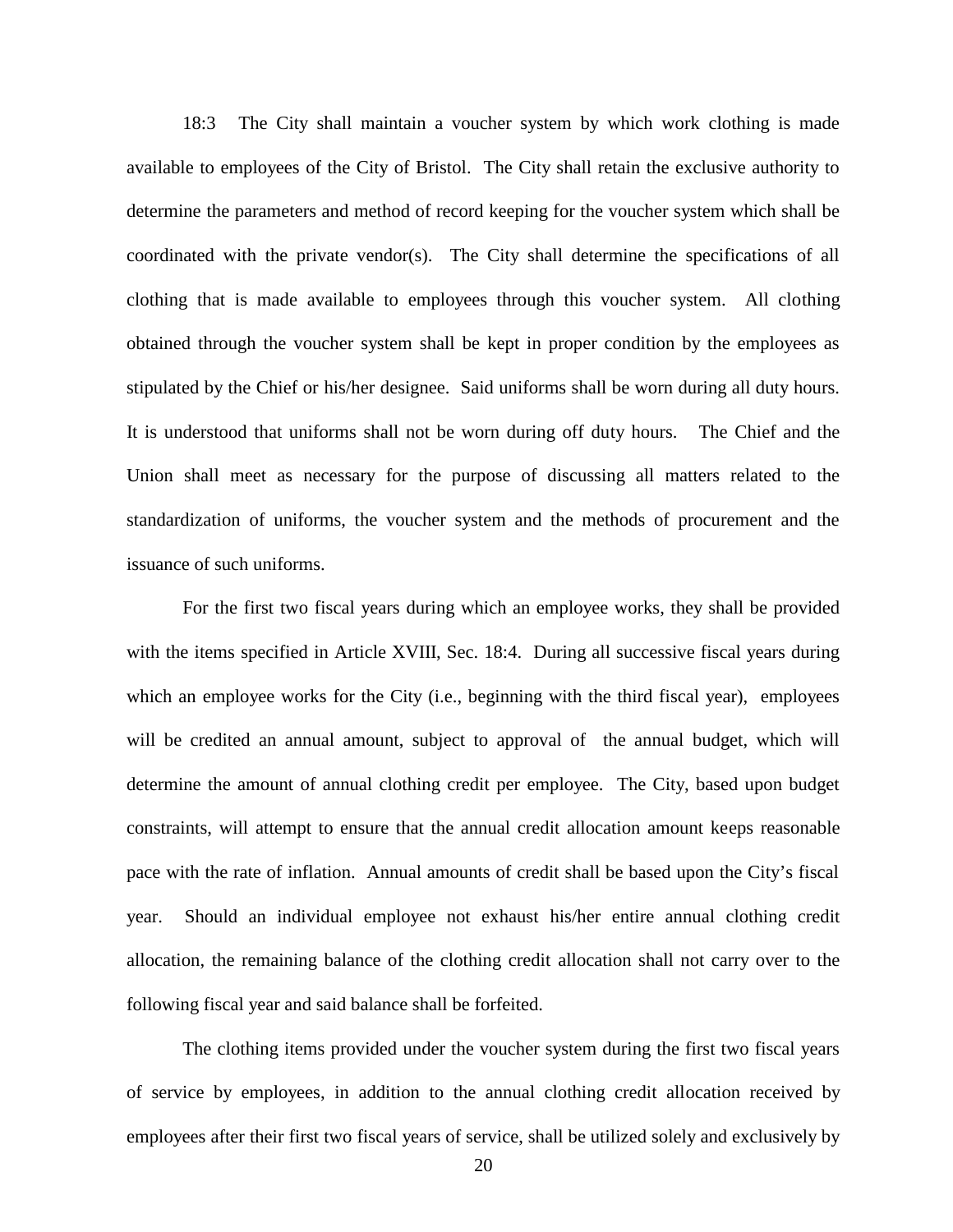18:3 The City shall maintain a voucher system by which work clothing is made available to employees of the City of Bristol. The City shall retain the exclusive authority to determine the parameters and method of record keeping for the voucher system which shall be coordinated with the private vendor(s). The City shall determine the specifications of all clothing that is made available to employees through this voucher system. All clothing obtained through the voucher system shall be kept in proper condition by the employees as stipulated by the Chief or his/her designee. Said uniforms shall be worn during all duty hours. It is understood that uniforms shall not be worn during off duty hours. The Chief and the Union shall meet as necessary for the purpose of discussing all matters related to the standardization of uniforms, the voucher system and the methods of procurement and the issuance of such uniforms.

For the first two fiscal years during which an employee works, they shall be provided with the items specified in Article XVIII, Sec. 18:4. During all successive fiscal years during which an employee works for the City (i.e., beginning with the third fiscal year), employees will be credited an annual amount, subject to approval of the annual budget, which will determine the amount of annual clothing credit per employee. The City, based upon budget constraints, will attempt to ensure that the annual credit allocation amount keeps reasonable pace with the rate of inflation. Annual amounts of credit shall be based upon the City's fiscal year. Should an individual employee not exhaust his/her entire annual clothing credit allocation, the remaining balance of the clothing credit allocation shall not carry over to the following fiscal year and said balance shall be forfeited.

The clothing items provided under the voucher system during the first two fiscal years of service by employees, in addition to the annual clothing credit allocation received by employees after their first two fiscal years of service, shall be utilized solely and exclusively by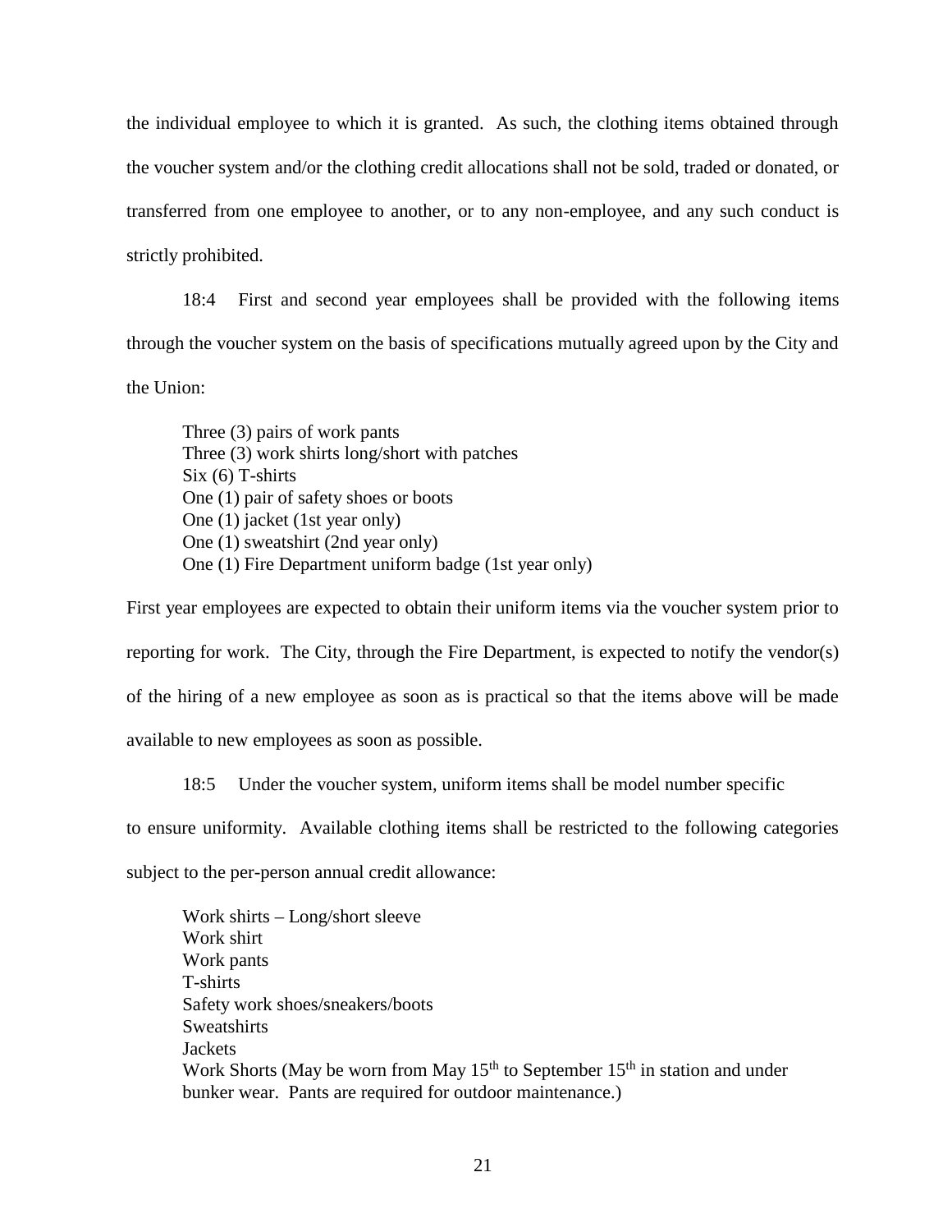the individual employee to which it is granted. As such, the clothing items obtained through the voucher system and/or the clothing credit allocations shall not be sold, traded or donated, or transferred from one employee to another, or to any non-employee, and any such conduct is strictly prohibited.

18:4 First and second year employees shall be provided with the following items through the voucher system on the basis of specifications mutually agreed upon by the City and the Union:

Three (3) pairs of work pants
Three (3) work shirts long/short with patches
Six (6) T-shirts
One (1) pair of safety shoes or boots
One (1) jacket (1st year only)
One (1) sweatshirt (2nd year only)
One (1) Fire Department uniform badge (1st year only)

First year employees are expected to obtain their uniform items via the voucher system prior to reporting for work. The City, through the Fire Department, is expected to notify the vendor(s) of the hiring of a new employee as soon as is practical so that the items above will be made available to new employees as soon as possible.

18:5 Under the voucher system, uniform items shall be model number specific to ensure uniformity. Available clothing items shall be restricted to the following categories subject to the per-person annual credit allowance:

Work shirts – Long/short sleeve
Work shirt
Work pants
T-shirts
Safety work shoes/sneakers/boots
Sweatshirts
Jackets
Work Shorts (May be worn from May 15th to September 15th in station and under bunker wear. Pants are required for outdoor maintenance.)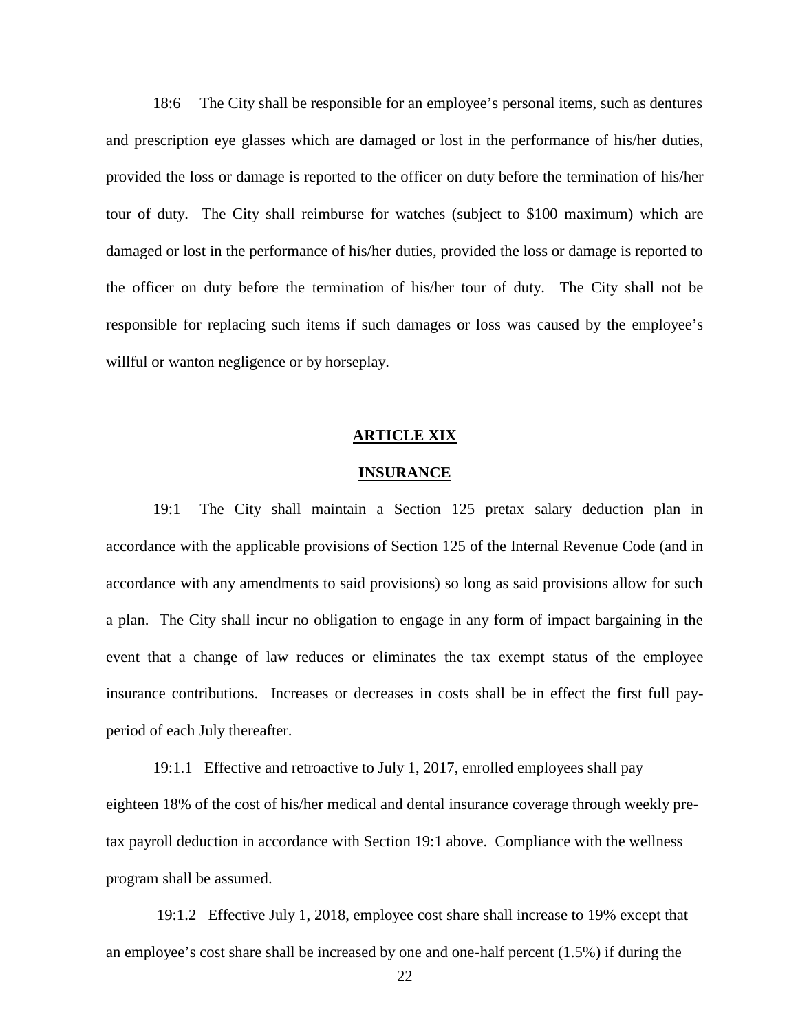18:6 The City shall be responsible for an employee's personal items, such as dentures and prescription eye glasses which are damaged or lost in the performance of his/her duties, provided the loss or damage is reported to the officer on duty before the termination of his/her tour of duty. The City shall reimburse for watches (subject to $100 maximum) which are damaged or lost in the performance of his/her duties, provided the loss or damage is reported to the officer on duty before the termination of his/her tour of duty. The City shall not be responsible for replacing such items if such damages or loss was caused by the employee's willful or wanton negligence or by horseplay.

## ARTICLE XIX

## INSURANCE

19:1 The City shall maintain a Section 125 pretax salary deduction plan in accordance with the applicable provisions of Section 125 of the Internal Revenue Code (and in accordance with any amendments to said provisions) so long as said provisions allow for such a plan. The City shall incur no obligation to engage in any form of impact bargaining in the event that a change of law reduces or eliminates the tax exempt status of the employee insurance contributions. Increases or decreases in costs shall be in effect the first full pay-period of each July thereafter.

19:1.1 Effective and retroactive to July 1, 2017, enrolled employees shall pay eighteen 18% of the cost of his/her medical and dental insurance coverage through weekly pre-tax payroll deduction in accordance with Section 19:1 above. Compliance with the wellness program shall be assumed.

19:1.2 Effective July 1, 2018, employee cost share shall increase to 19% except that an employee's cost share shall be increased by one and one-half percent (1.5%) if during the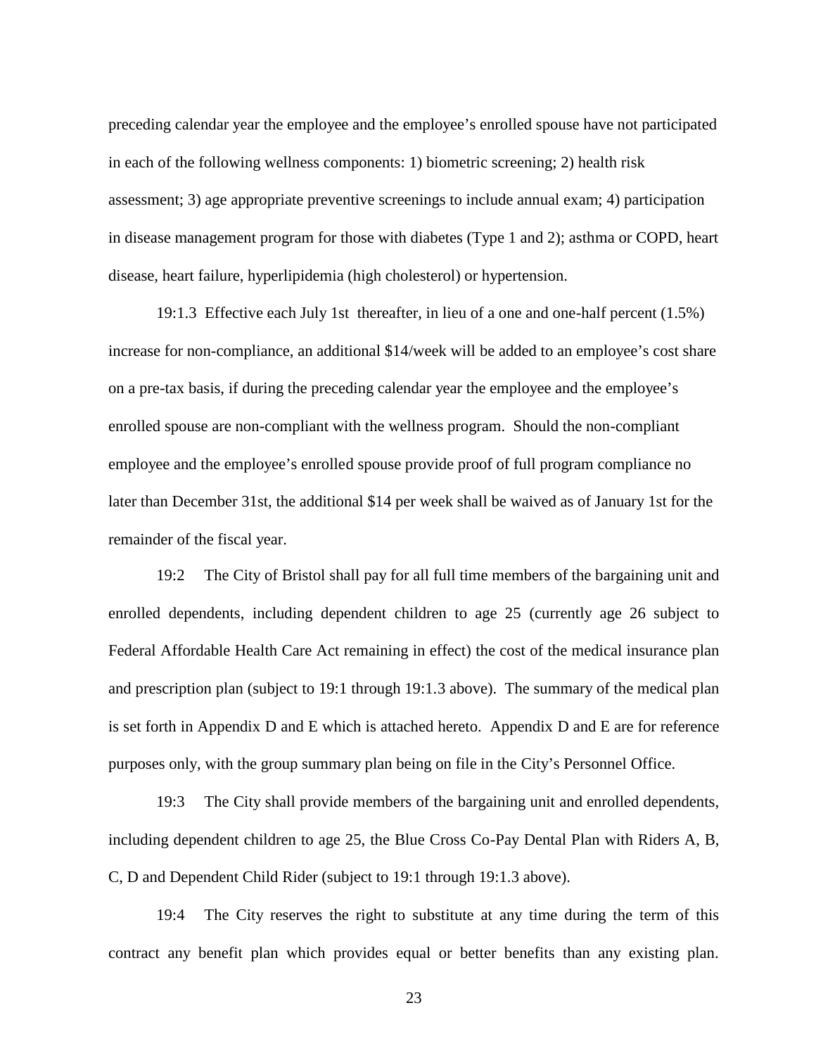preceding calendar year the employee and the employee's enrolled spouse have not participated in each of the following wellness components: 1) biometric screening; 2) health risk assessment; 3) age appropriate preventive screenings to include annual exam; 4) participation in disease management program for those with diabetes (Type 1 and 2); asthma or COPD, heart disease, heart failure, hyperlipidemia (high cholesterol) or hypertension.

19:1.3 Effective each July 1st thereafter, in lieu of a one and one-half percent (1.5%) increase for non-compliance, an additional $14/week will be added to an employee's cost share on a pre-tax basis, if during the preceding calendar year the employee and the employee's enrolled spouse are non-compliant with the wellness program. Should the non-compliant employee and the employee's enrolled spouse provide proof of full program compliance no later than December 31st, the additional $14 per week shall be waived as of January 1st for the remainder of the fiscal year.

19:2 The City of Bristol shall pay for all full time members of the bargaining unit and enrolled dependents, including dependent children to age 25 (currently age 26 subject to Federal Affordable Health Care Act remaining in effect) the cost of the medical insurance plan and prescription plan (subject to 19:1 through 19:1.3 above). The summary of the medical plan is set forth in Appendix D and E which is attached hereto. Appendix D and E are for reference purposes only, with the group summary plan being on file in the City's Personnel Office.

19:3 The City shall provide members of the bargaining unit and enrolled dependents, including dependent children to age 25, the Blue Cross Co-Pay Dental Plan with Riders A, B, C, D and Dependent Child Rider (subject to 19:1 through 19:1.3 above).

19:4 The City reserves the right to substitute at any time during the term of this contract any benefit plan which provides equal or better benefits than any existing plan.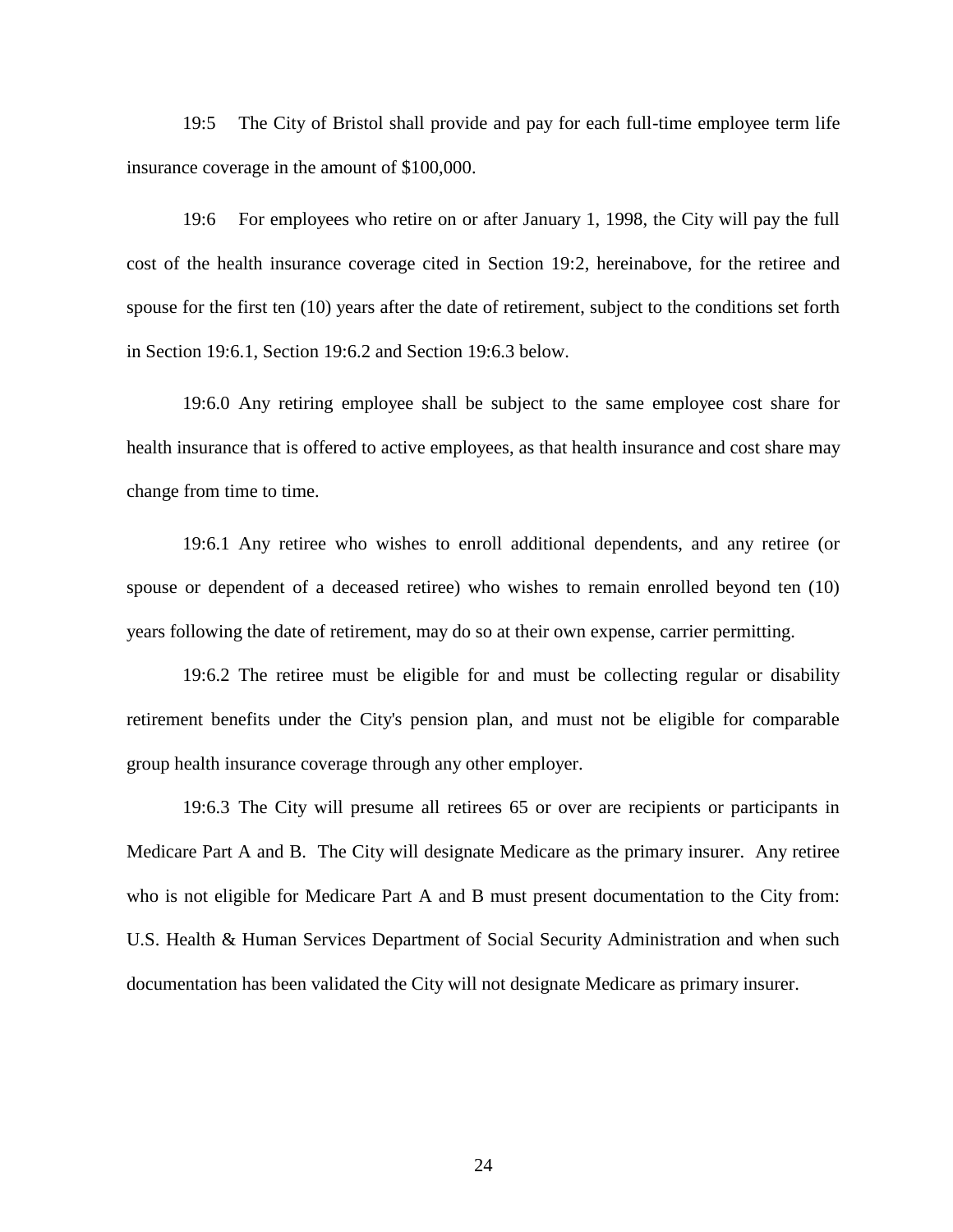19:5 The City of Bristol shall provide and pay for each full-time employee term life insurance coverage in the amount of $100,000.

19:6 For employees who retire on or after January 1, 1998, the City will pay the full cost of the health insurance coverage cited in Section 19:2, hereinabove, for the retiree and spouse for the first ten (10) years after the date of retirement, subject to the conditions set forth in Section 19:6.1, Section 19:6.2 and Section 19:6.3 below.

19:6.0 Any retiring employee shall be subject to the same employee cost share for health insurance that is offered to active employees, as that health insurance and cost share may change from time to time.

19:6.1 Any retiree who wishes to enroll additional dependents, and any retiree (or spouse or dependent of a deceased retiree) who wishes to remain enrolled beyond ten (10) years following the date of retirement, may do so at their own expense, carrier permitting.

19:6.2 The retiree must be eligible for and must be collecting regular or disability retirement benefits under the City's pension plan, and must not be eligible for comparable group health insurance coverage through any other employer.

19:6.3 The City will presume all retirees 65 or over are recipients or participants in Medicare Part A and B. The City will designate Medicare as the primary insurer. Any retiree who is not eligible for Medicare Part A and B must present documentation to the City from: U.S. Health & Human Services Department of Social Security Administration and when such documentation has been validated the City will not designate Medicare as primary insurer.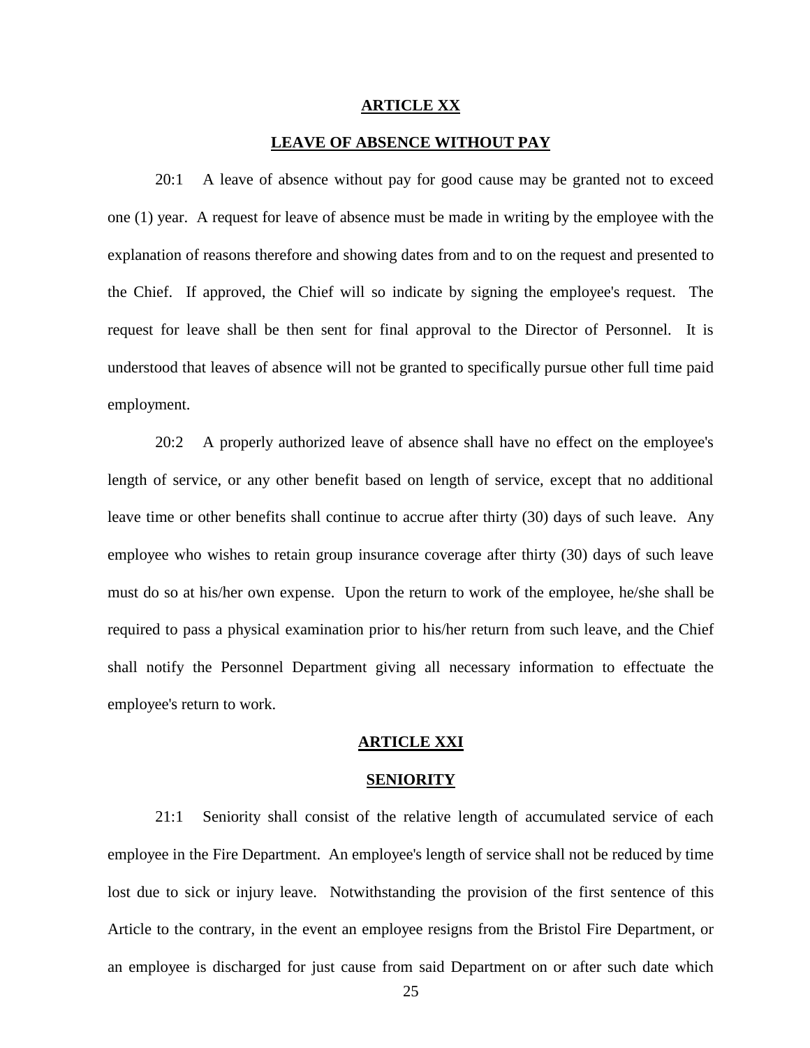## ARTICLE XX

## LEAVE OF ABSENCE WITHOUT PAY

20:1 A leave of absence without pay for good cause may be granted not to exceed one (1) year. A request for leave of absence must be made in writing by the employee with the explanation of reasons therefore and showing dates from and to on the request and presented to the Chief. If approved, the Chief will so indicate by signing the employee's request. The request for leave shall be then sent for final approval to the Director of Personnel. It is understood that leaves of absence will not be granted to specifically pursue other full time paid employment.

20:2 A properly authorized leave of absence shall have no effect on the employee's length of service, or any other benefit based on length of service, except that no additional leave time or other benefits shall continue to accrue after thirty (30) days of such leave. Any employee who wishes to retain group insurance coverage after thirty (30) days of such leave must do so at his/her own expense. Upon the return to work of the employee, he/she shall be required to pass a physical examination prior to his/her return from such leave, and the Chief shall notify the Personnel Department giving all necessary information to effectuate the employee's return to work.

## ARTICLE XXI

## SENIORITY

21:1 Seniority shall consist of the relative length of accumulated service of each employee in the Fire Department. An employee's length of service shall not be reduced by time lost due to sick or injury leave. Notwithstanding the provision of the first sentence of this Article to the contrary, in the event an employee resigns from the Bristol Fire Department, or an employee is discharged for just cause from said Department on or after such date which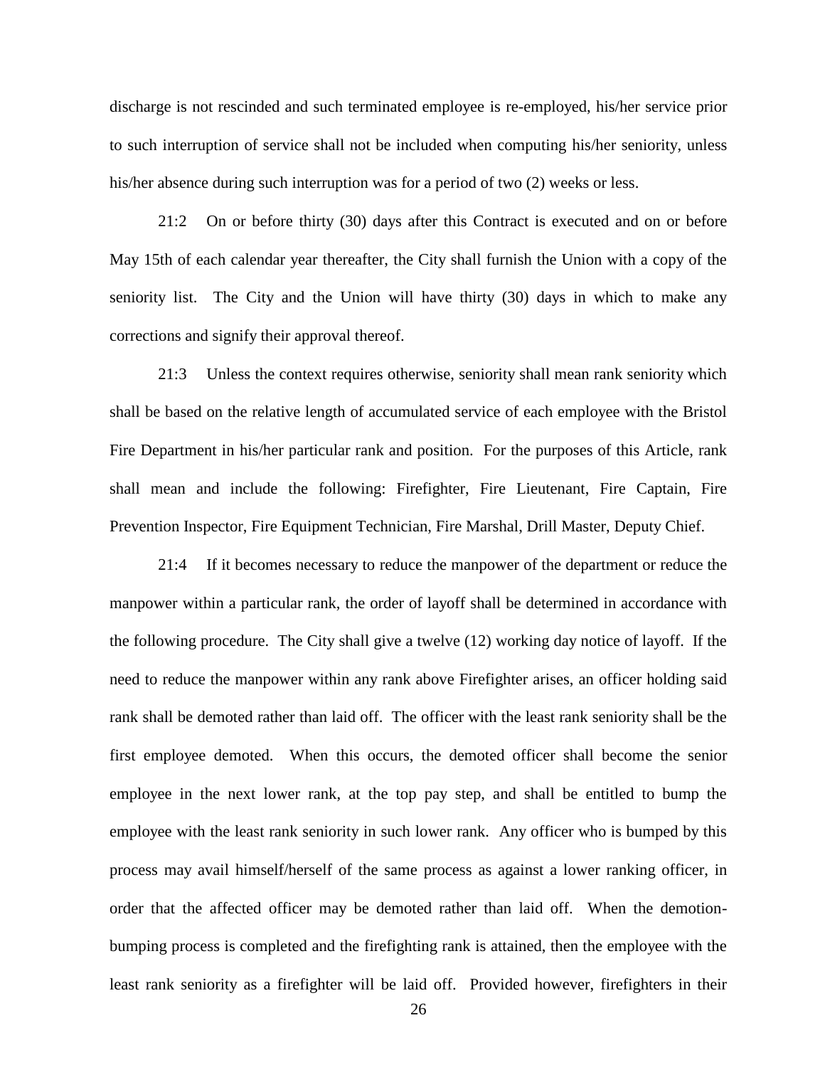discharge is not rescinded and such terminated employee is re-employed, his/her service prior to such interruption of service shall not be included when computing his/her seniority, unless his/her absence during such interruption was for a period of two (2) weeks or less.

21:2 On or before thirty (30) days after this Contract is executed and on or before May 15th of each calendar year thereafter, the City shall furnish the Union with a copy of the seniority list. The City and the Union will have thirty (30) days in which to make any corrections and signify their approval thereof.

21:3 Unless the context requires otherwise, seniority shall mean rank seniority which shall be based on the relative length of accumulated service of each employee with the Bristol Fire Department in his/her particular rank and position. For the purposes of this Article, rank shall mean and include the following: Firefighter, Fire Lieutenant, Fire Captain, Fire Prevention Inspector, Fire Equipment Technician, Fire Marshal, Drill Master, Deputy Chief.

21:4 If it becomes necessary to reduce the manpower of the department or reduce the manpower within a particular rank, the order of layoff shall be determined in accordance with the following procedure. The City shall give a twelve (12) working day notice of layoff. If the need to reduce the manpower within any rank above Firefighter arises, an officer holding said rank shall be demoted rather than laid off. The officer with the least rank seniority shall be the first employee demoted. When this occurs, the demoted officer shall become the senior employee in the next lower rank, at the top pay step, and shall be entitled to bump the employee with the least rank seniority in such lower rank. Any officer who is bumped by this process may avail himself/herself of the same process as against a lower ranking officer, in order that the affected officer may be demoted rather than laid off. When the demotion-bumping process is completed and the firefighting rank is attained, then the employee with the least rank seniority as a firefighter will be laid off. Provided however, firefighters in their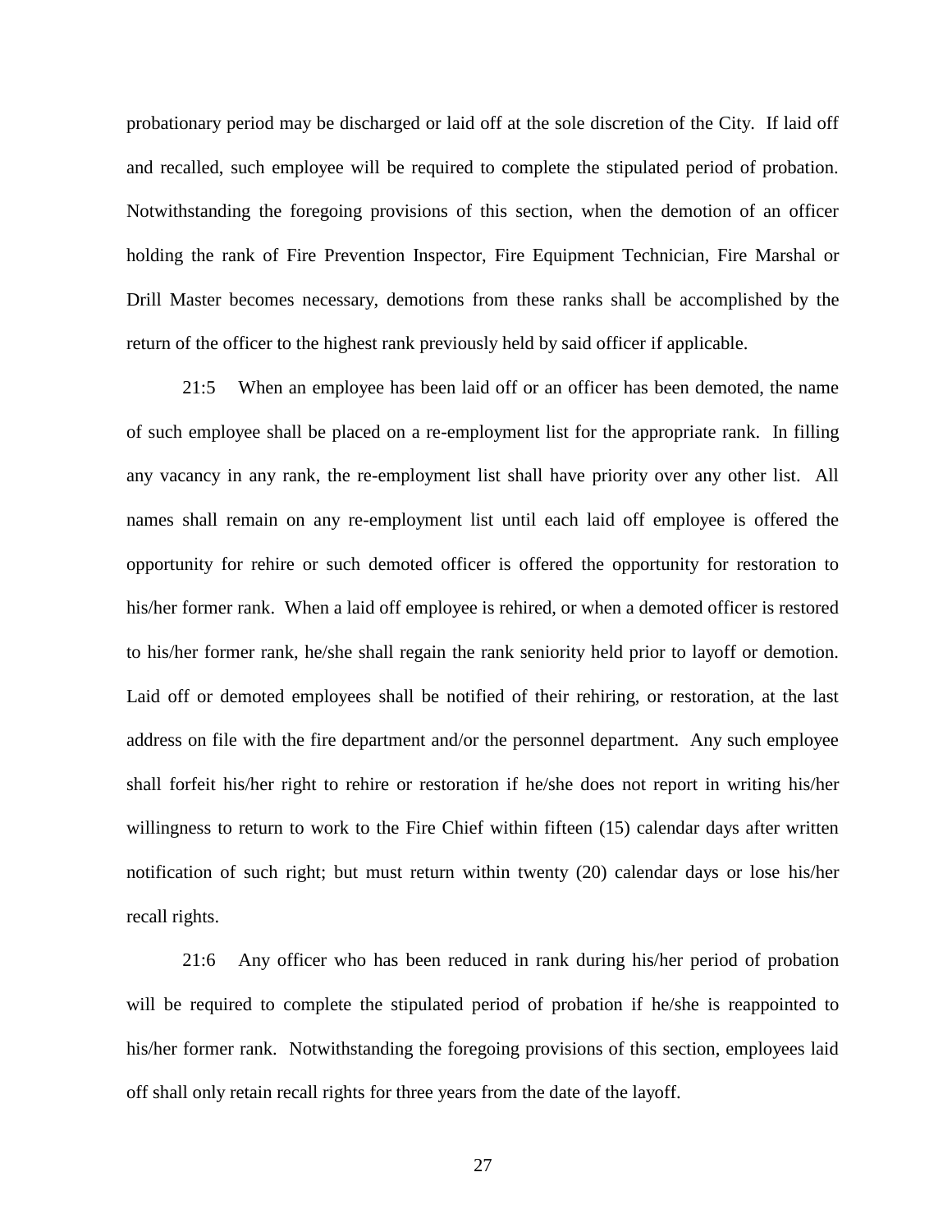probationary period may be discharged or laid off at the sole discretion of the City. If laid off and recalled, such employee will be required to complete the stipulated period of probation. Notwithstanding the foregoing provisions of this section, when the demotion of an officer holding the rank of Fire Prevention Inspector, Fire Equipment Technician, Fire Marshal or Drill Master becomes necessary, demotions from these ranks shall be accomplished by the return of the officer to the highest rank previously held by said officer if applicable.

21:5 When an employee has been laid off or an officer has been demoted, the name of such employee shall be placed on a re-employment list for the appropriate rank. In filling any vacancy in any rank, the re-employment list shall have priority over any other list. All names shall remain on any re-employment list until each laid off employee is offered the opportunity for rehire or such demoted officer is offered the opportunity for restoration to his/her former rank. When a laid off employee is rehired, or when a demoted officer is restored to his/her former rank, he/she shall regain the rank seniority held prior to layoff or demotion. Laid off or demoted employees shall be notified of their rehiring, or restoration, at the last address on file with the fire department and/or the personnel department. Any such employee shall forfeit his/her right to rehire or restoration if he/she does not report in writing his/her willingness to return to work to the Fire Chief within fifteen (15) calendar days after written notification of such right; but must return within twenty (20) calendar days or lose his/her recall rights.

21:6 Any officer who has been reduced in rank during his/her period of probation will be required to complete the stipulated period of probation if he/she is reappointed to his/her former rank. Notwithstanding the foregoing provisions of this section, employees laid off shall only retain recall rights for three years from the date of the layoff.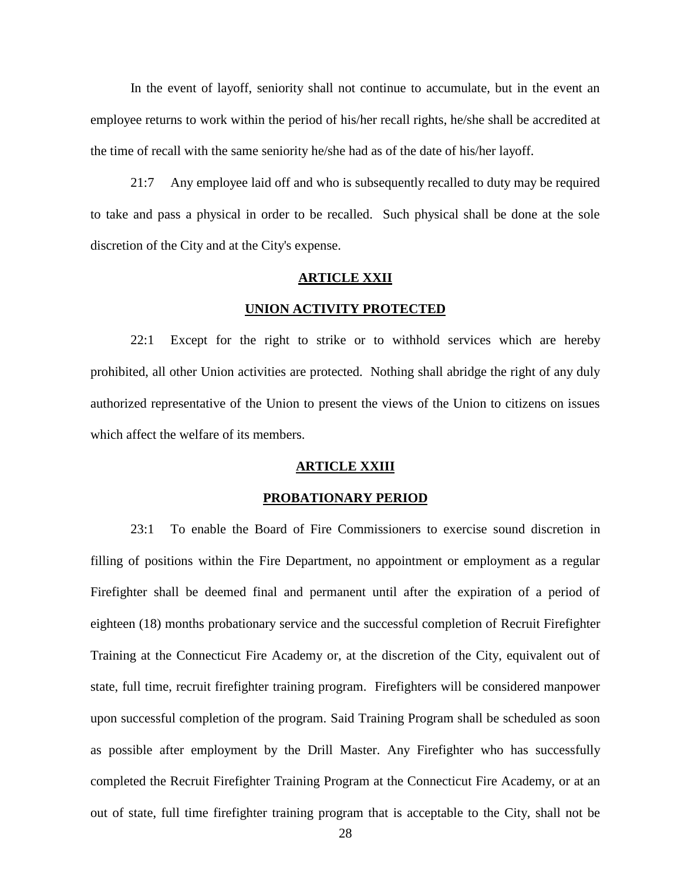In the event of layoff, seniority shall not continue to accumulate, but in the event an employee returns to work within the period of his/her recall rights, he/she shall be accredited at the time of recall with the same seniority he/she had as of the date of his/her layoff.

21:7 Any employee laid off and who is subsequently recalled to duty may be required to take and pass a physical in order to be recalled. Such physical shall be done at the sole discretion of the City and at the City's expense.

## ARTICLE XXII

## UNION ACTIVITY PROTECTED

22:1 Except for the right to strike or to withhold services which are hereby prohibited, all other Union activities are protected. Nothing shall abridge the right of any duly authorized representative of the Union to present the views of the Union to citizens on issues which affect the welfare of its members.

## ARTICLE XXIII

## PROBATIONARY PERIOD

23:1 To enable the Board of Fire Commissioners to exercise sound discretion in filling of positions within the Fire Department, no appointment or employment as a regular Firefighter shall be deemed final and permanent until after the expiration of a period of eighteen (18) months probationary service and the successful completion of Recruit Firefighter Training at the Connecticut Fire Academy or, at the discretion of the City, equivalent out of state, full time, recruit firefighter training program. Firefighters will be considered manpower upon successful completion of the program. Said Training Program shall be scheduled as soon as possible after employment by the Drill Master. Any Firefighter who has successfully completed the Recruit Firefighter Training Program at the Connecticut Fire Academy, or at an out of state, full time firefighter training program that is acceptable to the City, shall not be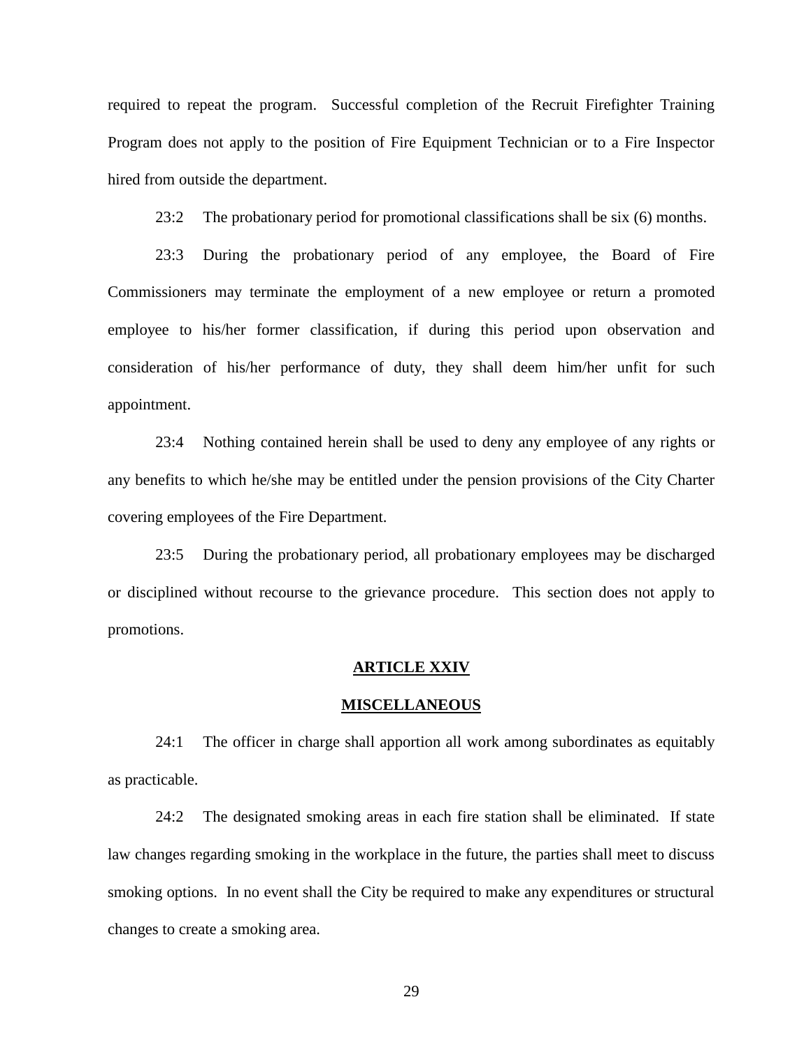required to repeat the program. Successful completion of the Recruit Firefighter Training Program does not apply to the position of Fire Equipment Technician or to a Fire Inspector hired from outside the department.

23:2 The probationary period for promotional classifications shall be six (6) months.

23:3 During the probationary period of any employee, the Board of Fire Commissioners may terminate the employment of a new employee or return a promoted employee to his/her former classification, if during this period upon observation and consideration of his/her performance of duty, they shall deem him/her unfit for such appointment.

23:4 Nothing contained herein shall be used to deny any employee of any rights or any benefits to which he/she may be entitled under the pension provisions of the City Charter covering employees of the Fire Department.

23:5 During the probationary period, all probationary employees may be discharged or disciplined without recourse to the grievance procedure. This section does not apply to promotions.

## ARTICLE XXIV

## MISCELLANEOUS

24:1 The officer in charge shall apportion all work among subordinates as equitably as practicable.

24:2 The designated smoking areas in each fire station shall be eliminated. If state law changes regarding smoking in the workplace in the future, the parties shall meet to discuss smoking options. In no event shall the City be required to make any expenditures or structural changes to create a smoking area.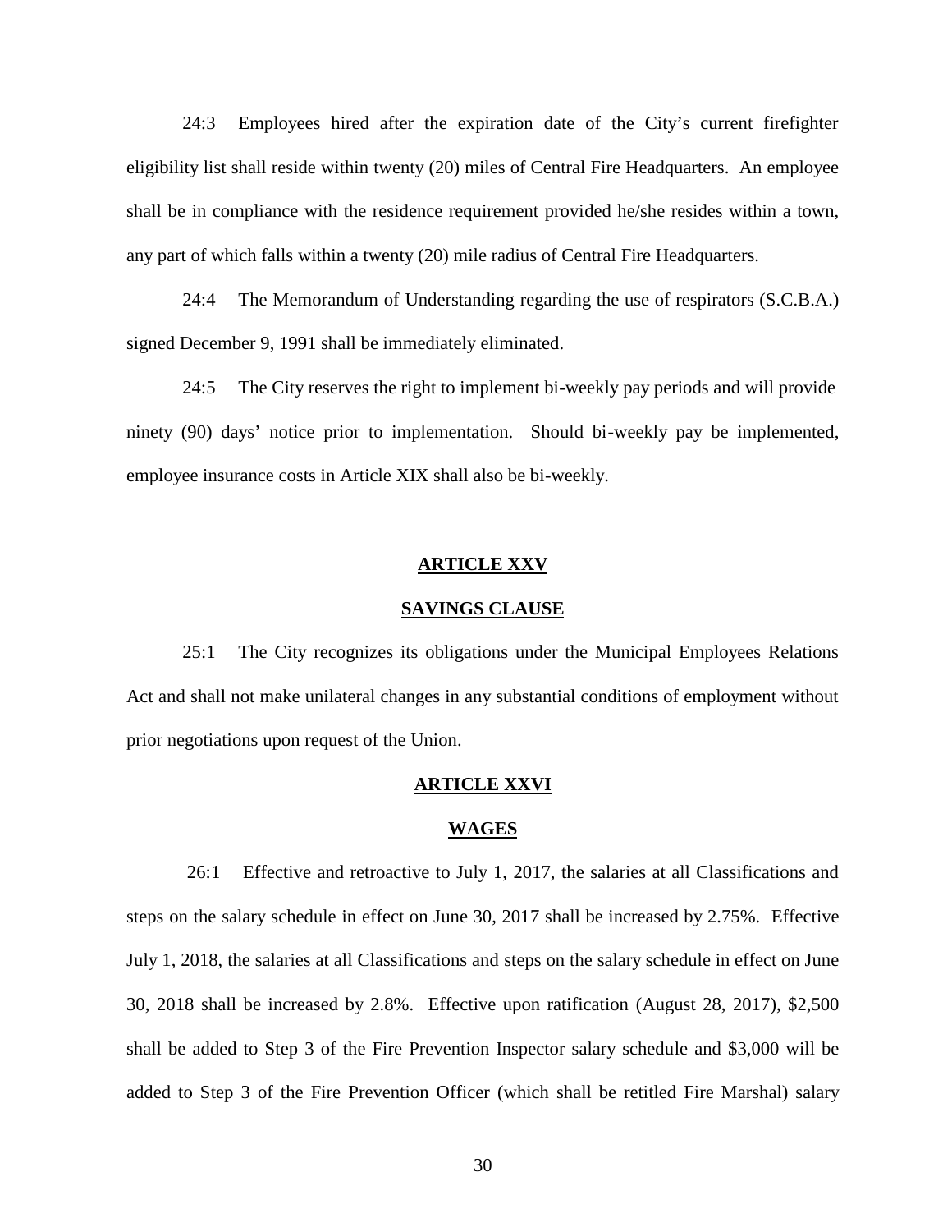24:3 Employees hired after the expiration date of the City's current firefighter eligibility list shall reside within twenty (20) miles of Central Fire Headquarters. An employee shall be in compliance with the residence requirement provided he/she resides within a town, any part of which falls within a twenty (20) mile radius of Central Fire Headquarters.

24:4 The Memorandum of Understanding regarding the use of respirators (S.C.B.A.) signed December 9, 1991 shall be immediately eliminated.

24:5 The City reserves the right to implement bi-weekly pay periods and will provide ninety (90) days' notice prior to implementation. Should bi-weekly pay be implemented, employee insurance costs in Article XIX shall also be bi-weekly.

## ARTICLE XXV

## SAVINGS CLAUSE

25:1 The City recognizes its obligations under the Municipal Employees Relations Act and shall not make unilateral changes in any substantial conditions of employment without prior negotiations upon request of the Union.

## ARTICLE XXVI

## WAGES

26:1 Effective and retroactive to July 1, 2017, the salaries at all Classifications and steps on the salary schedule in effect on June 30, 2017 shall be increased by 2.75%. Effective July 1, 2018, the salaries at all Classifications and steps on the salary schedule in effect on June 30, 2018 shall be increased by 2.8%. Effective upon ratification (August 28, 2017), $2,500 shall be added to Step 3 of the Fire Prevention Inspector salary schedule and $3,000 will be added to Step 3 of the Fire Prevention Officer (which shall be retitled Fire Marshal) salary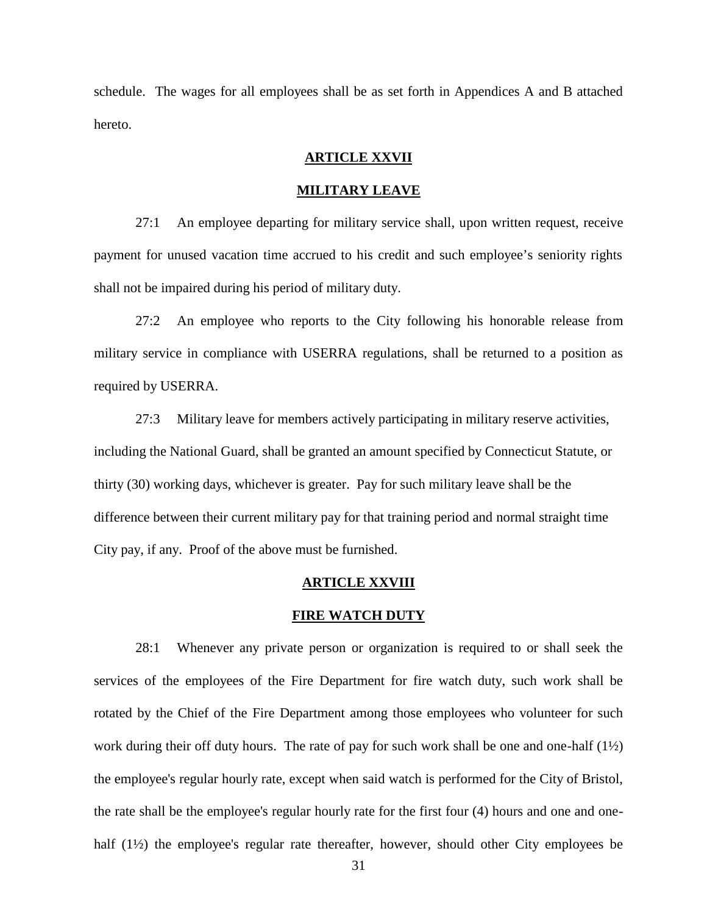schedule. The wages for all employees shall be as set forth in Appendices A and B attached hereto.

## ARTICLE XXVII

## MILITARY LEAVE

27:1 An employee departing for military service shall, upon written request, receive payment for unused vacation time accrued to his credit and such employee's seniority rights shall not be impaired during his period of military duty.

27:2 An employee who reports to the City following his honorable release from military service in compliance with USERRA regulations, shall be returned to a position as required by USERRA.

27:3 Military leave for members actively participating in military reserve activities, including the National Guard, shall be granted an amount specified by Connecticut Statute, or thirty (30) working days, whichever is greater. Pay for such military leave shall be the difference between their current military pay for that training period and normal straight time City pay, if any. Proof of the above must be furnished.

## ARTICLE XXVIII

## FIRE WATCH DUTY

28:1 Whenever any private person or organization is required to or shall seek the services of the employees of the Fire Department for fire watch duty, such work shall be rotated by the Chief of the Fire Department among those employees who volunteer for such work during their off duty hours. The rate of pay for such work shall be one and one-half (1½) the employee's regular hourly rate, except when said watch is performed for the City of Bristol, the rate shall be the employee's regular hourly rate for the first four (4) hours and one and one-half (1½) the employee's regular rate thereafter, however, should other City employees be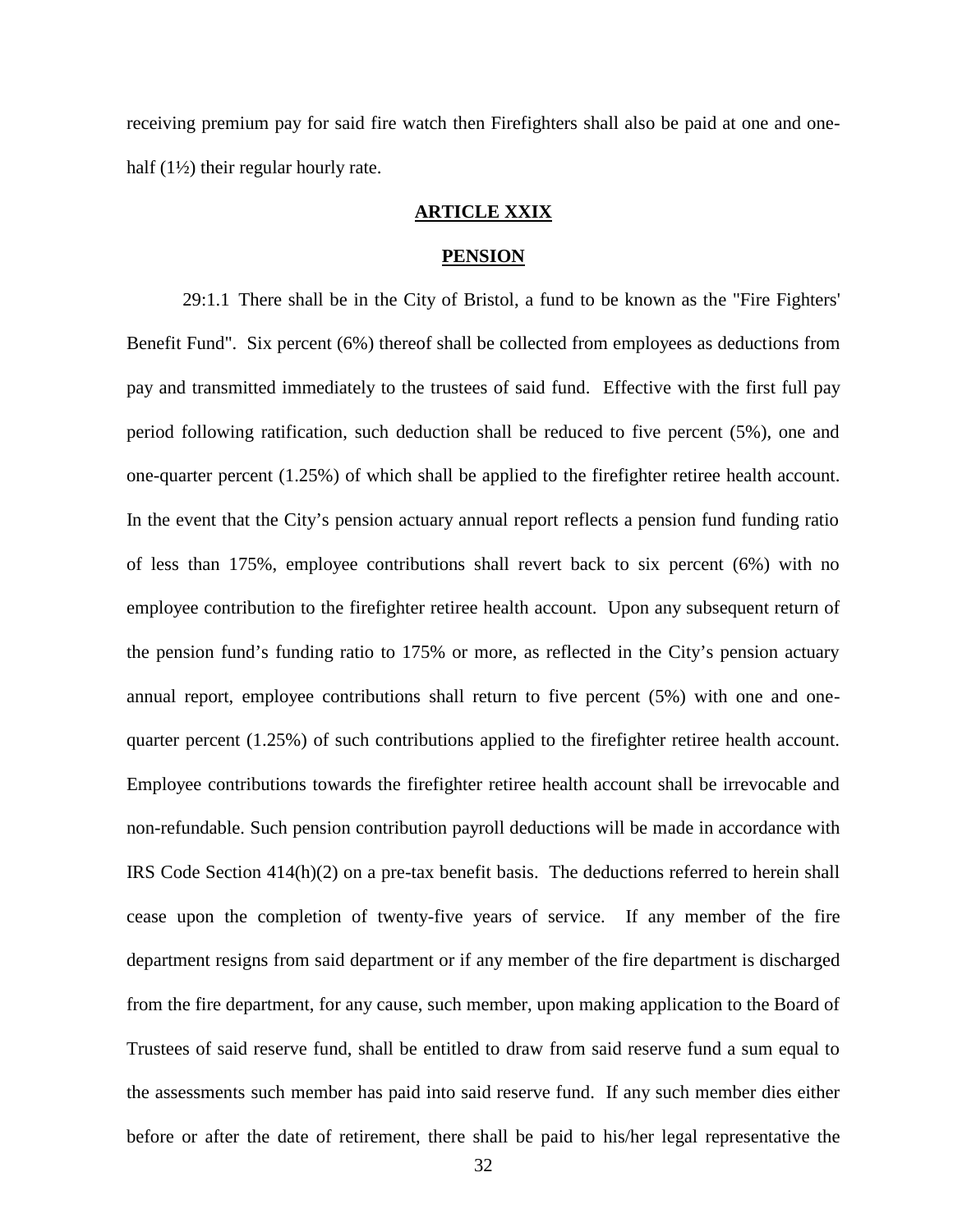receiving premium pay for said fire watch then Firefighters shall also be paid at one and one-half (1½) their regular hourly rate.

## ARTICLE XXIX

## PENSION

29:1.1 There shall be in the City of Bristol, a fund to be known as the "Fire Fighters' Benefit Fund". Six percent (6%) thereof shall be collected from employees as deductions from pay and transmitted immediately to the trustees of said fund. Effective with the first full pay period following ratification, such deduction shall be reduced to five percent (5%), one and one-quarter percent (1.25%) of which shall be applied to the firefighter retiree health account. In the event that the City's pension actuary annual report reflects a pension fund funding ratio of less than 175%, employee contributions shall revert back to six percent (6%) with no employee contribution to the firefighter retiree health account. Upon any subsequent return of the pension fund's funding ratio to 175% or more, as reflected in the City's pension actuary annual report, employee contributions shall return to five percent (5%) with one and one-quarter percent (1.25%) of such contributions applied to the firefighter retiree health account. Employee contributions towards the firefighter retiree health account shall be irrevocable and non-refundable. Such pension contribution payroll deductions will be made in accordance with IRS Code Section 414(h)(2) on a pre-tax benefit basis. The deductions referred to herein shall cease upon the completion of twenty-five years of service. If any member of the fire department resigns from said department or if any member of the fire department is discharged from the fire department, for any cause, such member, upon making application to the Board of Trustees of said reserve fund, shall be entitled to draw from said reserve fund a sum equal to the assessments such member has paid into said reserve fund. If any such member dies either before or after the date of retirement, there shall be paid to his/her legal representative the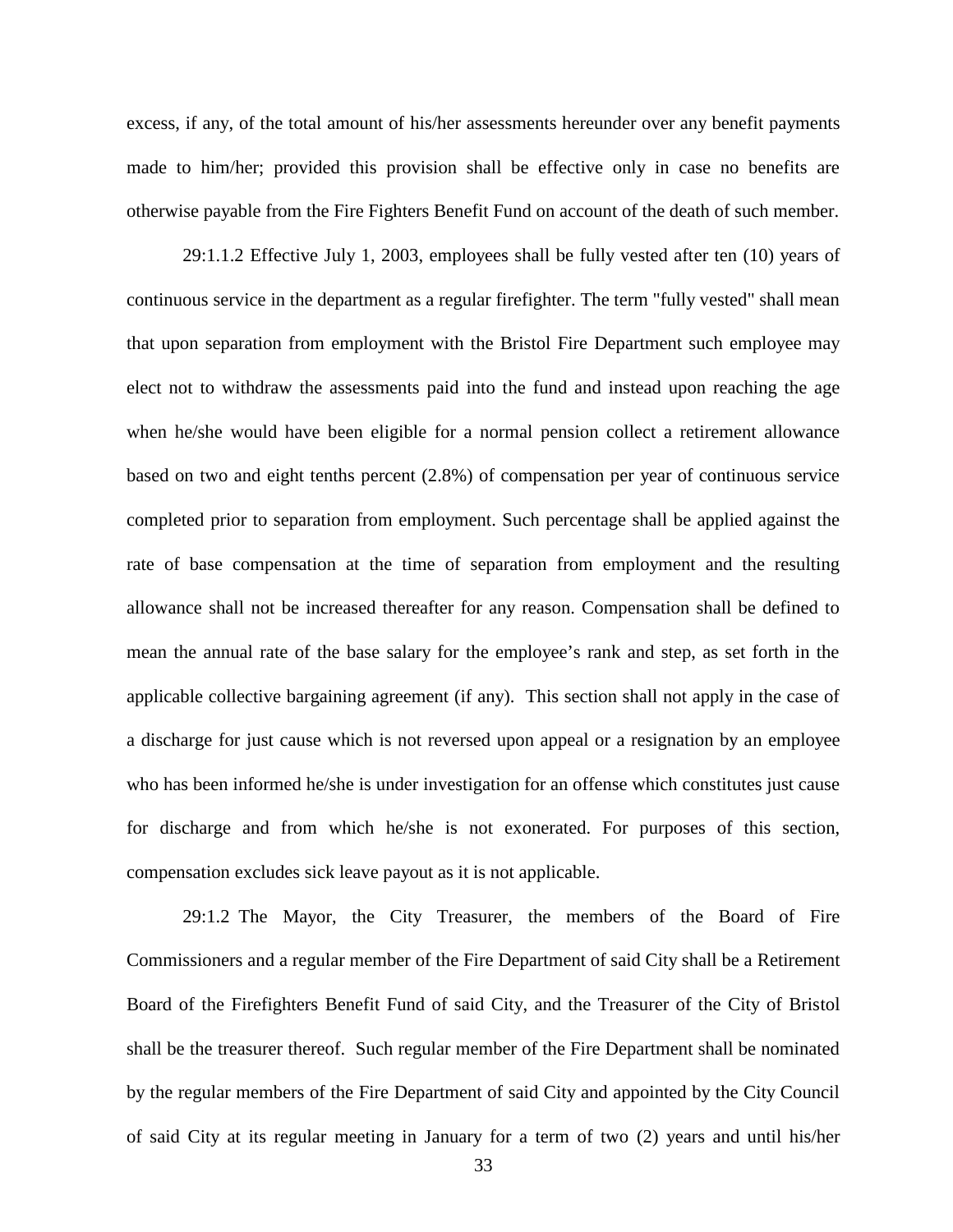excess, if any, of the total amount of his/her assessments hereunder over any benefit payments made to him/her; provided this provision shall be effective only in case no benefits are otherwise payable from the Fire Fighters Benefit Fund on account of the death of such member.

29:1.1.2 Effective July 1, 2003, employees shall be fully vested after ten (10) years of continuous service in the department as a regular firefighter. The term "fully vested" shall mean that upon separation from employment with the Bristol Fire Department such employee may elect not to withdraw the assessments paid into the fund and instead upon reaching the age when he/she would have been eligible for a normal pension collect a retirement allowance based on two and eight tenths percent (2.8%) of compensation per year of continuous service completed prior to separation from employment. Such percentage shall be applied against the rate of base compensation at the time of separation from employment and the resulting allowance shall not be increased thereafter for any reason. Compensation shall be defined to mean the annual rate of the base salary for the employee's rank and step, as set forth in the applicable collective bargaining agreement (if any). This section shall not apply in the case of a discharge for just cause which is not reversed upon appeal or a resignation by an employee who has been informed he/she is under investigation for an offense which constitutes just cause for discharge and from which he/she is not exonerated. For purposes of this section, compensation excludes sick leave payout as it is not applicable.

29:1.2 The Mayor, the City Treasurer, the members of the Board of Fire Commissioners and a regular member of the Fire Department of said City shall be a Retirement Board of the Firefighters Benefit Fund of said City, and the Treasurer of the City of Bristol shall be the treasurer thereof. Such regular member of the Fire Department shall be nominated by the regular members of the Fire Department of said City and appointed by the City Council of said City at its regular meeting in January for a term of two (2) years and until his/her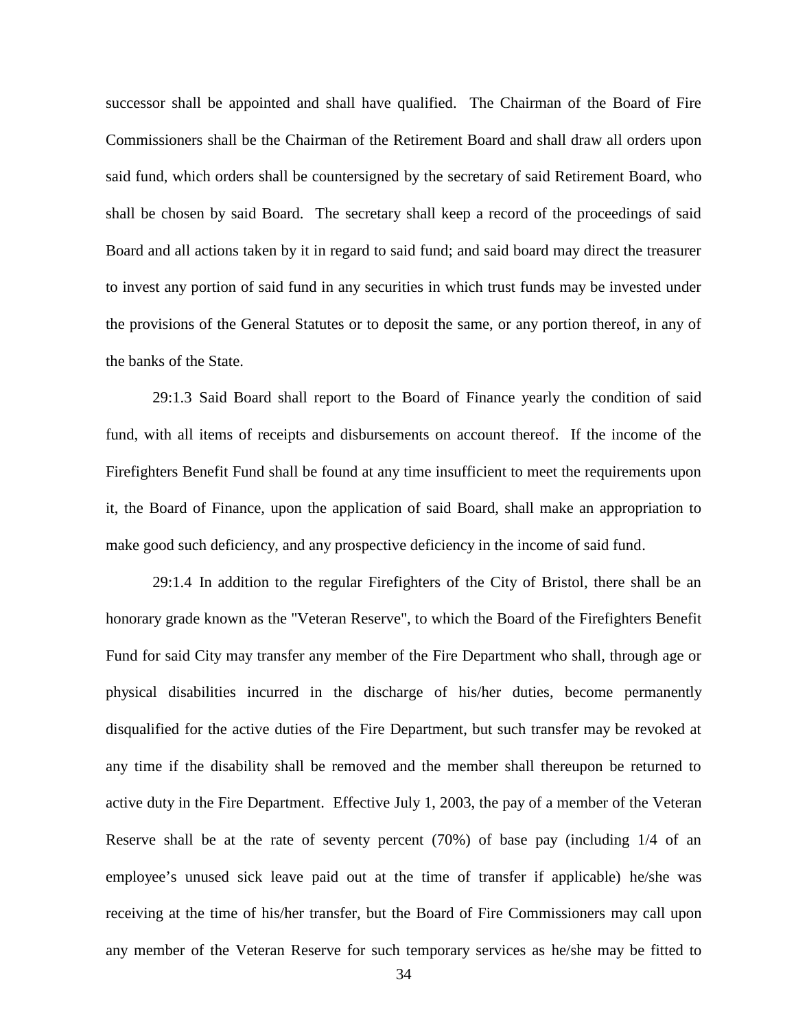successor shall be appointed and shall have qualified. The Chairman of the Board of Fire Commissioners shall be the Chairman of the Retirement Board and shall draw all orders upon said fund, which orders shall be countersigned by the secretary of said Retirement Board, who shall be chosen by said Board. The secretary shall keep a record of the proceedings of said Board and all actions taken by it in regard to said fund; and said board may direct the treasurer to invest any portion of said fund in any securities in which trust funds may be invested under the provisions of the General Statutes or to deposit the same, or any portion thereof, in any of the banks of the State.

29:1.3 Said Board shall report to the Board of Finance yearly the condition of said fund, with all items of receipts and disbursements on account thereof. If the income of the Firefighters Benefit Fund shall be found at any time insufficient to meet the requirements upon it, the Board of Finance, upon the application of said Board, shall make an appropriation to make good such deficiency, and any prospective deficiency in the income of said fund.

29:1.4 In addition to the regular Firefighters of the City of Bristol, there shall be an honorary grade known as the "Veteran Reserve", to which the Board of the Firefighters Benefit Fund for said City may transfer any member of the Fire Department who shall, through age or physical disabilities incurred in the discharge of his/her duties, become permanently disqualified for the active duties of the Fire Department, but such transfer may be revoked at any time if the disability shall be removed and the member shall thereupon be returned to active duty in the Fire Department. Effective July 1, 2003, the pay of a member of the Veteran Reserve shall be at the rate of seventy percent (70%) of base pay (including 1/4 of an employee's unused sick leave paid out at the time of transfer if applicable) he/she was receiving at the time of his/her transfer, but the Board of Fire Commissioners may call upon any member of the Veteran Reserve for such temporary services as he/she may be fitted to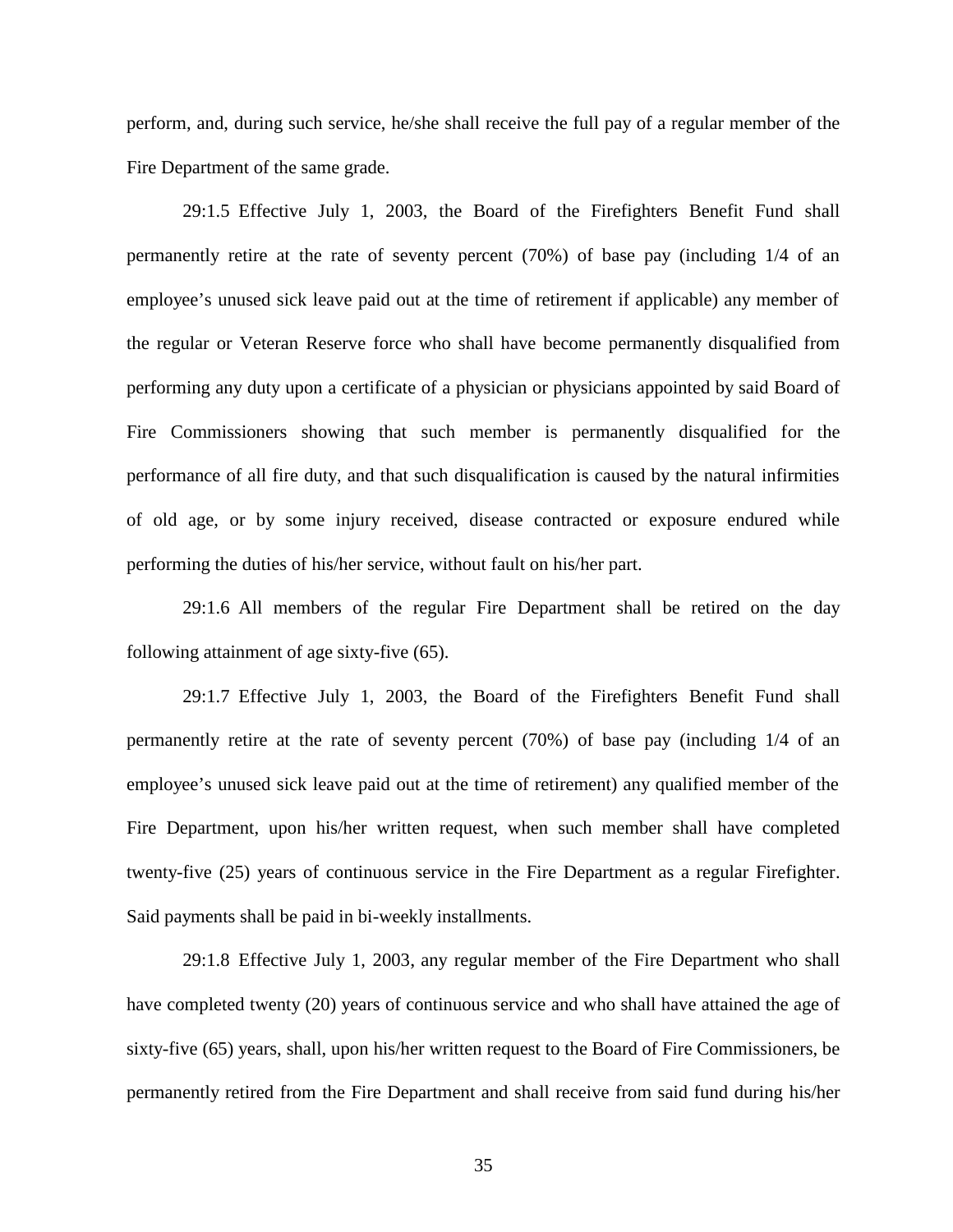perform, and, during such service, he/she shall receive the full pay of a regular member of the Fire Department of the same grade.

29:1.5 Effective July 1, 2003, the Board of the Firefighters Benefit Fund shall permanently retire at the rate of seventy percent (70%) of base pay (including 1/4 of an employee's unused sick leave paid out at the time of retirement if applicable) any member of the regular or Veteran Reserve force who shall have become permanently disqualified from performing any duty upon a certificate of a physician or physicians appointed by said Board of Fire Commissioners showing that such member is permanently disqualified for the performance of all fire duty, and that such disqualification is caused by the natural infirmities of old age, or by some injury received, disease contracted or exposure endured while performing the duties of his/her service, without fault on his/her part.

29:1.6 All members of the regular Fire Department shall be retired on the day following attainment of age sixty-five (65).

29:1.7 Effective July 1, 2003, the Board of the Firefighters Benefit Fund shall permanently retire at the rate of seventy percent (70%) of base pay (including 1/4 of an employee's unused sick leave paid out at the time of retirement) any qualified member of the Fire Department, upon his/her written request, when such member shall have completed twenty-five (25) years of continuous service in the Fire Department as a regular Firefighter. Said payments shall be paid in bi-weekly installments.

29:1.8 Effective July 1, 2003, any regular member of the Fire Department who shall have completed twenty (20) years of continuous service and who shall have attained the age of sixty-five (65) years, shall, upon his/her written request to the Board of Fire Commissioners, be permanently retired from the Fire Department and shall receive from said fund during his/her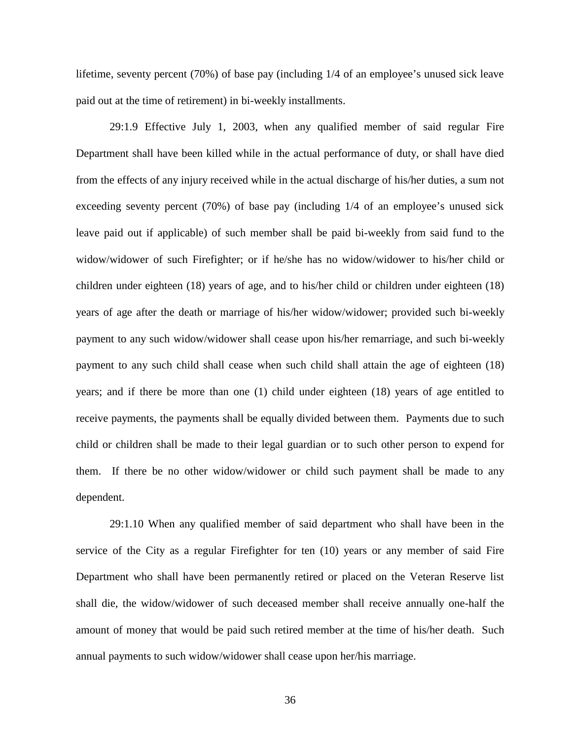lifetime, seventy percent (70%) of base pay (including 1/4 of an employee's unused sick leave paid out at the time of retirement) in bi-weekly installments.

29:1.9 Effective July 1, 2003, when any qualified member of said regular Fire Department shall have been killed while in the actual performance of duty, or shall have died from the effects of any injury received while in the actual discharge of his/her duties, a sum not exceeding seventy percent (70%) of base pay (including 1/4 of an employee's unused sick leave paid out if applicable) of such member shall be paid bi-weekly from said fund to the widow/widower of such Firefighter; or if he/she has no widow/widower to his/her child or children under eighteen (18) years of age, and to his/her child or children under eighteen (18) years of age after the death or marriage of his/her widow/widower; provided such bi-weekly payment to any such widow/widower shall cease upon his/her remarriage, and such bi-weekly payment to any such child shall cease when such child shall attain the age of eighteen (18) years; and if there be more than one (1) child under eighteen (18) years of age entitled to receive payments, the payments shall be equally divided between them. Payments due to such child or children shall be made to their legal guardian or to such other person to expend for them. If there be no other widow/widower or child such payment shall be made to any dependent.

29:1.10 When any qualified member of said department who shall have been in the service of the City as a regular Firefighter for ten (10) years or any member of said Fire Department who shall have been permanently retired or placed on the Veteran Reserve list shall die, the widow/widower of such deceased member shall receive annually one-half the amount of money that would be paid such retired member at the time of his/her death. Such annual payments to such widow/widower shall cease upon her/his marriage.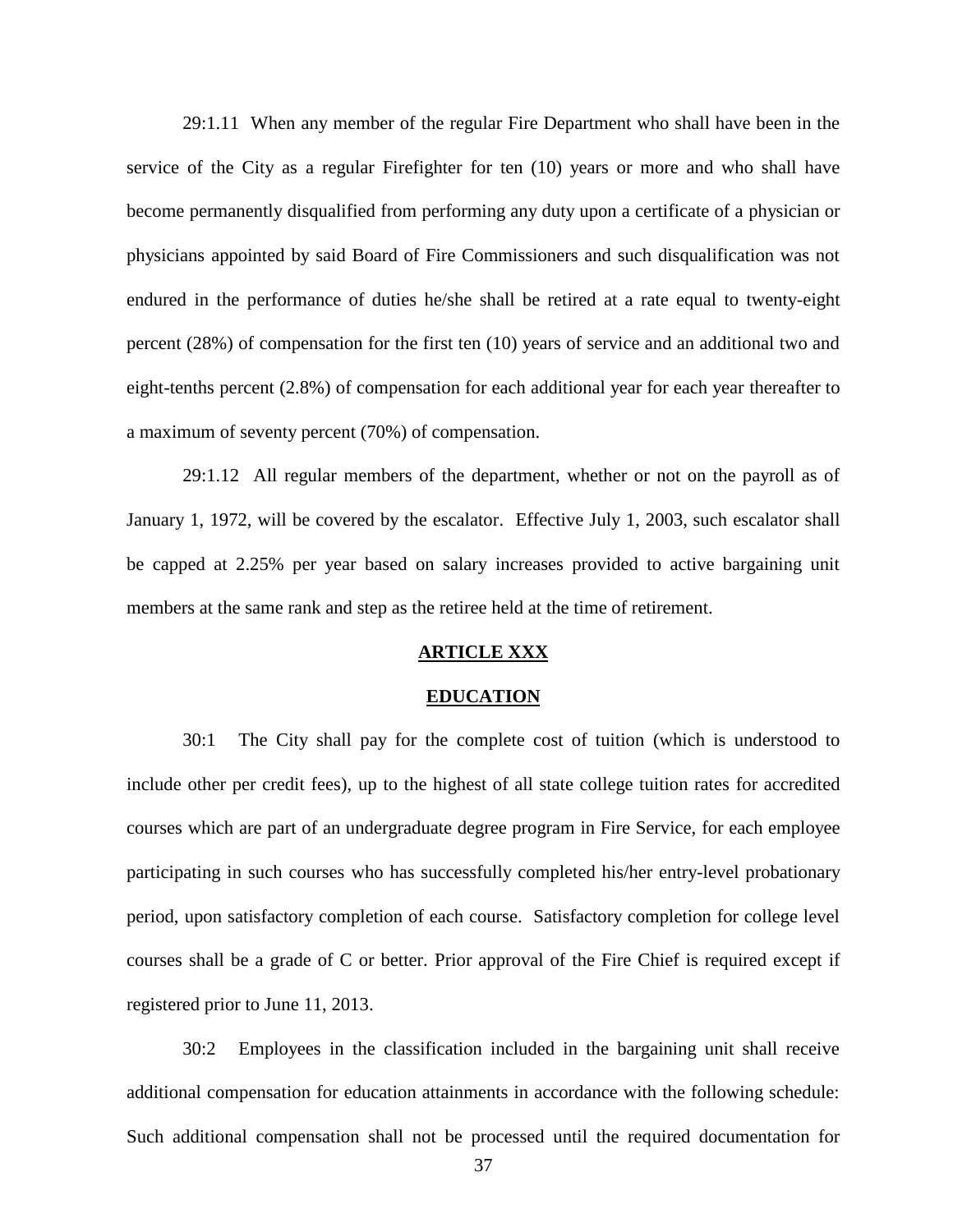29:1.11 When any member of the regular Fire Department who shall have been in the service of the City as a regular Firefighter for ten (10) years or more and who shall have become permanently disqualified from performing any duty upon a certificate of a physician or physicians appointed by said Board of Fire Commissioners and such disqualification was not endured in the performance of duties he/she shall be retired at a rate equal to twenty-eight percent (28%) of compensation for the first ten (10) years of service and an additional two and eight-tenths percent (2.8%) of compensation for each additional year for each year thereafter to a maximum of seventy percent (70%) of compensation.

29:1.12 All regular members of the department, whether or not on the payroll as of January 1, 1972, will be covered by the escalator. Effective July 1, 2003, such escalator shall be capped at 2.25% per year based on salary increases provided to active bargaining unit members at the same rank and step as the retiree held at the time of retirement.

## ARTICLE XXX

## EDUCATION

30:1 The City shall pay for the complete cost of tuition (which is understood to include other per credit fees), up to the highest of all state college tuition rates for accredited courses which are part of an undergraduate degree program in Fire Service, for each employee participating in such courses who has successfully completed his/her entry-level probationary period, upon satisfactory completion of each course. Satisfactory completion for college level courses shall be a grade of C or better. Prior approval of the Fire Chief is required except if registered prior to June 11, 2013.

30:2 Employees in the classification included in the bargaining unit shall receive additional compensation for education attainments in accordance with the following schedule: Such additional compensation shall not be processed until the required documentation for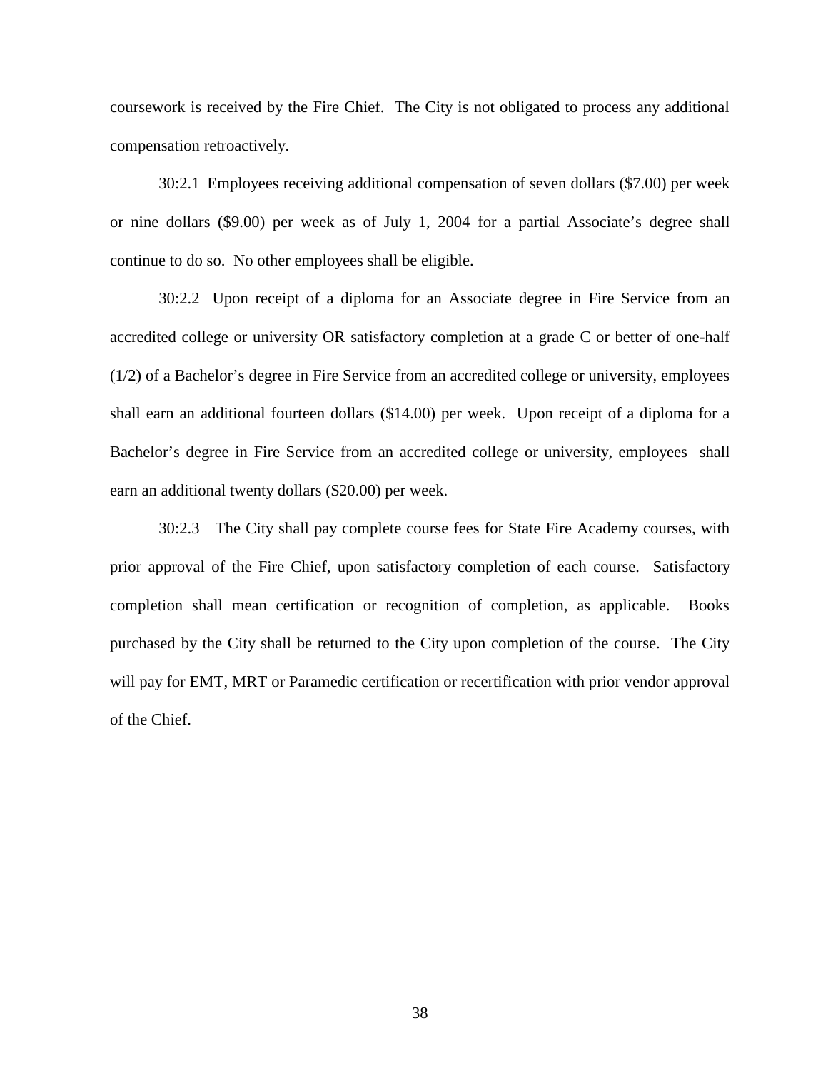coursework is received by the Fire Chief. The City is not obligated to process any additional compensation retroactively.

30:2.1 Employees receiving additional compensation of seven dollars ($7.00) per week or nine dollars ($9.00) per week as of July 1, 2004 for a partial Associate's degree shall continue to do so. No other employees shall be eligible.

30:2.2 Upon receipt of a diploma for an Associate degree in Fire Service from an accredited college or university OR satisfactory completion at a grade C or better of one-half (1/2) of a Bachelor's degree in Fire Service from an accredited college or university, employees shall earn an additional fourteen dollars ($14.00) per week. Upon receipt of a diploma for a Bachelor's degree in Fire Service from an accredited college or university, employees shall earn an additional twenty dollars ($20.00) per week.

30:2.3 The City shall pay complete course fees for State Fire Academy courses, with prior approval of the Fire Chief, upon satisfactory completion of each course. Satisfactory completion shall mean certification or recognition of completion, as applicable. Books purchased by the City shall be returned to the City upon completion of the course. The City will pay for EMT, MRT or Paramedic certification or recertification with prior vendor approval of the Chief.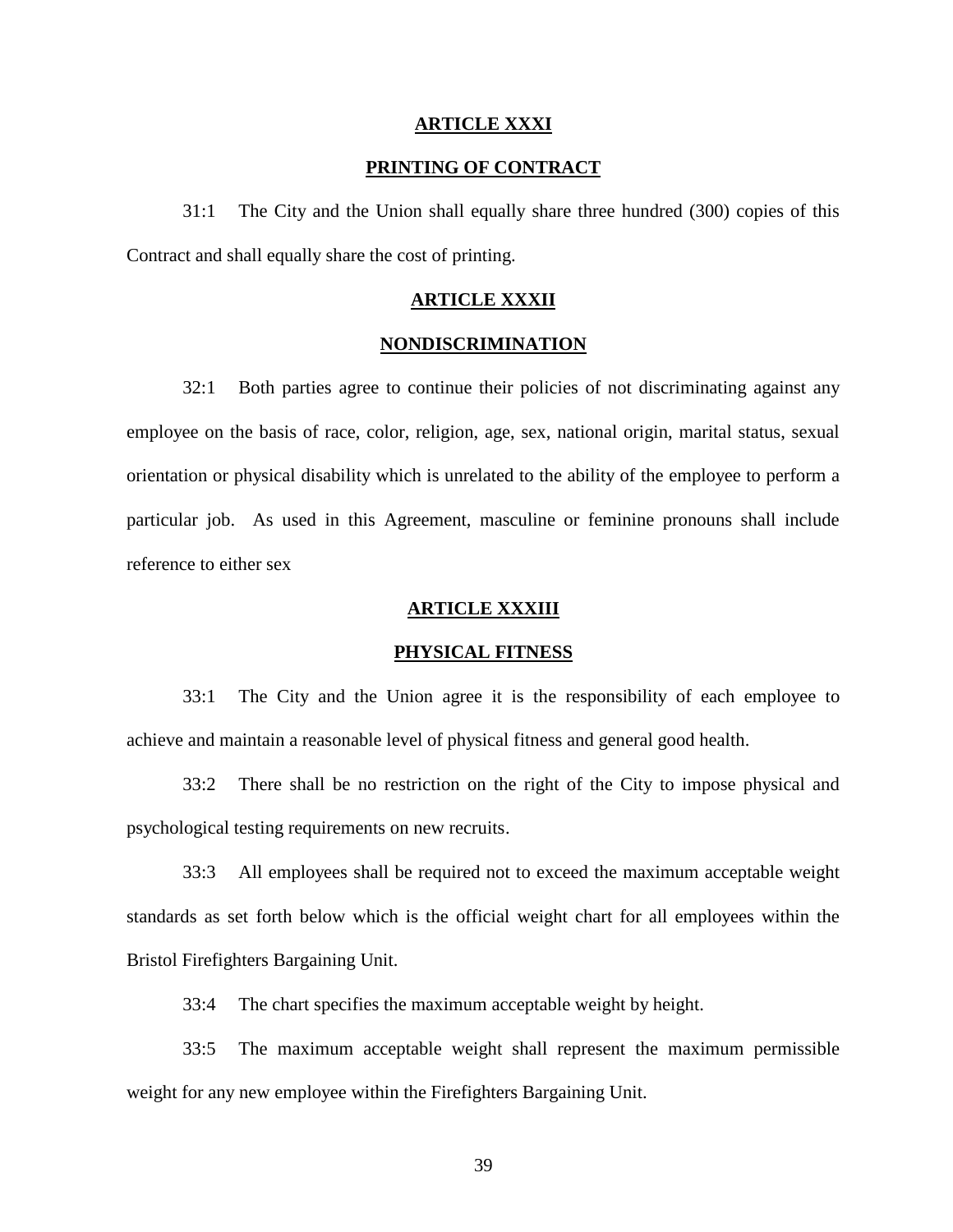## ARTICLE XXXI

## PRINTING OF CONTRACT

31:1 The City and the Union shall equally share three hundred (300) copies of this Contract and shall equally share the cost of printing.

## ARTICLE XXXII

## NONDISCRIMINATION

32:1 Both parties agree to continue their policies of not discriminating against any employee on the basis of race, color, religion, age, sex, national origin, marital status, sexual orientation or physical disability which is unrelated to the ability of the employee to perform a particular job. As used in this Agreement, masculine or feminine pronouns shall include reference to either sex

## ARTICLE XXXIII

## PHYSICAL FITNESS

33:1 The City and the Union agree it is the responsibility of each employee to achieve and maintain a reasonable level of physical fitness and general good health.

33:2 There shall be no restriction on the right of the City to impose physical and psychological testing requirements on new recruits.

33:3 All employees shall be required not to exceed the maximum acceptable weight standards as set forth below which is the official weight chart for all employees within the Bristol Firefighters Bargaining Unit.

33:4 The chart specifies the maximum acceptable weight by height.

33:5 The maximum acceptable weight shall represent the maximum permissible weight for any new employee within the Firefighters Bargaining Unit.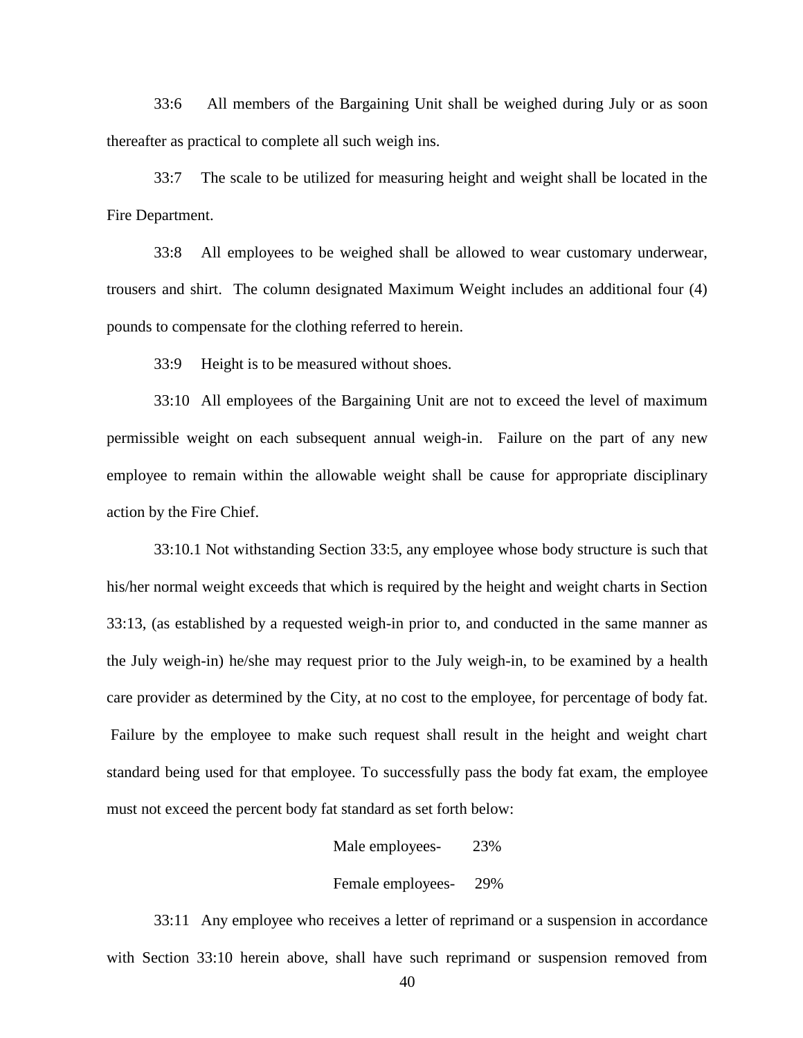33:6 All members of the Bargaining Unit shall be weighed during July or as soon thereafter as practical to complete all such weigh ins.

33:7 The scale to be utilized for measuring height and weight shall be located in the Fire Department.

33:8 All employees to be weighed shall be allowed to wear customary underwear, trousers and shirt. The column designated Maximum Weight includes an additional four (4) pounds to compensate for the clothing referred to herein.

33:9 Height is to be measured without shoes.

33:10 All employees of the Bargaining Unit are not to exceed the level of maximum permissible weight on each subsequent annual weigh-in. Failure on the part of any new employee to remain within the allowable weight shall be cause for appropriate disciplinary action by the Fire Chief.

33:10.1 Not withstanding Section 33:5, any employee whose body structure is such that his/her normal weight exceeds that which is required by the height and weight charts in Section 33:13, (as established by a requested weigh-in prior to, and conducted in the same manner as the July weigh-in) he/she may request prior to the July weigh-in, to be examined by a health care provider as determined by the City, at no cost to the employee, for percentage of body fat. Failure by the employee to make such request shall result in the height and weight chart standard being used for that employee. To successfully pass the body fat exam, the employee must not exceed the percent body fat standard as set forth below:

Male employees- 23%

Female employees- 29%

33:11 Any employee who receives a letter of reprimand or a suspension in accordance with Section 33:10 herein above, shall have such reprimand or suspension removed from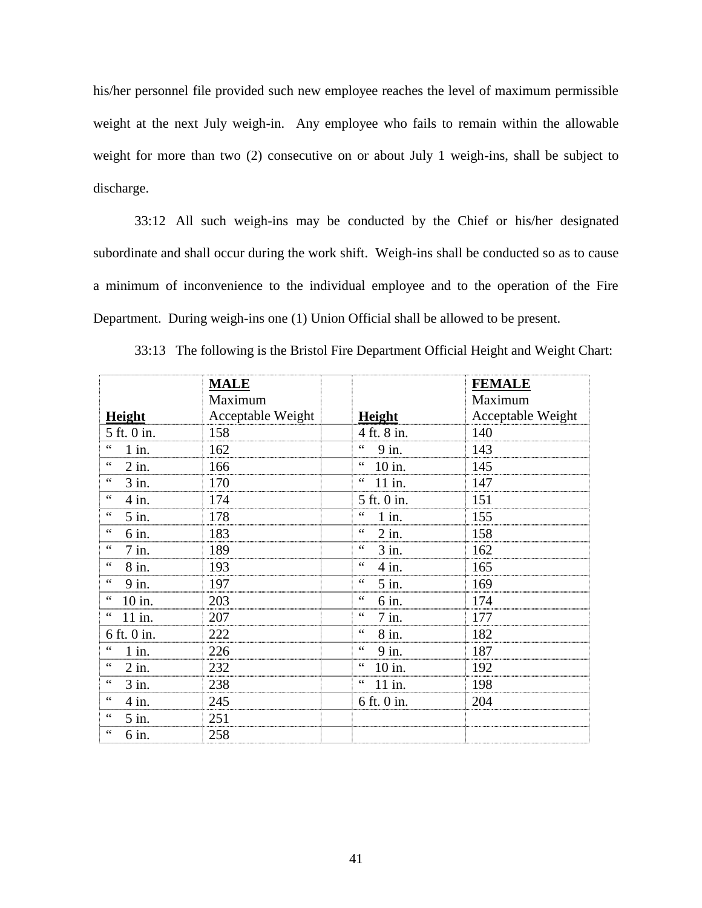his/her personnel file provided such new employee reaches the level of maximum permissible weight at the next July weigh-in. Any employee who fails to remain within the allowable weight for more than two (2) consecutive on or about July 1 weigh-ins, shall be subject to discharge.

33:12 All such weigh-ins may be conducted by the Chief or his/her designated subordinate and shall occur during the work shift. Weigh-ins shall be conducted so as to cause a minimum of inconvenience to the individual employee and to the operation of the Fire Department. During weigh-ins one (1) Union Official shall be allowed to be present.

33:13 The following is the Bristol Fire Department Official Height and Weight Chart:

| **Height** | **MALE** Maximum Acceptable Weight | | **Height** | **FEMALE** Maximum Acceptable Weight |
|---|---|---|---|---|
| 5 ft. 0 in. | 158 | | 4 ft. 8 in. | 140 |
| " 1 in. | 162 | | " 9 in. | 143 |
| " 2 in. | 166 | | " 10 in. | 145 |
| " 3 in. | 170 | | " 11 in. | 147 |
| " 4 in. | 174 | | 5 ft. 0 in. | 151 |
| " 5 in. | 178 | | " 1 in. | 155 |
| " 6 in. | 183 | | " 2 in. | 158 |
| " 7 in. | 189 | | " 3 in. | 162 |
| " 8 in. | 193 | | " 4 in. | 165 |
| " 9 in. | 197 | | " 5 in. | 169 |
| " 10 in. | 203 | | " 6 in. | 174 |
| " 11 in. | 207 | | " 7 in. | 177 |
| 6 ft. 0 in. | 222 | | " 8 in. | 182 |
| " 1 in. | 226 | | " 9 in. | 187 |
| " 2 in. | 232 | | " 10 in. | 192 |
| " 3 in. | 238 | | " 11 in. | 198 |
| " 4 in. | 245 | | 6 ft. 0 in. | 204 |
| " 5 in. | 251 | | | |
| " 6 in. | 258 | | | |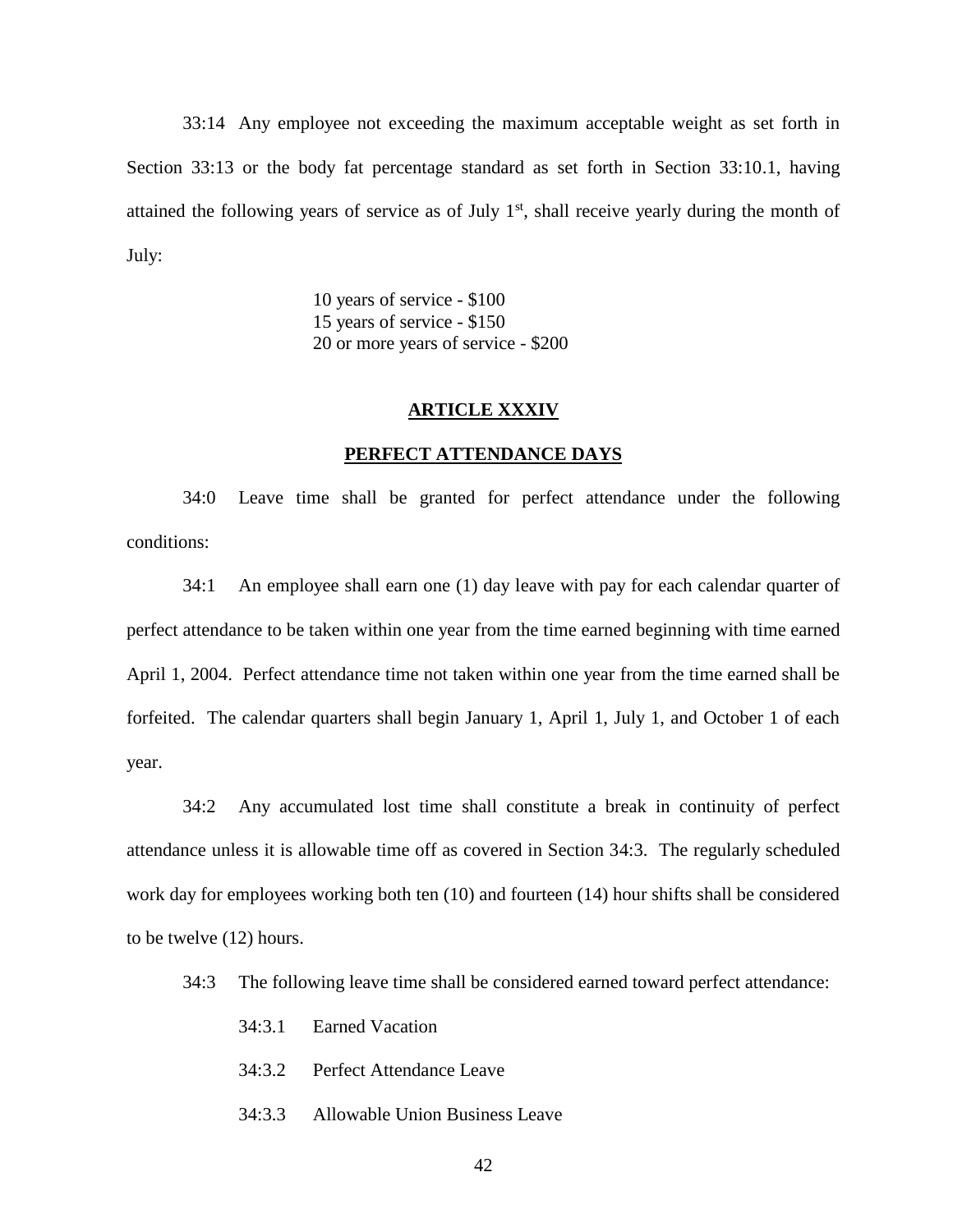33:14 Any employee not exceeding the maximum acceptable weight as set forth in Section 33:13 or the body fat percentage standard as set forth in Section 33:10.1, having attained the following years of service as of July 1st, shall receive yearly during the month of July:

10 years of service - $100
15 years of service - $150
20 or more years of service - $200

## ARTICLE XXXIV

## PERFECT ATTENDANCE DAYS

34:0 Leave time shall be granted for perfect attendance under the following conditions:

34:1 An employee shall earn one (1) day leave with pay for each calendar quarter of perfect attendance to be taken within one year from the time earned beginning with time earned April 1, 2004. Perfect attendance time not taken within one year from the time earned shall be forfeited. The calendar quarters shall begin January 1, April 1, July 1, and October 1 of each year.

34:2 Any accumulated lost time shall constitute a break in continuity of perfect attendance unless it is allowable time off as covered in Section 34:3. The regularly scheduled work day for employees working both ten (10) and fourteen (14) hour shifts shall be considered to be twelve (12) hours.

34:3 The following leave time shall be considered earned toward perfect attendance:

34:3.1 Earned Vacation

34:3.2 Perfect Attendance Leave

34:3.3 Allowable Union Business Leave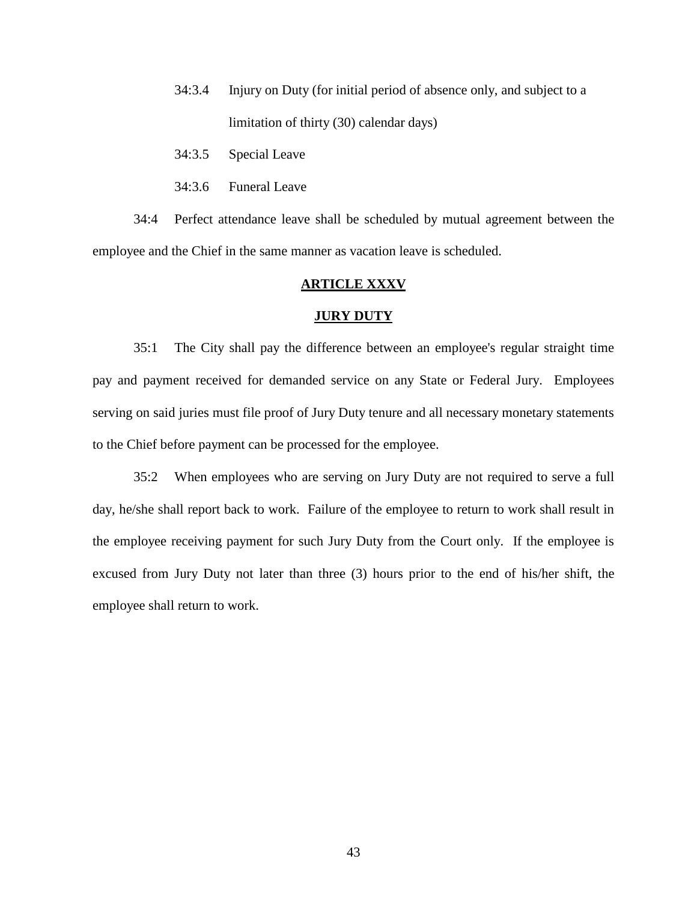34:3.4 Injury on Duty (for initial period of absence only, and subject to a limitation of thirty (30) calendar days)

34:3.5 Special Leave

34:3.6 Funeral Leave

34:4 Perfect attendance leave shall be scheduled by mutual agreement between the employee and the Chief in the same manner as vacation leave is scheduled.

## ARTICLE XXXV

## JURY DUTY

35:1 The City shall pay the difference between an employee's regular straight time pay and payment received for demanded service on any State or Federal Jury. Employees serving on said juries must file proof of Jury Duty tenure and all necessary monetary statements to the Chief before payment can be processed for the employee.

35:2 When employees who are serving on Jury Duty are not required to serve a full day, he/she shall report back to work. Failure of the employee to return to work shall result in the employee receiving payment for such Jury Duty from the Court only. If the employee is excused from Jury Duty not later than three (3) hours prior to the end of his/her shift, the employee shall return to work.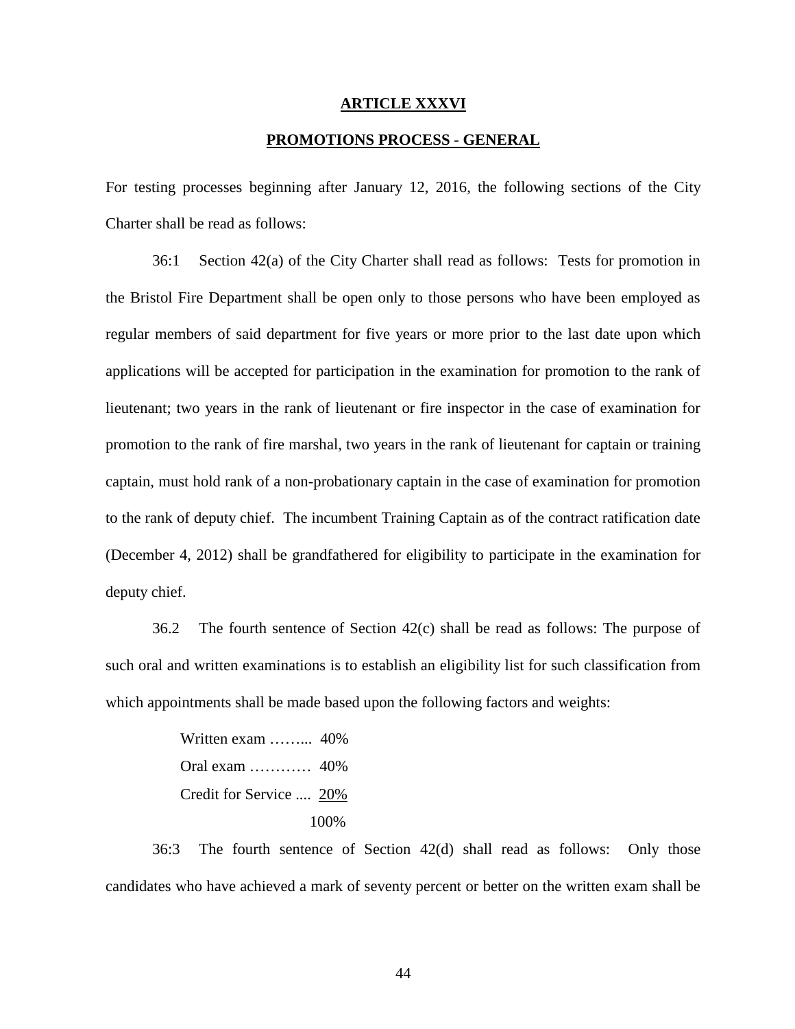## ARTICLE XXXVI

## PROMOTIONS PROCESS - GENERAL

For testing processes beginning after January 12, 2016, the following sections of the City Charter shall be read as follows:

36:1 Section 42(a) of the City Charter shall read as follows: Tests for promotion in the Bristol Fire Department shall be open only to those persons who have been employed as regular members of said department for five years or more prior to the last date upon which applications will be accepted for participation in the examination for promotion to the rank of lieutenant; two years in the rank of lieutenant or fire inspector in the case of examination for promotion to the rank of fire marshal, two years in the rank of lieutenant for captain or training captain, must hold rank of a non-probationary captain in the case of examination for promotion to the rank of deputy chief. The incumbent Training Captain as of the contract ratification date (December 4, 2012) shall be grandfathered for eligibility to participate in the examination for deputy chief.

36.2 The fourth sentence of Section 42(c) shall be read as follows: The purpose of such oral and written examinations is to establish an eligibility list for such classification from which appointments shall be made based upon the following factors and weights:

Written exam ……... 40%
Oral exam ………… 40%
Credit for Service .... 20%
100%

36:3 The fourth sentence of Section 42(d) shall read as follows: Only those candidates who have achieved a mark of seventy percent or better on the written exam shall be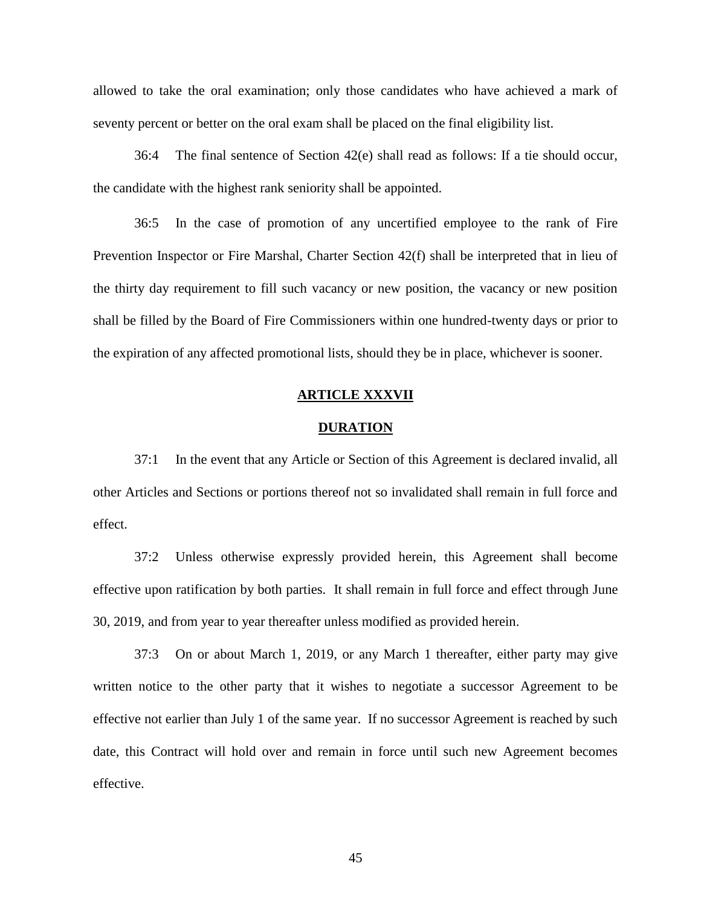allowed to take the oral examination; only those candidates who have achieved a mark of seventy percent or better on the oral exam shall be placed on the final eligibility list.

36:4 The final sentence of Section 42(e) shall read as follows: If a tie should occur, the candidate with the highest rank seniority shall be appointed.

36:5 In the case of promotion of any uncertified employee to the rank of Fire Prevention Inspector or Fire Marshal, Charter Section 42(f) shall be interpreted that in lieu of the thirty day requirement to fill such vacancy or new position, the vacancy or new position shall be filled by the Board of Fire Commissioners within one hundred-twenty days or prior to the expiration of any affected promotional lists, should they be in place, whichever is sooner.

## ARTICLE XXXVII

## DURATION

37:1 In the event that any Article or Section of this Agreement is declared invalid, all other Articles and Sections or portions thereof not so invalidated shall remain in full force and effect.

37:2 Unless otherwise expressly provided herein, this Agreement shall become effective upon ratification by both parties. It shall remain in full force and effect through June 30, 2019, and from year to year thereafter unless modified as provided herein.

37:3 On or about March 1, 2019, or any March 1 thereafter, either party may give written notice to the other party that it wishes to negotiate a successor Agreement to be effective not earlier than July 1 of the same year. If no successor Agreement is reached by such date, this Contract will hold over and remain in force until such new Agreement becomes effective.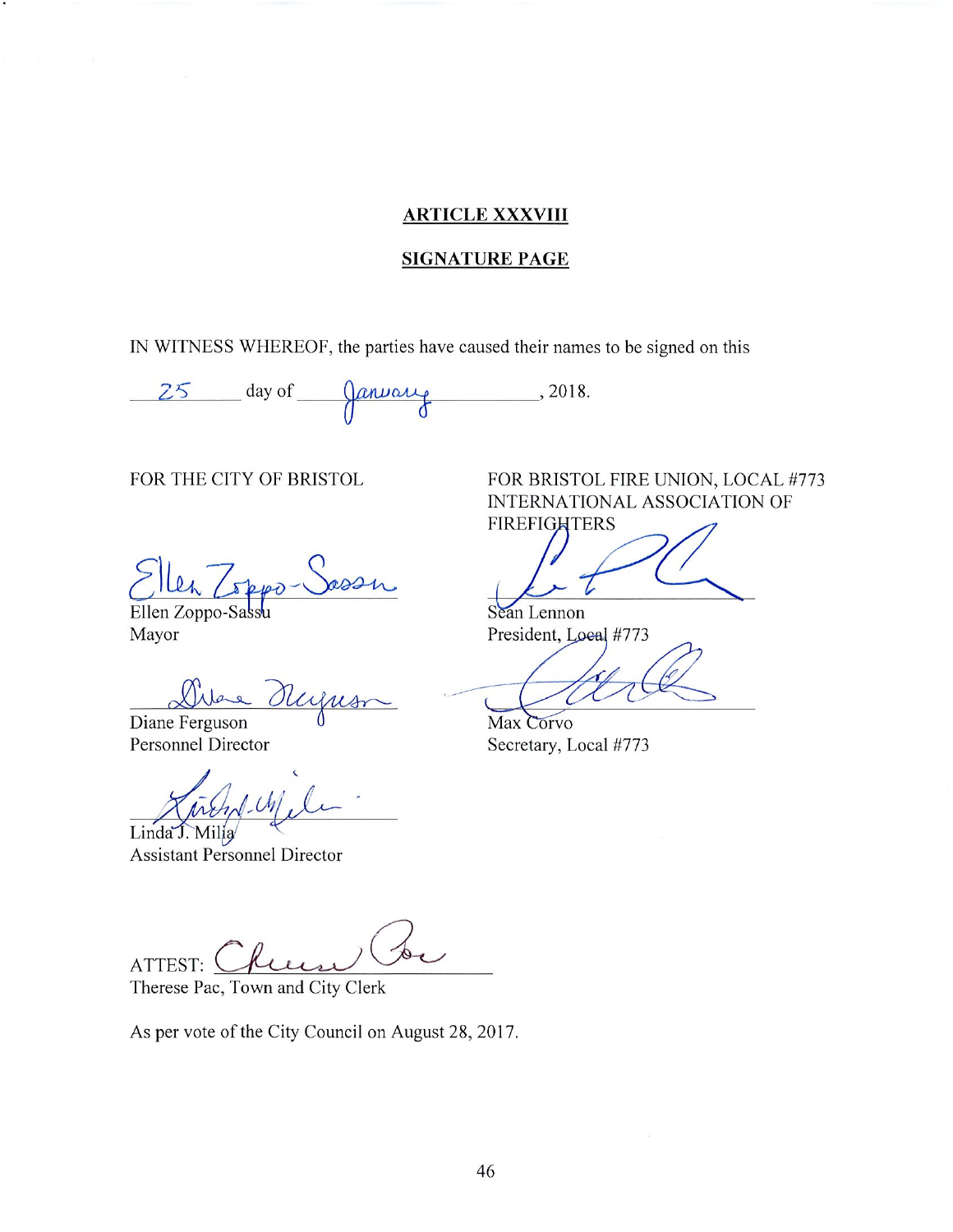## ARTICLE XXXVIII

## SIGNATURE PAGE

IN WITNESS WHEREOF, the parties have caused their names to be signed on this

25 day of January, 2018.

FOR THE CITY OF BRISTOL

Ellen Zoppo-Sassu
Mayor

Diane Ferguson
Personnel Director

Linda J. Milia
Assistant Personnel Director

FOR BRISTOL FIRE UNION, LOCAL #773 INTERNATIONAL ASSOCIATION OF FIREFIGHTERS

Sean Lennon
President, Local #773

Max Corvo
Secretary, Local #773

ATTEST:
Therese Pac, Town and City Clerk

As per vote of the City Council on August 28, 2017.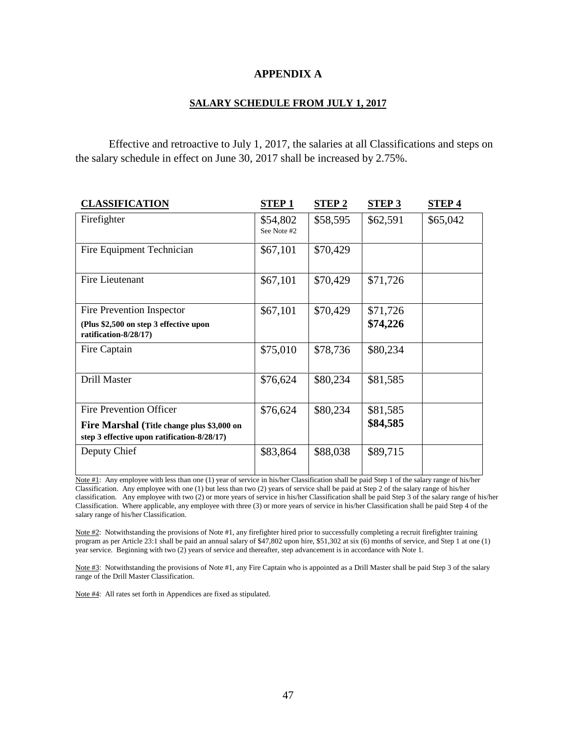# APPENDIX A

## SALARY SCHEDULE FROM JULY 1, 2017

Effective and retroactive to July 1, 2017, the salaries at all Classifications and steps on the salary schedule in effect on June 30, 2017 shall be increased by 2.75%.

| CLASSIFICATION | STEP 1 | STEP 2 | STEP 3 | STEP 4 |
|---|---|---|---|---|
| Firefighter | $54,802 See Note #2 | $58,595 | $62,591 | $65,042 |
| Fire Equipment Technician | $67,101 | $70,429 | | |
| Fire Lieutenant | $67,101 | $70,429 | $71,726 | |
| Fire Prevention Inspector **(Plus $2,500 on step 3 effective upon ratification-8/28/17)** | $67,101 | $70,429 | $71,726 **$74,226** | |
| Fire Captain | $75,010 | $78,736 | $80,234 | |
| Drill Master | $76,624 | $80,234 | $81,585 | |
| Fire Prevention Officer **Fire Marshal (Title change plus $3,000 on step 3 effective upon ratification-8/28/17)** | $76,624 | $80,234 | $81,585 **$84,585** | |
| Deputy Chief | $83,864 | $88,038 | $89,715 | |

Note #1: Any employee with less than one (1) year of service in his/her Classification shall be paid Step 1 of the salary range of his/her Classification. Any employee with one (1) but less than two (2) years of service shall be paid at Step 2 of the salary range of his/her classification. Any employee with two (2) or more years of service in his/her Classification shall be paid Step 3 of the salary range of his/her Classification. Where applicable, any employee with three (3) or more years of service in his/her Classification shall be paid Step 4 of the salary range of his/her Classification.

Note #2: Notwithstanding the provisions of Note #1, any firefighter hired prior to successfully completing a recruit firefighter training program as per Article 23:1 shall be paid an annual salary of $47,802 upon hire, $51,302 at six (6) months of service, and Step 1 at one (1) year service. Beginning with two (2) years of service and thereafter, step advancement is in accordance with Note 1.

Note #3: Notwithstanding the provisions of Note #1, any Fire Captain who is appointed as a Drill Master shall be paid Step 3 of the salary range of the Drill Master Classification.

Note #4: All rates set forth in Appendices are fixed as stipulated.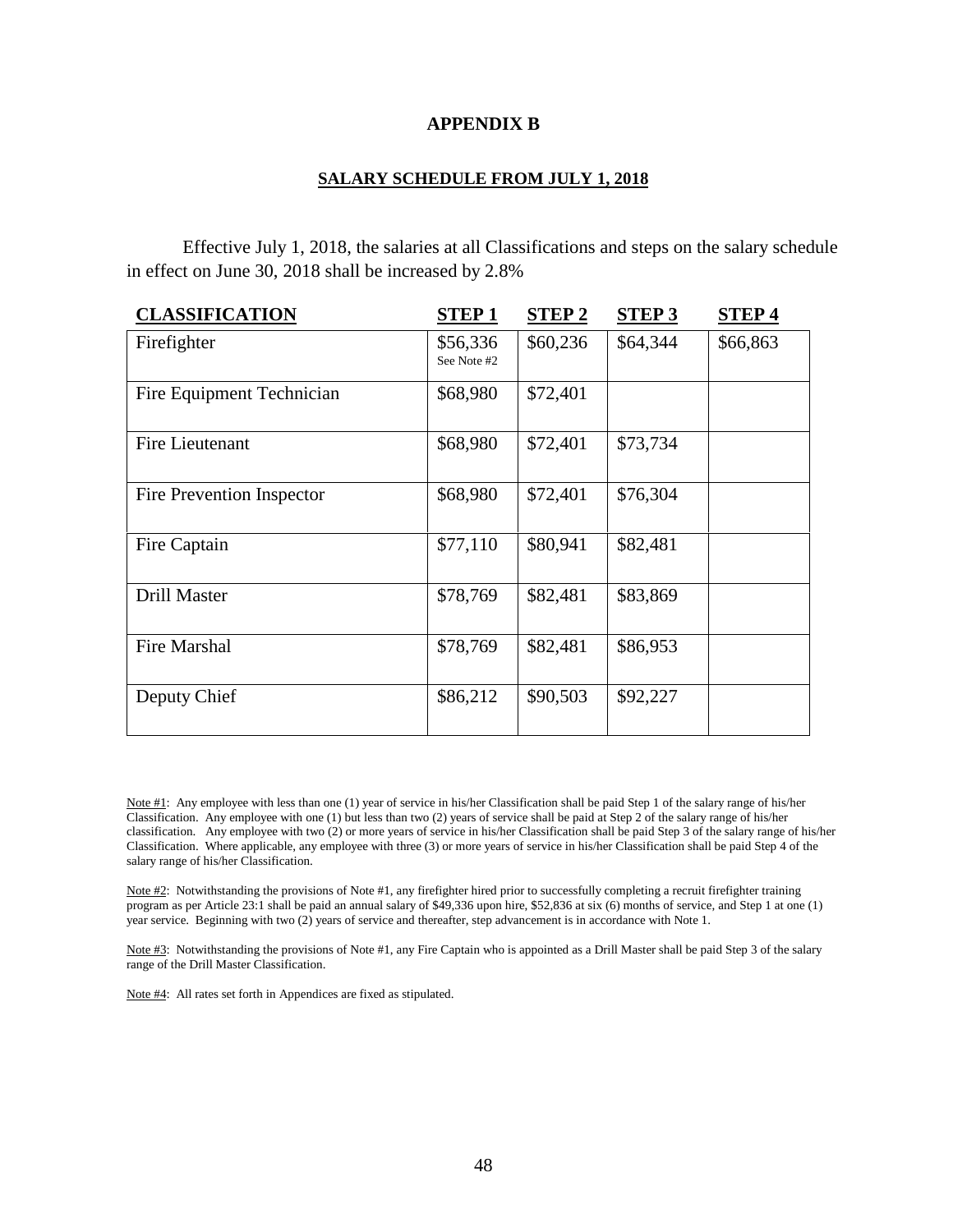# APPENDIX B

## SALARY SCHEDULE FROM JULY 1, 2018

Effective July 1, 2018, the salaries at all Classifications and steps on the salary schedule in effect on June 30, 2018 shall be increased by 2.8%

| CLASSIFICATION | STEP 1 | STEP 2 | STEP 3 | STEP 4 |
|---|---|---|---|---|
| Firefighter | $56,336 See Note #2 | $60,236 | $64,344 | $66,863 |
| Fire Equipment Technician | $68,980 | $72,401 | | |
| Fire Lieutenant | $68,980 | $72,401 | $73,734 | |
| Fire Prevention Inspector | $68,980 | $72,401 | $76,304 | |
| Fire Captain | $77,110 | $80,941 | $82,481 | |
| Drill Master | $78,769 | $82,481 | $83,869 | |
| Fire Marshal | $78,769 | $82,481 | $86,953 | |
| Deputy Chief | $86,212 | $90,503 | $92,227 | |

Note #1: Any employee with less than one (1) year of service in his/her Classification shall be paid Step 1 of the salary range of his/her Classification. Any employee with one (1) but less than two (2) years of service shall be paid at Step 2 of the salary range of his/her classification. Any employee with two (2) or more years of service in his/her Classification shall be paid Step 3 of the salary range of his/her Classification. Where applicable, any employee with three (3) or more years of service in his/her Classification shall be paid Step 4 of the salary range of his/her Classification.

Note #2: Notwithstanding the provisions of Note #1, any firefighter hired prior to successfully completing a recruit firefighter training program as per Article 23:1 shall be paid an annual salary of $49,336 upon hire, $52,836 at six (6) months of service, and Step 1 at one (1) year service. Beginning with two (2) years of service and thereafter, step advancement is in accordance with Note 1.

Note #3: Notwithstanding the provisions of Note #1, any Fire Captain who is appointed as a Drill Master shall be paid Step 3 of the salary range of the Drill Master Classification.

Note #4: All rates set forth in Appendices are fixed as stipulated.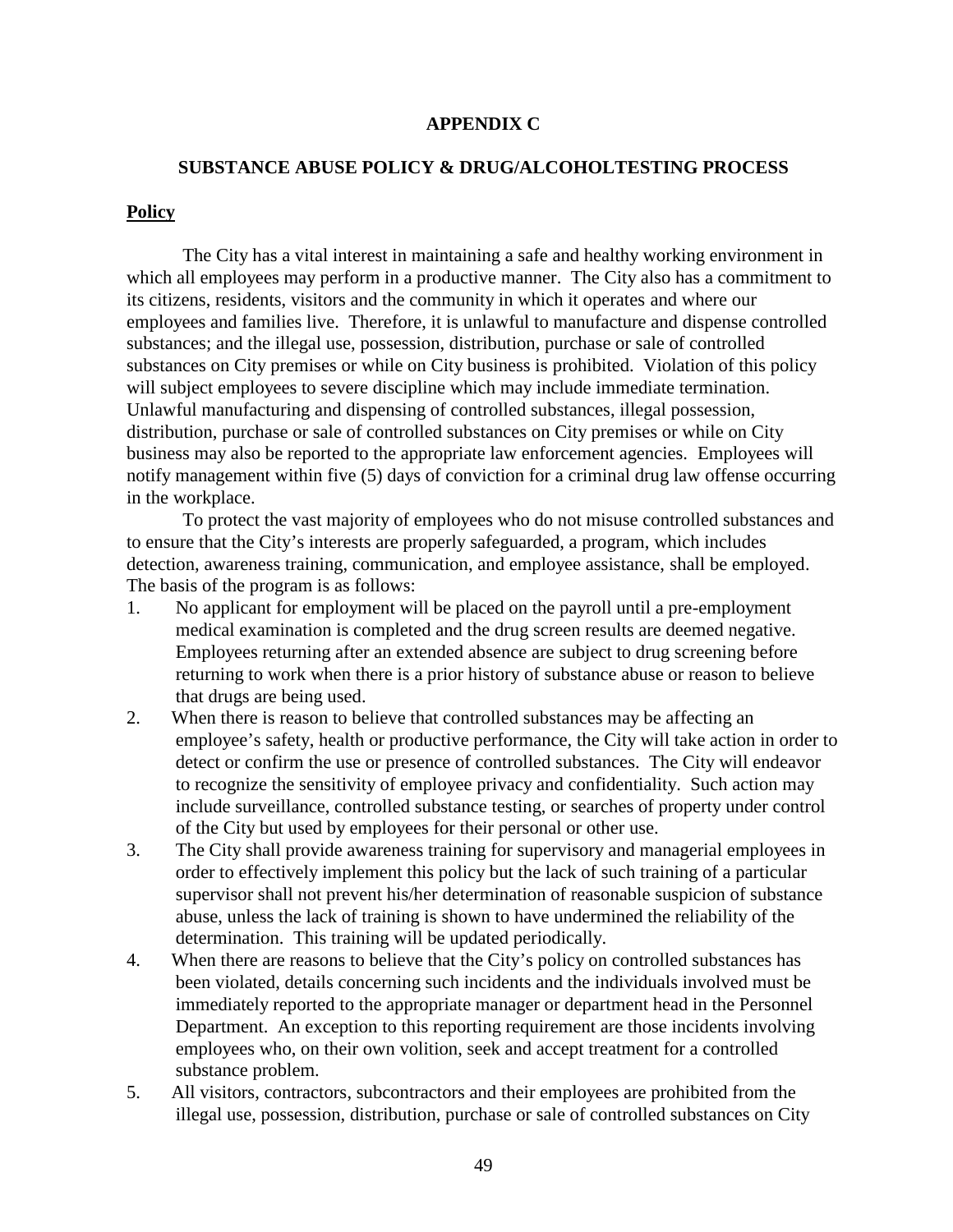## APPENDIX C

## SUBSTANCE ABUSE POLICY & DRUG/ALCOHOLTESTING PROCESS

### Policy

The City has a vital interest in maintaining a safe and healthy working environment in which all employees may perform in a productive manner. The City also has a commitment to its citizens, residents, visitors and the community in which it operates and where our employees and families live. Therefore, it is unlawful to manufacture and dispense controlled substances; and the illegal use, possession, distribution, purchase or sale of controlled substances on City premises or while on City business is prohibited. Violation of this policy will subject employees to severe discipline which may include immediate termination. Unlawful manufacturing and dispensing of controlled substances, illegal possession, distribution, purchase or sale of controlled substances on City premises or while on City business may also be reported to the appropriate law enforcement agencies. Employees will notify management within five (5) days of conviction for a criminal drug law offense occurring in the workplace.

To protect the vast majority of employees who do not misuse controlled substances and to ensure that the City's interests are properly safeguarded, a program, which includes detection, awareness training, communication, and employee assistance, shall be employed. The basis of the program is as follows:

1. No applicant for employment will be placed on the payroll until a pre-employment medical examination is completed and the drug screen results are deemed negative. Employees returning after an extended absence are subject to drug screening before returning to work when there is a prior history of substance abuse or reason to believe that drugs are being used.
2. When there is reason to believe that controlled substances may be affecting an employee's safety, health or productive performance, the City will take action in order to detect or confirm the use or presence of controlled substances. The City will endeavor to recognize the sensitivity of employee privacy and confidentiality. Such action may include surveillance, controlled substance testing, or searches of property under control of the City but used by employees for their personal or other use.
3. The City shall provide awareness training for supervisory and managerial employees in order to effectively implement this policy but the lack of such training of a particular supervisor shall not prevent his/her determination of reasonable suspicion of substance abuse, unless the lack of training is shown to have undermined the reliability of the determination. This training will be updated periodically.
4. When there are reasons to believe that the City's policy on controlled substances has been violated, details concerning such incidents and the individuals involved must be immediately reported to the appropriate manager or department head in the Personnel Department. An exception to this reporting requirement are those incidents involving employees who, on their own volition, seek and accept treatment for a controlled substance problem.
5. All visitors, contractors, subcontractors and their employees are prohibited from the illegal use, possession, distribution, purchase or sale of controlled substances on City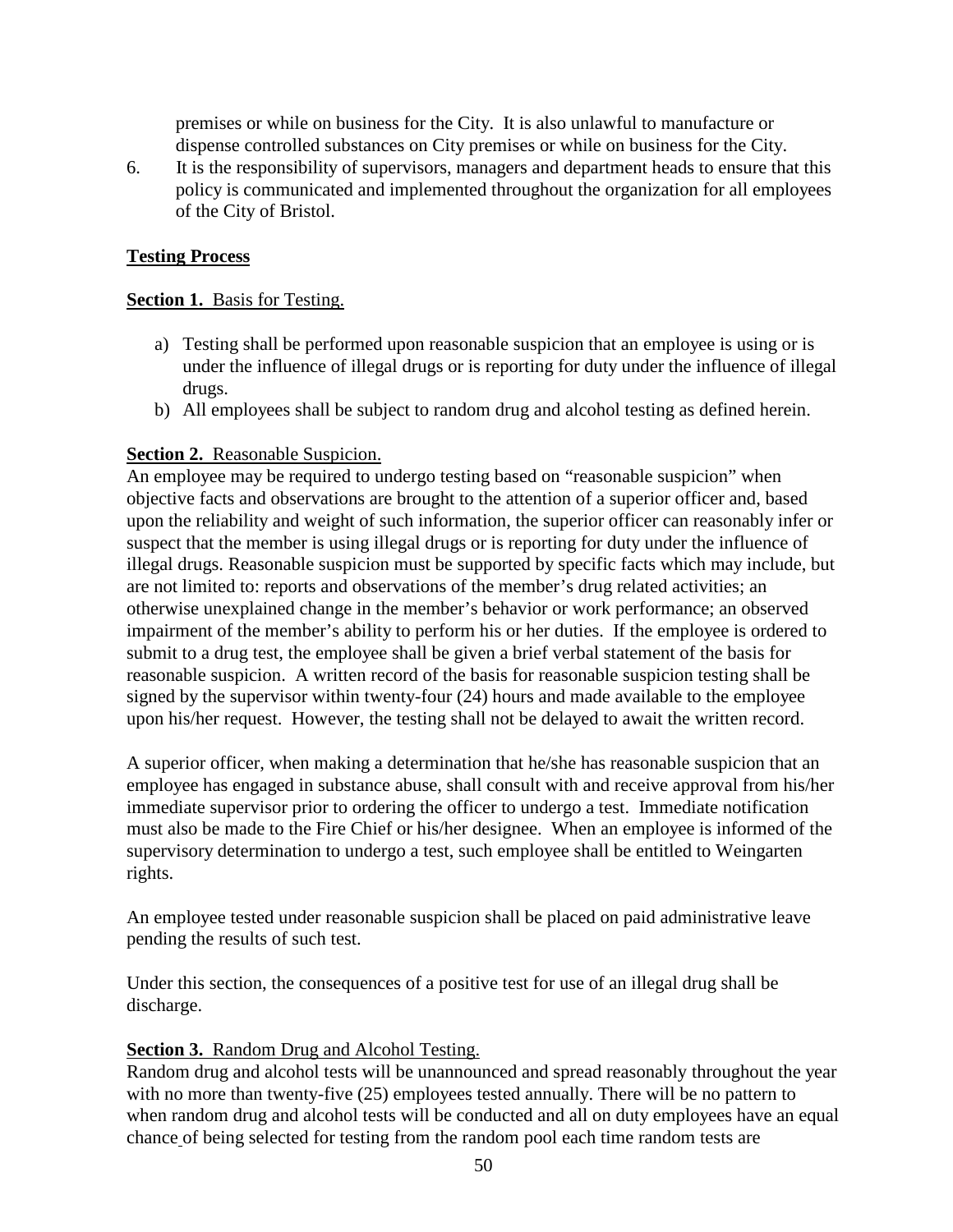premises or while on business for the City. It is also unlawful to manufacture or dispense controlled substances on City premises or while on business for the City.

6. It is the responsibility of supervisors, managers and department heads to ensure that this policy is communicated and implemented throughout the organization for all employees of the City of Bristol.

**Testing Process**

**Section 1.** Basis for Testing.

a) Testing shall be performed upon reasonable suspicion that an employee is using or is under the influence of illegal drugs or is reporting for duty under the influence of illegal drugs.
b) All employees shall be subject to random drug and alcohol testing as defined herein.

**Section 2.** Reasonable Suspicion.

An employee may be required to undergo testing based on "reasonable suspicion" when objective facts and observations are brought to the attention of a superior officer and, based upon the reliability and weight of such information, the superior officer can reasonably infer or suspect that the member is using illegal drugs or is reporting for duty under the influence of illegal drugs. Reasonable suspicion must be supported by specific facts which may include, but are not limited to: reports and observations of the member's drug related activities; an otherwise unexplained change in the member's behavior or work performance; an observed impairment of the member's ability to perform his or her duties. If the employee is ordered to submit to a drug test, the employee shall be given a brief verbal statement of the basis for reasonable suspicion. A written record of the basis for reasonable suspicion testing shall be signed by the supervisor within twenty-four (24) hours and made available to the employee upon his/her request. However, the testing shall not be delayed to await the written record.

A superior officer, when making a determination that he/she has reasonable suspicion that an employee has engaged in substance abuse, shall consult with and receive approval from his/her immediate supervisor prior to ordering the officer to undergo a test. Immediate notification must also be made to the Fire Chief or his/her designee. When an employee is informed of the supervisory determination to undergo a test, such employee shall be entitled to Weingarten rights.

An employee tested under reasonable suspicion shall be placed on paid administrative leave pending the results of such test.

Under this section, the consequences of a positive test for use of an illegal drug shall be discharge.

**Section 3.** Random Drug and Alcohol Testing.

Random drug and alcohol tests will be unannounced and spread reasonably throughout the year with no more than twenty-five (25) employees tested annually. There will be no pattern to when random drug and alcohol tests will be conducted and all on duty employees have an equal chance of being selected for testing from the random pool each time random tests are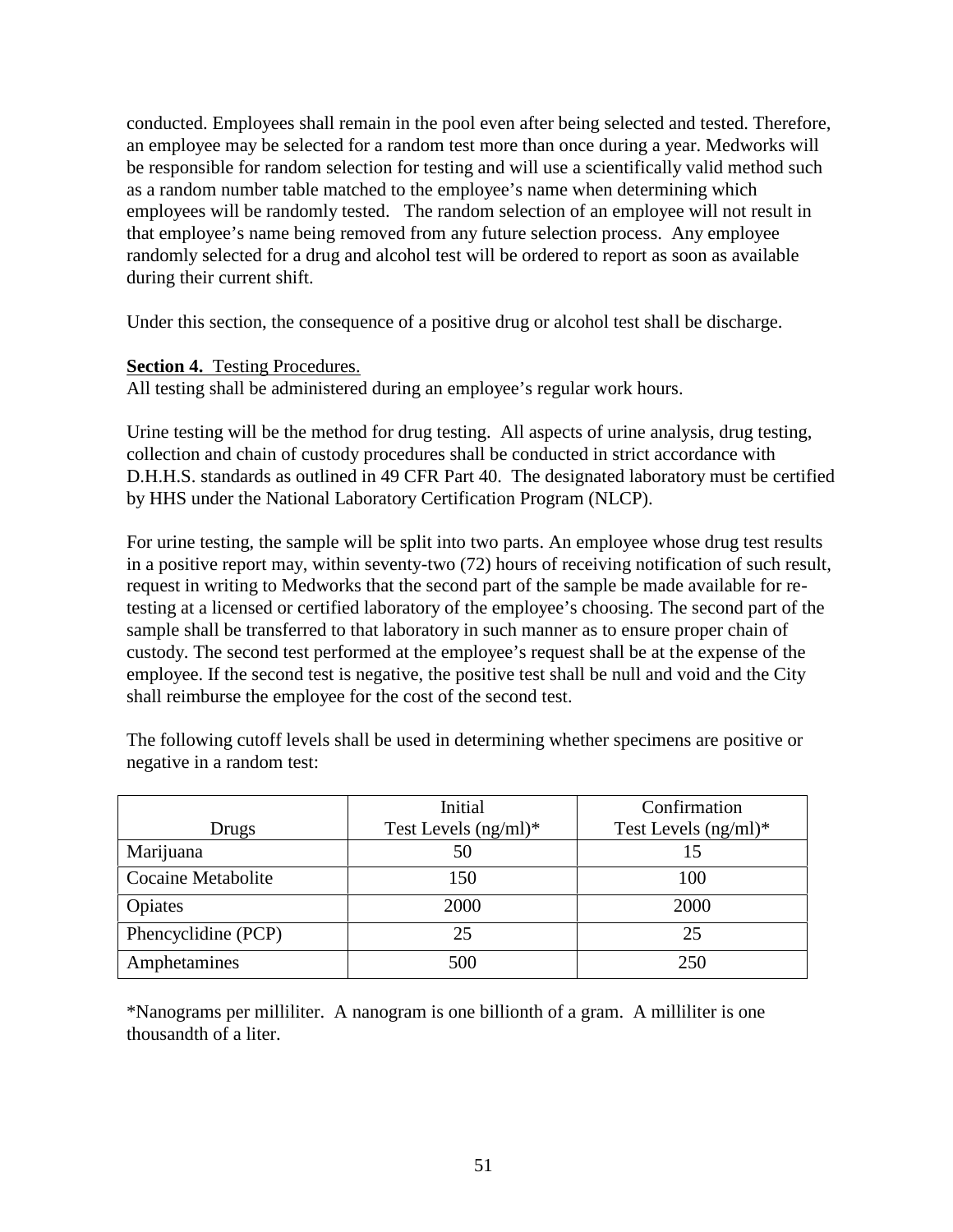conducted. Employees shall remain in the pool even after being selected and tested. Therefore, an employee may be selected for a random test more than once during a year. Medworks will be responsible for random selection for testing and will use a scientifically valid method such as a random number table matched to the employee's name when determining which employees will be randomly tested. The random selection of an employee will not result in that employee's name being removed from any future selection process. Any employee randomly selected for a drug and alcohol test will be ordered to report as soon as available during their current shift.

Under this section, the consequence of a positive drug or alcohol test shall be discharge.

**Section 4.** Testing Procedures.
All testing shall be administered during an employee's regular work hours.

Urine testing will be the method for drug testing. All aspects of urine analysis, drug testing, collection and chain of custody procedures shall be conducted in strict accordance with D.H.H.S. standards as outlined in 49 CFR Part 40. The designated laboratory must be certified by HHS under the National Laboratory Certification Program (NLCP).

For urine testing, the sample will be split into two parts. An employee whose drug test results in a positive report may, within seventy-two (72) hours of receiving notification of such result, request in writing to Medworks that the second part of the sample be made available for re-testing at a licensed or certified laboratory of the employee's choosing. The second part of the sample shall be transferred to that laboratory in such manner as to ensure proper chain of custody. The second test performed at the employee's request shall be at the expense of the employee. If the second test is negative, the positive test shall be null and void and the City shall reimburse the employee for the cost of the second test.

The following cutoff levels shall be used in determining whether specimens are positive or negative in a random test:

| Drugs | Initial Test Levels (ng/ml)* | Confirmation Test Levels (ng/ml)* |
|---|---|---|
| Marijuana | 50 | 15 |
| Cocaine Metabolite | 150 | 100 |
| Opiates | 2000 | 2000 |
| Phencyclidine (PCP) | 25 | 25 |
| Amphetamines | 500 | 250 |

*Nanograms per milliliter. A nanogram is one billionth of a gram. A milliliter is one thousandth of a liter.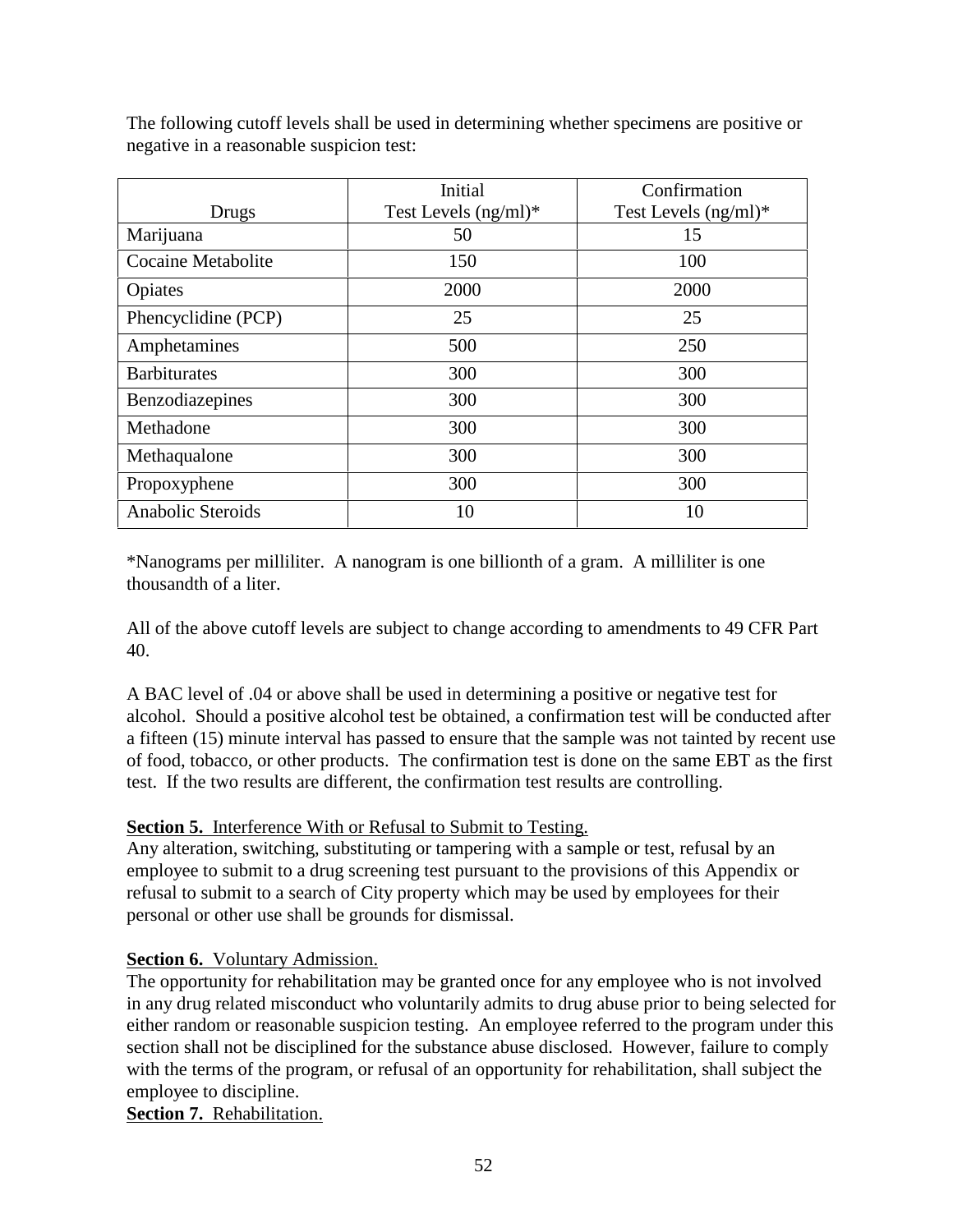The following cutoff levels shall be used in determining whether specimens are positive or negative in a reasonable suspicion test:

| Drugs | Initial Test Levels (ng/ml)* | Confirmation Test Levels (ng/ml)* |
|---|---|---|
| Marijuana | 50 | 15 |
| Cocaine Metabolite | 150 | 100 |
| Opiates | 2000 | 2000 |
| Phencyclidine (PCP) | 25 | 25 |
| Amphetamines | 500 | 250 |
| Barbiturates | 300 | 300 |
| Benzodiazepines | 300 | 300 |
| Methadone | 300 | 300 |
| Methaqualone | 300 | 300 |
| Propoxyphene | 300 | 300 |
| Anabolic Steroids | 10 | 10 |

*Nanograms per milliliter. A nanogram is one billionth of a gram. A milliliter is one thousandth of a liter.

All of the above cutoff levels are subject to change according to amendments to 49 CFR Part 40.

A BAC level of .04 or above shall be used in determining a positive or negative test for alcohol. Should a positive alcohol test be obtained, a confirmation test will be conducted after a fifteen (15) minute interval has passed to ensure that the sample was not tainted by recent use of food, tobacco, or other products. The confirmation test is done on the same EBT as the first test. If the two results are different, the confirmation test results are controlling.

**Section 5.** Interference With or Refusal to Submit to Testing.
Any alteration, switching, substituting or tampering with a sample or test, refusal by an employee to submit to a drug screening test pursuant to the provisions of this Appendix or refusal to submit to a search of City property which may be used by employees for their personal or other use shall be grounds for dismissal.

**Section 6.** Voluntary Admission.
The opportunity for rehabilitation may be granted once for any employee who is not involved in any drug related misconduct who voluntarily admits to drug abuse prior to being selected for either random or reasonable suspicion testing. An employee referred to the program under this section shall not be disciplined for the substance abuse disclosed. However, failure to comply with the terms of the program, or refusal of an opportunity for rehabilitation, shall subject the employee to discipline.

**Section 7.** Rehabilitation.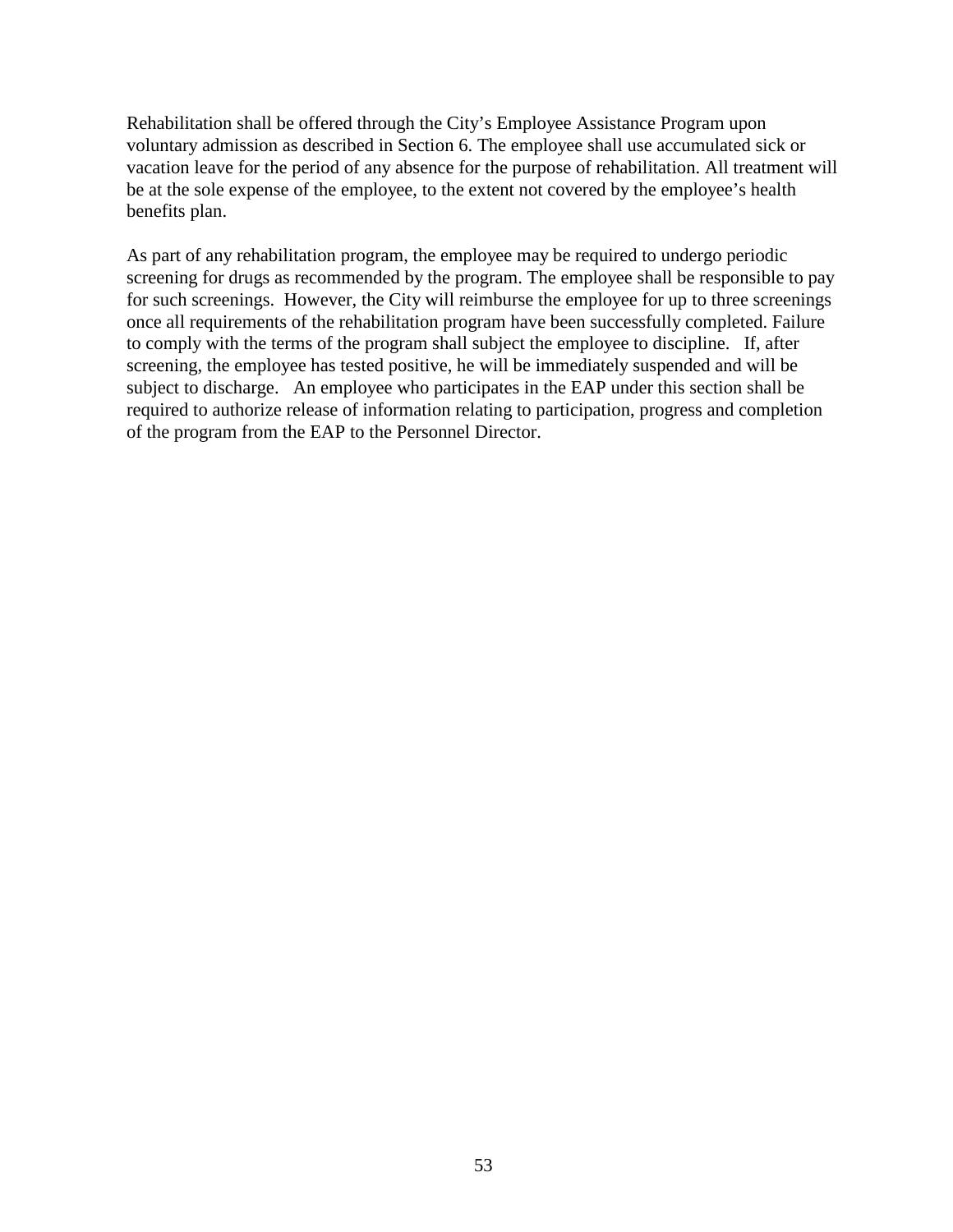Rehabilitation shall be offered through the City's Employee Assistance Program upon voluntary admission as described in Section 6. The employee shall use accumulated sick or vacation leave for the period of any absence for the purpose of rehabilitation. All treatment will be at the sole expense of the employee, to the extent not covered by the employee's health benefits plan.

As part of any rehabilitation program, the employee may be required to undergo periodic screening for drugs as recommended by the program. The employee shall be responsible to pay for such screenings. However, the City will reimburse the employee for up to three screenings once all requirements of the rehabilitation program have been successfully completed. Failure to comply with the terms of the program shall subject the employee to discipline. If, after screening, the employee has tested positive, he will be immediately suspended and will be subject to discharge. An employee who participates in the EAP under this section shall be required to authorize release of information relating to participation, progress and completion of the program from the EAP to the Personnel Director.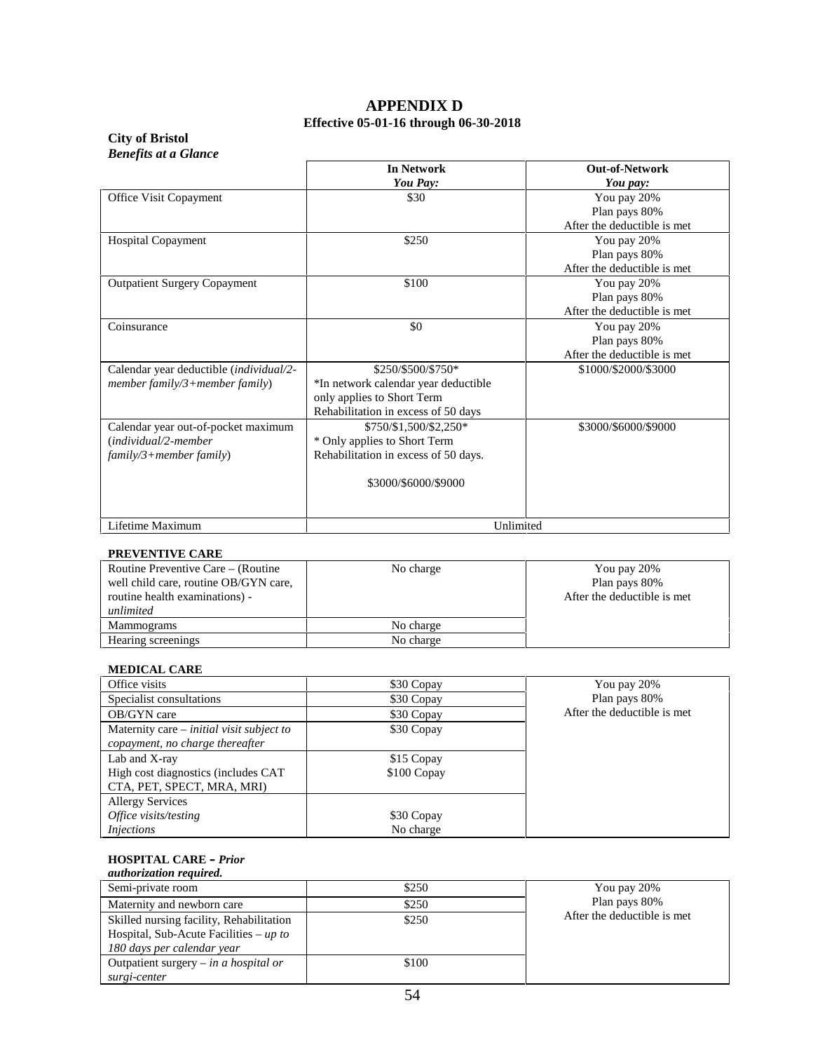# APPENDIX D

**Effective 05-01-16 through 06-30-2018**

**City of Bristol**
***Benefits at a Glance***

| | **In Network** *You Pay:* | **Out-of-Network** *You pay:* |
|---|---|---|
| Office Visit Copayment | $30 | You pay 20% Plan pays 80% After the deductible is met |
| Hospital Copayment | $250 | You pay 20% Plan pays 80% After the deductible is met |
| Outpatient Surgery Copayment | $100 | You pay 20% Plan pays 80% After the deductible is met |
| Coinsurance | $0 | You pay 20% Plan pays 80% After the deductible is met |
| Calendar year deductible (*individual/2-member family/3+member family*) | $250/$500/$750* *In network calendar year deductible only applies to Short Term Rehabilitation in excess of 50 days | $1000/$2000/$3000 |
| Calendar year out-of-pocket maximum (*individual/2-member family/3+member family*) | $750/$1,500/$2,250* * Only applies to Short Term Rehabilitation in excess of 50 days. $3000/$6000/$9000 | $3000/$6000/$9000 |
| Lifetime Maximum | Unlimited | |

**PREVENTIVE CARE**

| | | |
|---|---|---|
| Routine Preventive Care – (Routine well child care, routine OB/GYN care, routine health examinations) - *unlimited* | No charge | You pay 20% Plan pays 80% After the deductible is met |
| Mammograms | No charge | |
| Hearing screenings | No charge | |

**MEDICAL CARE**

| | | |
|---|---|---|
| Office visits | $30 Copay | You pay 20% Plan pays 80% After the deductible is met |
| Specialist consultations | $30 Copay | |
| OB/GYN care | $30 Copay | |
| Maternity care – *initial visit subject to copayment, no charge thereafter* | $30 Copay | |
| Lab and X-ray High cost diagnostics (includes CAT CTA, PET, SPECT, MRA, MRI) | $15 Copay $100 Copay | |
| Allergy Services *Office visits/testing* *Injections* | $30 Copay No charge | |

**HOSPITAL CARE** – ***Prior authorization required.***

| | | |
|---|---|---|
| Semi-private room | $250 | You pay 20% Plan pays 80% After the deductible is met |
| Maternity and newborn care | $250 | |
| Skilled nursing facility, Rehabilitation Hospital, Sub-Acute Facilities – *up to 180 days per calendar year* | $250 | |
| Outpatient surgery – *in a hospital or surgi-center* | $100 | |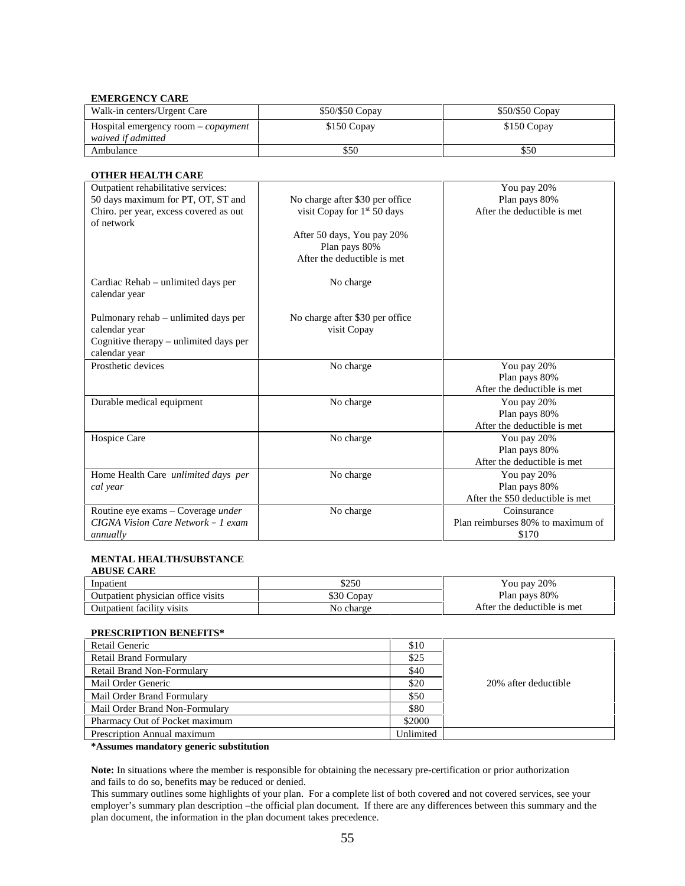**EMERGENCY CARE**

| | | |
|---|---|---|
| Walk-in centers/Urgent Care | $50/$50 Copay | $50/$50 Copay |
| Hospital emergency room – *copayment waived if admitted* | $150 Copay | $150 Copay |
| Ambulance | $50 | $50 |

**OTHER HEALTH CARE**

| | | |
|---|---|---|
| Outpatient rehabilitative services: 50 days maximum for PT, OT, ST and Chiro. per year, excess covered as out of network<br><br>Cardiac Rehab – unlimited days per calendar year<br><br>Pulmonary rehab – unlimited days per calendar year<br>Cognitive therapy – unlimited days per calendar year | No charge after $30 per office visit Copay for 1st 50 days<br><br>After 50 days, You pay 20%<br>Plan pays 80%<br>After the deductible is met<br><br>No charge<br><br>No charge after $30 per office visit Copay | You pay 20%<br>Plan pays 80%<br>After the deductible is met |
| Prosthetic devices | No charge | You pay 20%<br>Plan pays 80%<br>After the deductible is met |
| Durable medical equipment | No charge | You pay 20%<br>Plan pays 80%<br>After the deductible is met |
| Hospice Care | No charge | You pay 20%<br>Plan pays 80%<br>After the deductible is met |
| Home Health Care *unlimited days per cal year* | No charge | You pay 20%<br>Plan pays 80%<br>After the $50 deductible is met |
| Routine eye exams – Coverage *under CIGNA Vision Care Network – 1 exam annually* | No charge | Coinsurance<br>Plan reimburses 80% to maximum of $170 |

**MENTAL HEALTH/SUBSTANCE ABUSE CARE**

| | | |
|---|---|---|
| Inpatient | $250 | You pay 20%<br>Plan pays 80%<br>After the deductible is met |
| Outpatient physician office visits | $30 Copay | |
| Outpatient facility visits | No charge | |

**PRESCRIPTION BENEFITS***

| | | |
|---|---|---|
| Retail Generic | $10 | 20% after deductible |
| Retail Brand Formulary | $25 | |
| Retail Brand Non-Formulary | $40 | |
| Mail Order Generic | $20 | |
| Mail Order Brand Formulary | $50 | |
| Mail Order Brand Non-Formulary | $80 | |
| Pharmacy Out of Pocket maximum | $2000 | |
| Prescription Annual maximum | Unlimited | |

***Assumes mandatory generic substitution**

**Note:** In situations where the member is responsible for obtaining the necessary pre-certification or prior authorization and fails to do so, benefits may be reduced or denied.

This summary outlines some highlights of your plan. For a complete list of both covered and not covered services, see your employer's summary plan description –the official plan document. If there are any differences between this summary and the plan document, the information in the plan document takes precedence.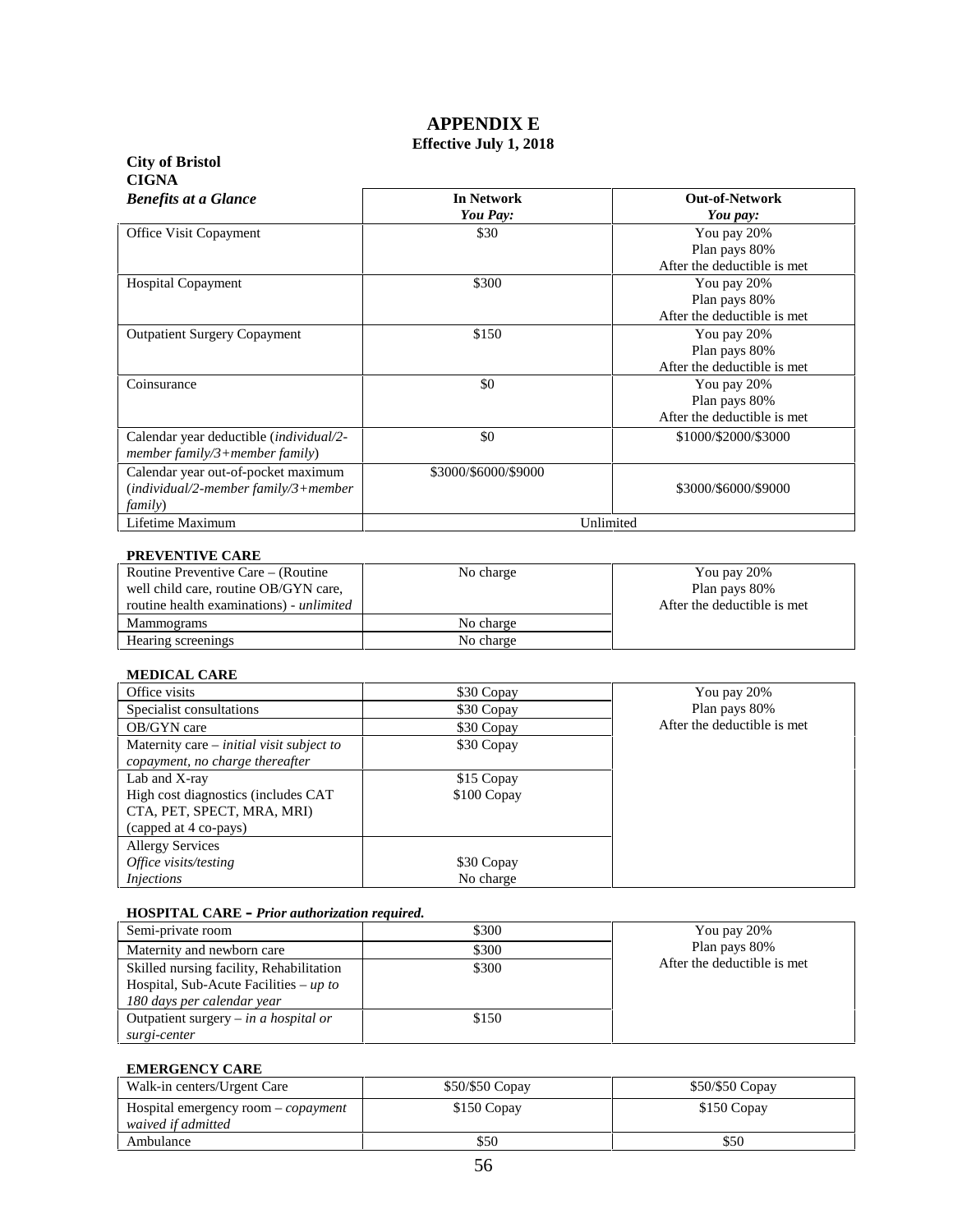# APPENDIX E

**Effective July 1, 2018**

**City of Bristol**
**CIGNA**

| ***Benefits at a Glance*** | **In Network** ***You Pay:*** | **Out-of-Network** ***You pay:*** |
|---|---|---|
| Office Visit Copayment | $30 | You pay 20% Plan pays 80% After the deductible is met |
| Hospital Copayment | $300 | You pay 20% Plan pays 80% After the deductible is met |
| Outpatient Surgery Copayment | $150 | You pay 20% Plan pays 80% After the deductible is met |
| Coinsurance | $0 | You pay 20% Plan pays 80% After the deductible is met |
| Calendar year deductible (*individual/2-member family/3+member family*) | $0 | $1000/$2000/$3000 |
| Calendar year out-of-pocket maximum (*individual/2-member family/3+member family*) | $3000/$6000/$9000 | $3000/$6000/$9000 |
| Lifetime Maximum | Unlimited | |

**PREVENTIVE CARE**

| | | |
|---|---|---|
| Routine Preventive Care – (Routine well child care, routine OB/GYN care, routine health examinations) - *unlimited* | No charge | You pay 20% Plan pays 80% After the deductible is met |
| Mammograms | No charge | |
| Hearing screenings | No charge | |

**MEDICAL CARE**

| | | |
|---|---|---|
| Office visits | $30 Copay | You pay 20% Plan pays 80% After the deductible is met |
| Specialist consultations | $30 Copay | |
| OB/GYN care | $30 Copay | |
| Maternity care – *initial visit subject to copayment, no charge thereafter* | $30 Copay | |
| Lab and X-ray | $15 Copay | |
| High cost diagnostics (includes CAT CTA, PET, SPECT, MRA, MRI) (capped at 4 co-pays) | $100 Copay | |
| Allergy Services | | |
| *Office visits/testing* | $30 Copay | |
| *Injections* | No charge | |

**HOSPITAL CARE** – ***Prior authorization required.***

| | | |
|---|---|---|
| Semi-private room | $300 | You pay 20% Plan pays 80% After the deductible is met |
| Maternity and newborn care | $300 | |
| Skilled nursing facility, Rehabilitation Hospital, Sub-Acute Facilities – *up to 180 days per calendar year* | $300 | |
| Outpatient surgery – *in a hospital or surgi-center* | $150 | |

**EMERGENCY CARE**

| | | |
|---|---|---|
| Walk-in centers/Urgent Care | $50/$50 Copay | $50/$50 Copay |
| Hospital emergency room – *copayment waived if admitted* | $150 Copay | $150 Copay |
| Ambulance | $50 | $50 |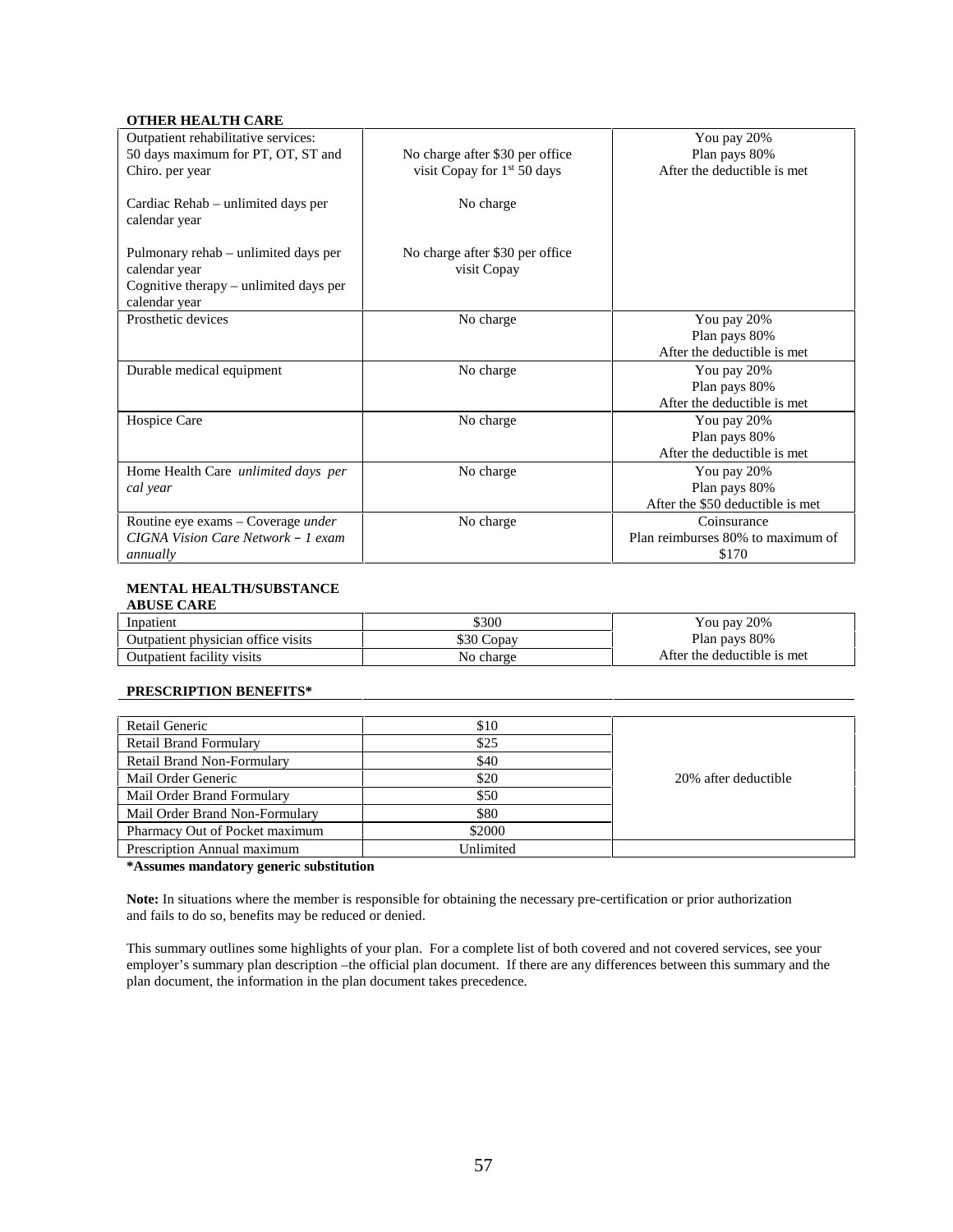**OTHER HEALTH CARE**

| | | |
|---|---|---|
| Outpatient rehabilitative services:<br>50 days maximum for PT, OT, ST and Chiro. per year<br><br>Cardiac Rehab – unlimited days per calendar year<br><br>Pulmonary rehab – unlimited days per calendar year<br>Cognitive therapy – unlimited days per calendar year | No charge after $30 per office visit Copay for 1st 50 days<br><br>No charge<br><br>No charge after $30 per office visit Copay | You pay 20%<br>Plan pays 80%<br>After the deductible is met |
| Prosthetic devices | No charge | You pay 20%<br>Plan pays 80%<br>After the deductible is met |
| Durable medical equipment | No charge | You pay 20%<br>Plan pays 80%<br>After the deductible is met |
| Hospice Care | No charge | You pay 20%<br>Plan pays 80%<br>After the deductible is met |
| Home Health Care *unlimited days per cal year* | No charge | You pay 20%<br>Plan pays 80%<br>After the $50 deductible is met |
| Routine eye exams – Coverage *under CIGNA Vision Care Network – 1 exam annually* | No charge | Coinsurance<br>Plan reimburses 80% to maximum of $170 |

**MENTAL HEALTH/SUBSTANCE ABUSE CARE**

| | | |
|---|---|---|
| Inpatient | $300 | You pay 20%<br>Plan pays 80%<br>After the deductible is met |
| Outpatient physician office visits | $30 Copay | |
| Outpatient facility visits | No charge | |

**PRESCRIPTION BENEFITS***

| | | |
|---|---|---|
| Retail Generic | $10 | 20% after deductible |
| Retail Brand Formulary | $25 | |
| Retail Brand Non-Formulary | $40 | |
| Mail Order Generic | $20 | |
| Mail Order Brand Formulary | $50 | |
| Mail Order Brand Non-Formulary | $80 | |
| Pharmacy Out of Pocket maximum | $2000 | |
| Prescription Annual maximum | Unlimited | |

***Assumes mandatory generic substitution**

**Note:** In situations where the member is responsible for obtaining the necessary pre-certification or prior authorization and fails to do so, benefits may be reduced or denied.

This summary outlines some highlights of your plan. For a complete list of both covered and not covered services, see your employer's summary plan description –the official plan document. If there are any differences between this summary and the plan document, the information in the plan document takes precedence.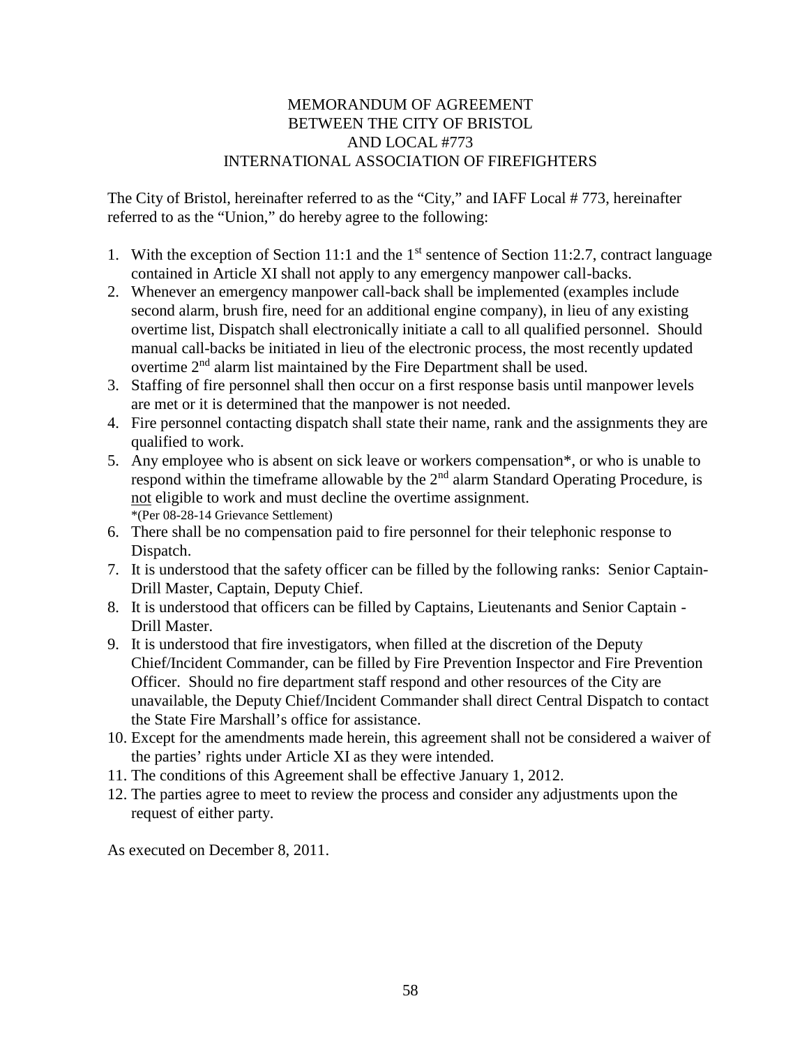# MEMORANDUM OF AGREEMENT
# BETWEEN THE CITY OF BRISTOL
# AND LOCAL #773
# INTERNATIONAL ASSOCIATION OF FIREFIGHTERS

The City of Bristol, hereinafter referred to as the "City," and IAFF Local # 773, hereinafter referred to as the "Union," do hereby agree to the following:

1. With the exception of Section 11:1 and the 1st sentence of Section 11:2.7, contract language contained in Article XI shall not apply to any emergency manpower call-backs.
2. Whenever an emergency manpower call-back shall be implemented (examples include second alarm, brush fire, need for an additional engine company), in lieu of any existing overtime list, Dispatch shall electronically initiate a call to all qualified personnel. Should manual call-backs be initiated in lieu of the electronic process, the most recently updated overtime 2nd alarm list maintained by the Fire Department shall be used.
3. Staffing of fire personnel shall then occur on a first response basis until manpower levels are met or it is determined that the manpower is not needed.
4. Fire personnel contacting dispatch shall state their name, rank and the assignments they are qualified to work.
5. Any employee who is absent on sick leave or workers compensation*, or who is unable to respond within the timeframe allowable by the 2nd alarm Standard Operating Procedure, is <u>not</u> eligible to work and must decline the overtime assignment.
   *(Per 08-28-14 Grievance Settlement)
6. There shall be no compensation paid to fire personnel for their telephonic response to Dispatch.
7. It is understood that the safety officer can be filled by the following ranks: Senior Captain-Drill Master, Captain, Deputy Chief.
8. It is understood that officers can be filled by Captains, Lieutenants and Senior Captain - Drill Master.
9. It is understood that fire investigators, when filled at the discretion of the Deputy Chief/Incident Commander, can be filled by Fire Prevention Inspector and Fire Prevention Officer. Should no fire department staff respond and other resources of the City are unavailable, the Deputy Chief/Incident Commander shall direct Central Dispatch to contact the State Fire Marshall's office for assistance.
10. Except for the amendments made herein, this agreement shall not be considered a waiver of the parties' rights under Article XI as they were intended.
11. The conditions of this Agreement shall be effective January 1, 2012.
12. The parties agree to meet to review the process and consider any adjustments upon the request of either party.

As executed on December 8, 2011.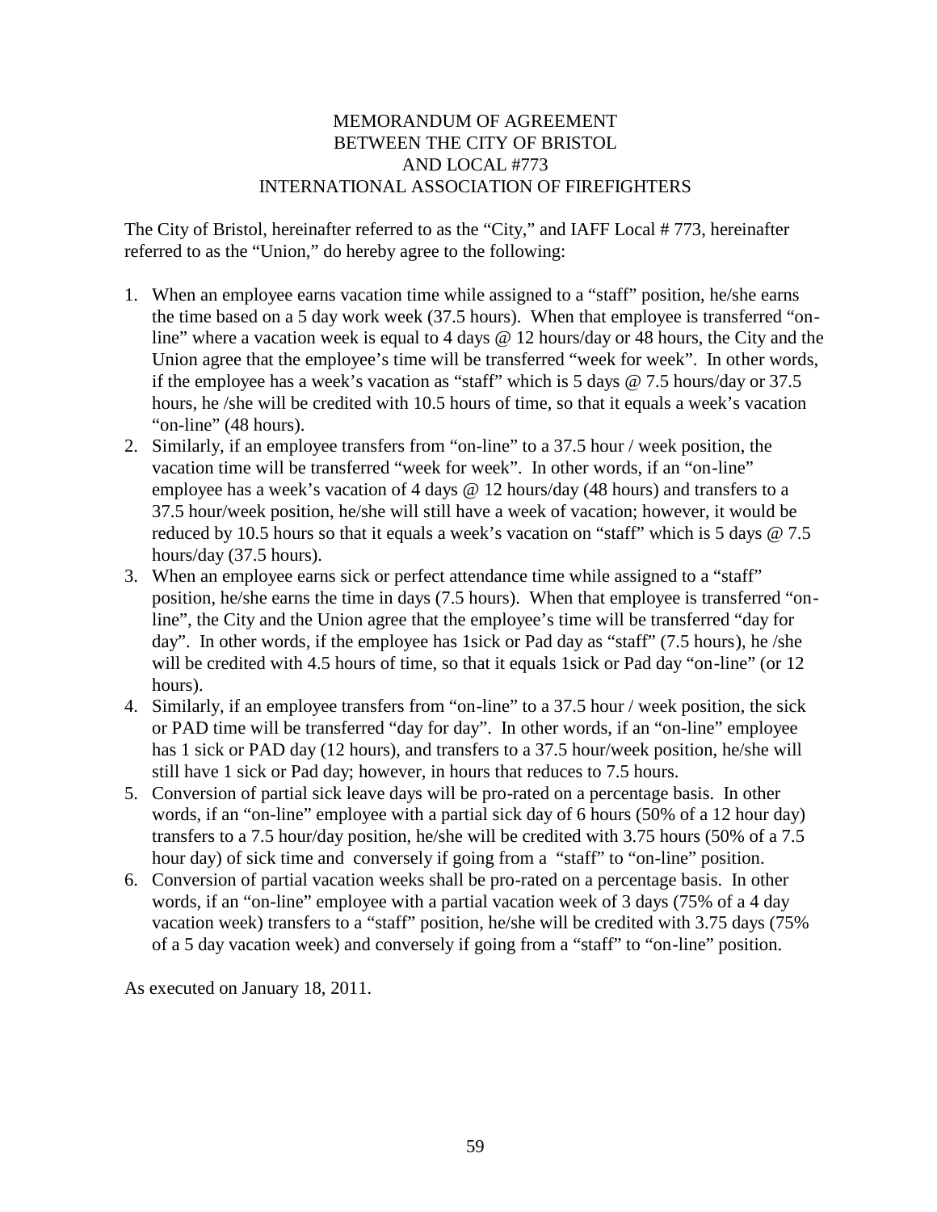# MEMORANDUM OF AGREEMENT
# BETWEEN THE CITY OF BRISTOL
# AND LOCAL #773
# INTERNATIONAL ASSOCIATION OF FIREFIGHTERS

The City of Bristol, hereinafter referred to as the "City," and IAFF Local # 773, hereinafter referred to as the "Union," do hereby agree to the following:

1. When an employee earns vacation time while assigned to a "staff" position, he/she earns the time based on a 5 day work week (37.5 hours). When that employee is transferred "on-line" where a vacation week is equal to 4 days @ 12 hours/day or 48 hours, the City and the Union agree that the employee's time will be transferred "week for week". In other words, if the employee has a week's vacation as "staff" which is 5 days @ 7.5 hours/day or 37.5 hours, he /she will be credited with 10.5 hours of time, so that it equals a week's vacation "on-line" (48 hours).
2. Similarly, if an employee transfers from "on-line" to a 37.5 hour / week position, the vacation time will be transferred "week for week". In other words, if an "on-line" employee has a week's vacation of 4 days @ 12 hours/day (48 hours) and transfers to a 37.5 hour/week position, he/she will still have a week of vacation; however, it would be reduced by 10.5 hours so that it equals a week's vacation on "staff" which is 5 days @ 7.5 hours/day (37.5 hours).
3. When an employee earns sick or perfect attendance time while assigned to a "staff" position, he/she earns the time in days (7.5 hours). When that employee is transferred "on-line", the City and the Union agree that the employee's time will be transferred "day for day". In other words, if the employee has 1sick or Pad day as "staff" (7.5 hours), he /she will be credited with 4.5 hours of time, so that it equals 1sick or Pad day "on-line" (or 12 hours).
4. Similarly, if an employee transfers from "on-line" to a 37.5 hour / week position, the sick or PAD time will be transferred "day for day". In other words, if an "on-line" employee has 1 sick or PAD day (12 hours), and transfers to a 37.5 hour/week position, he/she will still have 1 sick or Pad day; however, in hours that reduces to 7.5 hours.
5. Conversion of partial sick leave days will be pro-rated on a percentage basis. In other words, if an "on-line" employee with a partial sick day of 6 hours (50% of a 12 hour day) transfers to a 7.5 hour/day position, he/she will be credited with 3.75 hours (50% of a 7.5 hour day) of sick time and conversely if going from a "staff" to "on-line" position.
6. Conversion of partial vacation weeks shall be pro-rated on a percentage basis. In other words, if an "on-line" employee with a partial vacation week of 3 days (75% of a 4 day vacation week) transfers to a "staff" position, he/she will be credited with 3.75 days (75% of a 5 day vacation week) and conversely if going from a "staff" to "on-line" position.

As executed on January 18, 2011.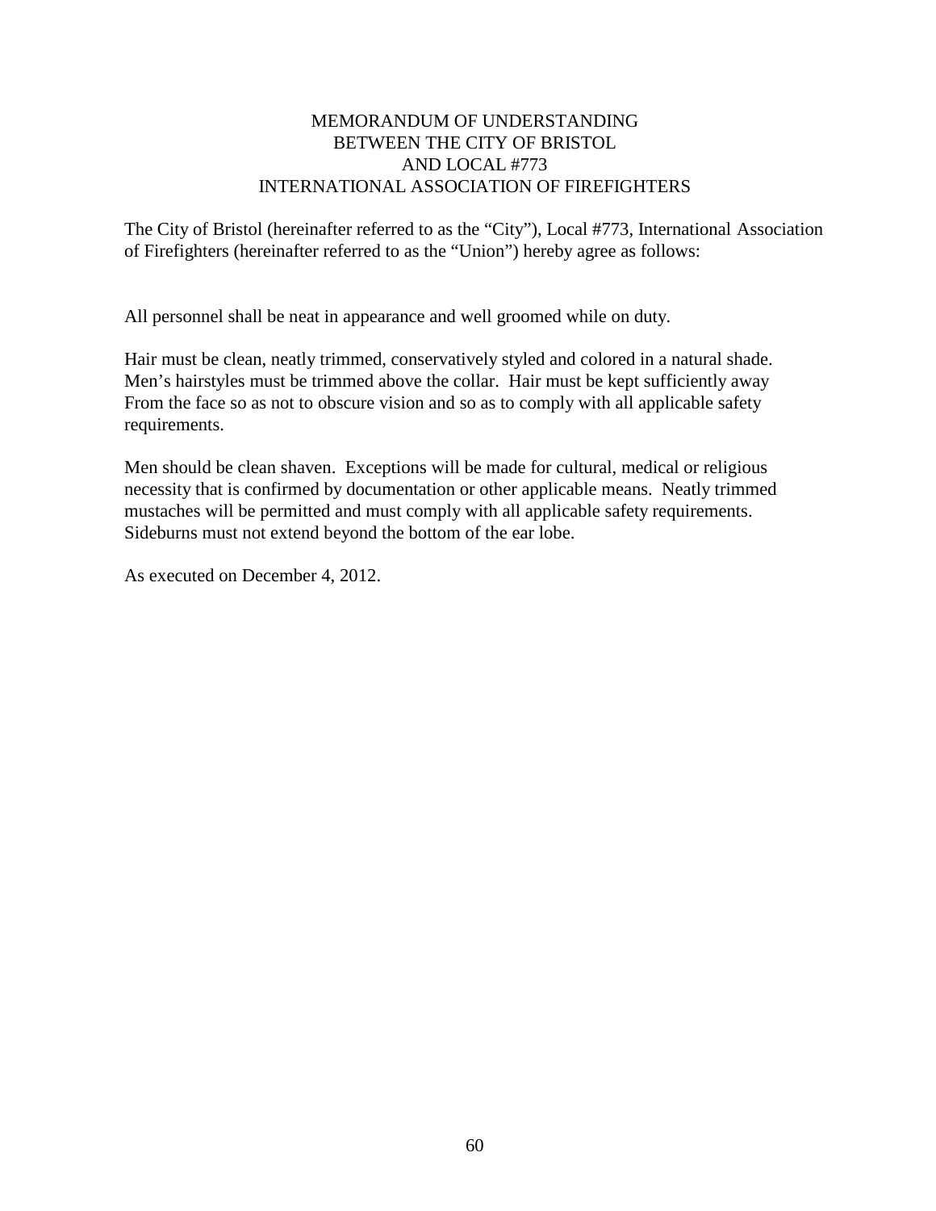# MEMORANDUM OF UNDERSTANDING
# BETWEEN THE CITY OF BRISTOL
# AND LOCAL #773
# INTERNATIONAL ASSOCIATION OF FIREFIGHTERS

The City of Bristol (hereinafter referred to as the "City"), Local #773, International Association of Firefighters (hereinafter referred to as the "Union") hereby agree as follows:

All personnel shall be neat in appearance and well groomed while on duty.

Hair must be clean, neatly trimmed, conservatively styled and colored in a natural shade. Men's hairstyles must be trimmed above the collar. Hair must be kept sufficiently away From the face so as not to obscure vision and so as to comply with all applicable safety requirements.

Men should be clean shaven. Exceptions will be made for cultural, medical or religious necessity that is confirmed by documentation or other applicable means. Neatly trimmed mustaches will be permitted and must comply with all applicable safety requirements. Sideburns must not extend beyond the bottom of the ear lobe.

As executed on December 4, 2012.